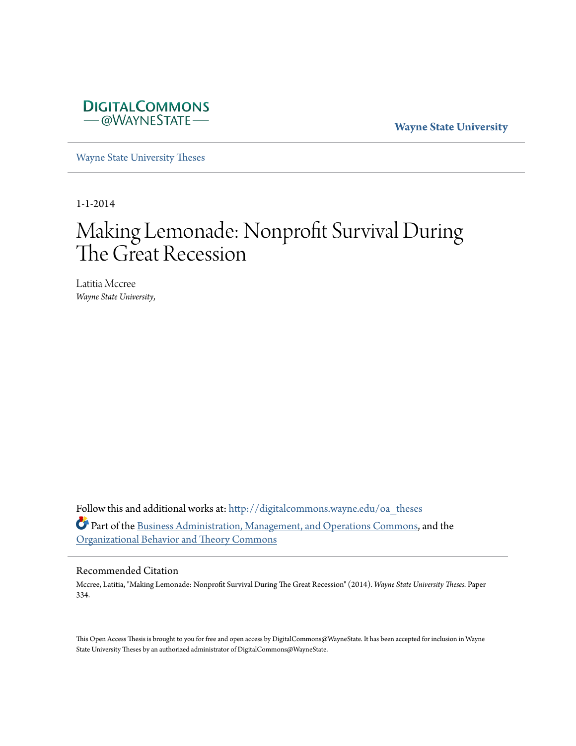DIGITALCOMMONS
@WAYNESTATE

**Wayne State University**

Wayne State University Theses

1-1-2014

# Making Lemonade: Nonprofit Survival During The Great Recession

Latitia Mccree
*Wayne State University,*

Follow this and additional works at: http://digitalcommons.wayne.edu/oa_theses

Part of the Business Administration, Management, and Operations Commons, and the Organizational Behavior and Theory Commons

## Recommended Citation

Mccree, Latitia, "Making Lemonade: Nonprofit Survival During The Great Recession" (2014). *Wayne State University Theses.* Paper 334.

This Open Access Thesis is brought to you for free and open access by DigitalCommons@WayneState. It has been accepted for inclusion in Wayne State University Theses by an authorized administrator of DigitalCommons@WayneState.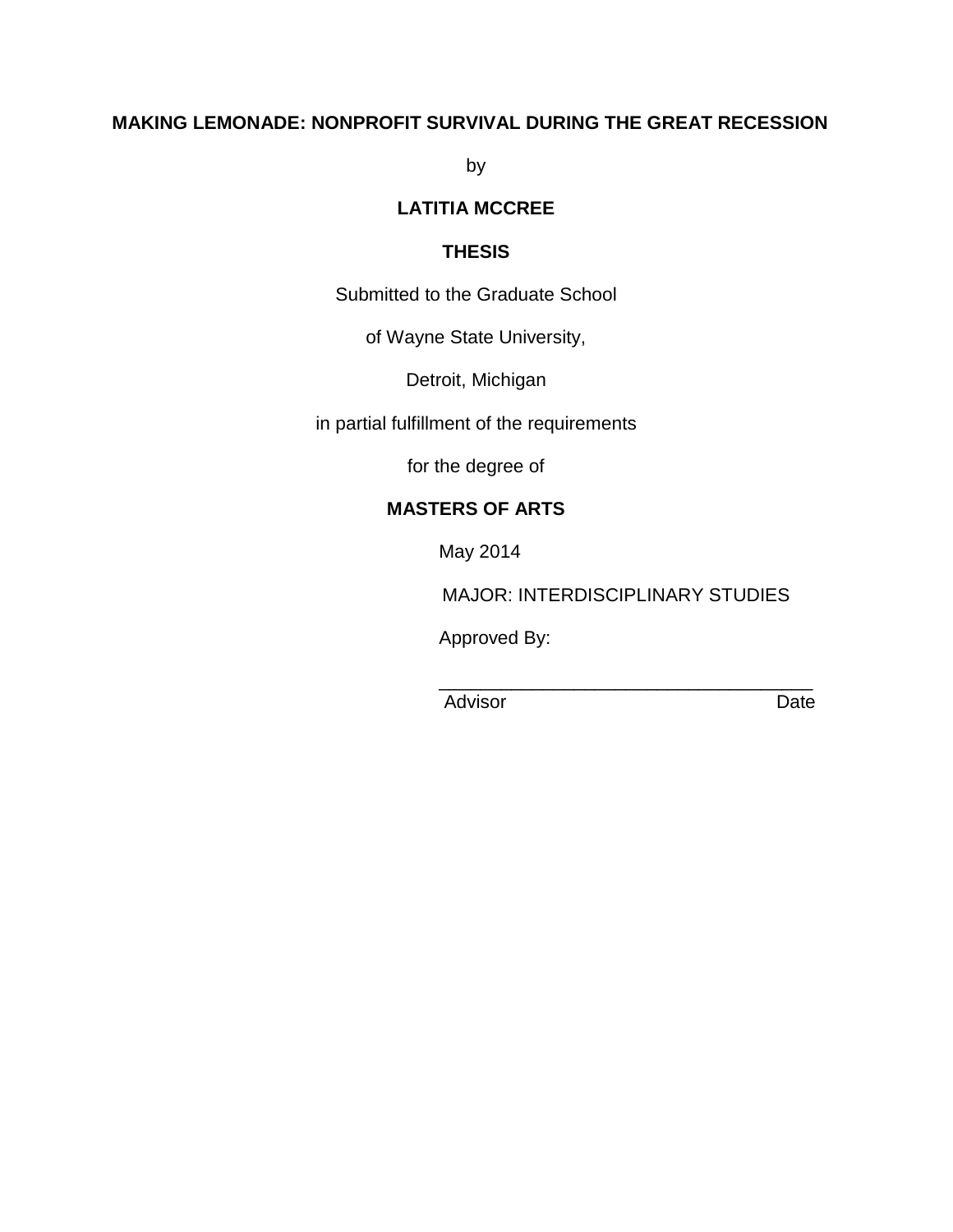**MAKING LEMONADE: NONPROFIT SURVIVAL DURING THE GREAT RECESSION**

by

**LATITIA MCCREE**

**THESIS**

Submitted to the Graduate School

of Wayne State University,

Detroit, Michigan

in partial fulfillment of the requirements

for the degree of

**MASTERS OF ARTS**

May 2014

MAJOR: INTERDISCIPLINARY STUDIES

Approved By:

\_\_\_\_\_\_\_\_\_\_\_\_\_\_\_\_\_\_\_\_\_\_\_\_\_\_\_\_\_\_\_\_\_\_\_\_

Advisor                                        Date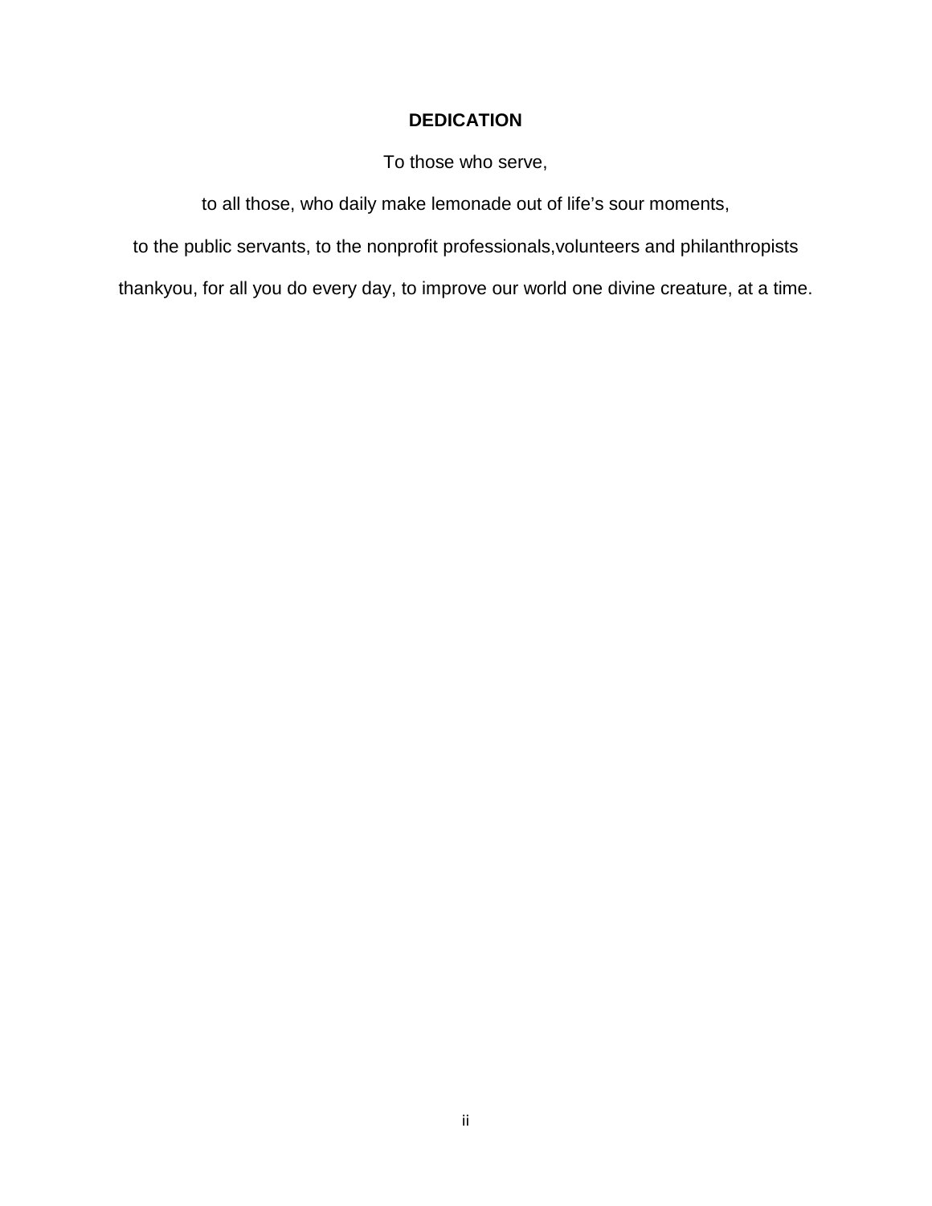# DEDICATION

To those who serve,

to all those, who daily make lemonade out of life’s sour moments,

to the public servants, to the nonprofit professionals,volunteers and philanthropists

thankyou, for all you do every day, to improve our world one divine creature, at a time.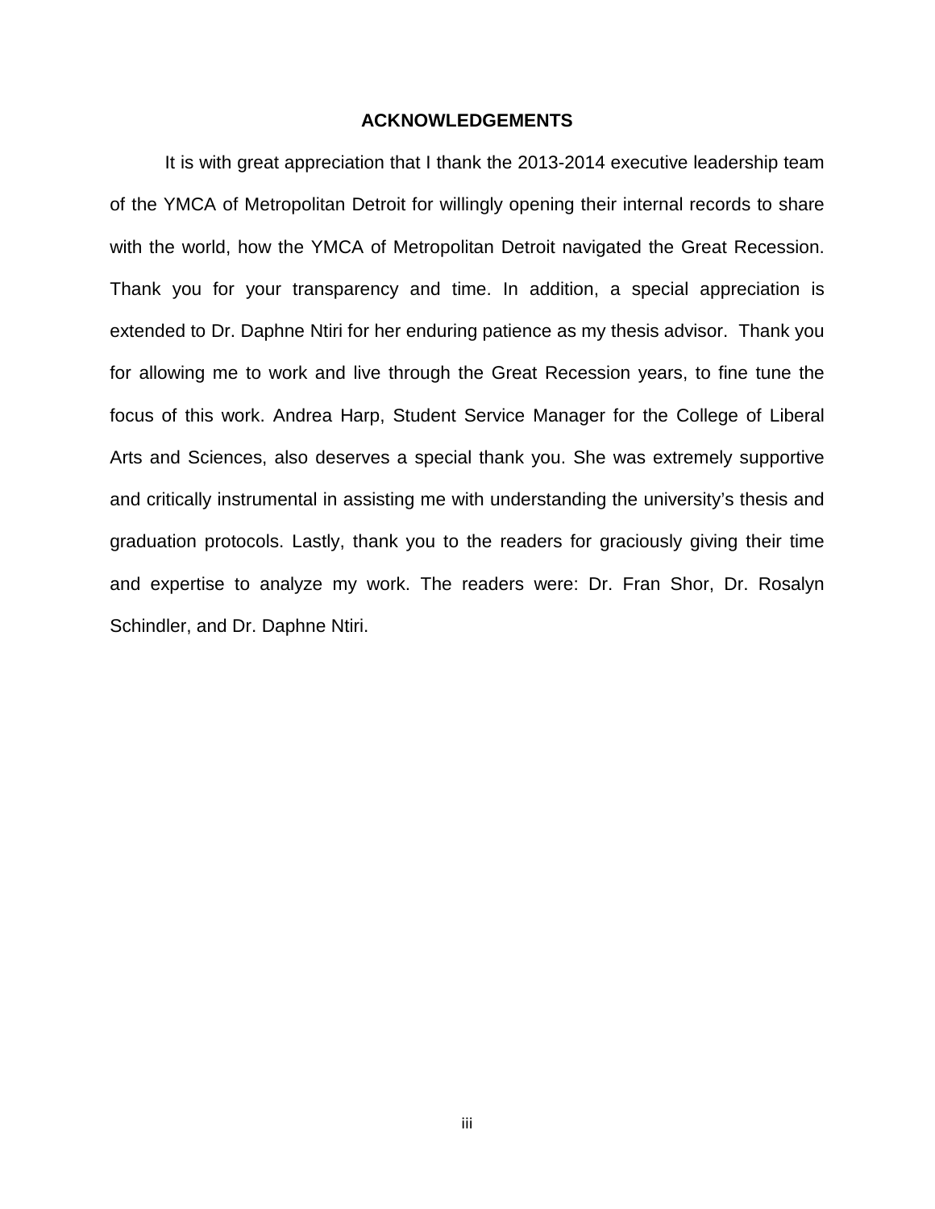## ACKNOWLEDGEMENTS

It is with great appreciation that I thank the 2013-2014 executive leadership team of the YMCA of Metropolitan Detroit for willingly opening their internal records to share with the world, how the YMCA of Metropolitan Detroit navigated the Great Recession. Thank you for your transparency and time. In addition, a special appreciation is extended to Dr. Daphne Ntiri for her enduring patience as my thesis advisor. Thank you for allowing me to work and live through the Great Recession years, to fine tune the focus of this work. Andrea Harp, Student Service Manager for the College of Liberal Arts and Sciences, also deserves a special thank you. She was extremely supportive and critically instrumental in assisting me with understanding the university's thesis and graduation protocols. Lastly, thank you to the readers for graciously giving their time and expertise to analyze my work. The readers were: Dr. Fran Shor, Dr. Rosalyn Schindler, and Dr. Daphne Ntiri.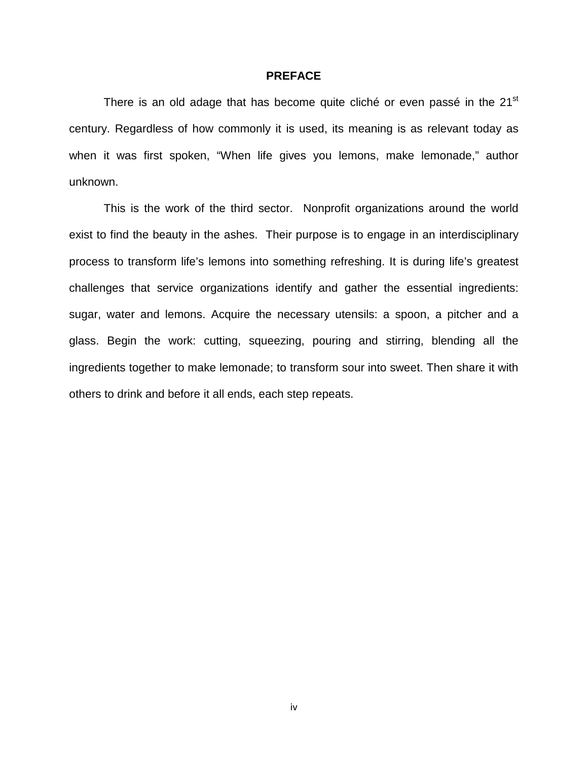# PREFACE

There is an old adage that has become quite cliché or even passé in the 21st century. Regardless of how commonly it is used, its meaning is as relevant today as when it was first spoken, "When life gives you lemons, make lemonade," author unknown.

This is the work of the third sector. Nonprofit organizations around the world exist to find the beauty in the ashes. Their purpose is to engage in an interdisciplinary process to transform life's lemons into something refreshing. It is during life's greatest challenges that service organizations identify and gather the essential ingredients: sugar, water and lemons. Acquire the necessary utensils: a spoon, a pitcher and a glass. Begin the work: cutting, squeezing, pouring and stirring, blending all the ingredients together to make lemonade; to transform sour into sweet. Then share it with others to drink and before it all ends, each step repeats.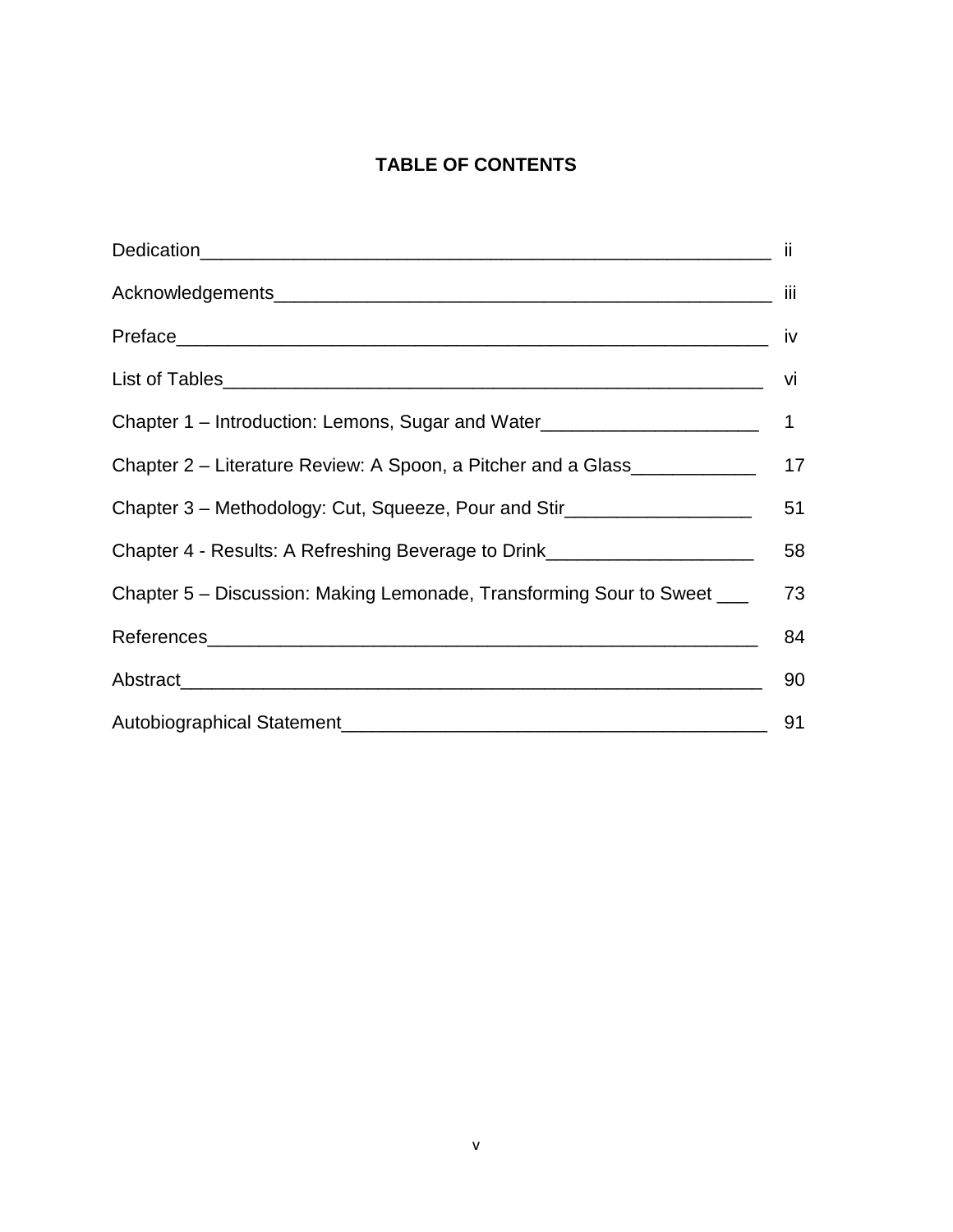# TABLE OF CONTENTS

| | |
|---|---|
| Dedication | ii |
| Acknowledgements | iii |
| Preface | iv |
| List of Tables | vi |
| Chapter 1 – Introduction: Lemons, Sugar and Water | 1 |
| Chapter 2 – Literature Review: A Spoon, a Pitcher and a Glass | 17 |
| Chapter 3 – Methodology: Cut, Squeeze, Pour and Stir | 51 |
| Chapter 4 - Results: A Refreshing Beverage to Drink | 58 |
| Chapter 5 – Discussion: Making Lemonade, Transforming Sour to Sweet | 73 |
| References | 84 |
| Abstract | 90 |
| Autobiographical Statement | 91 |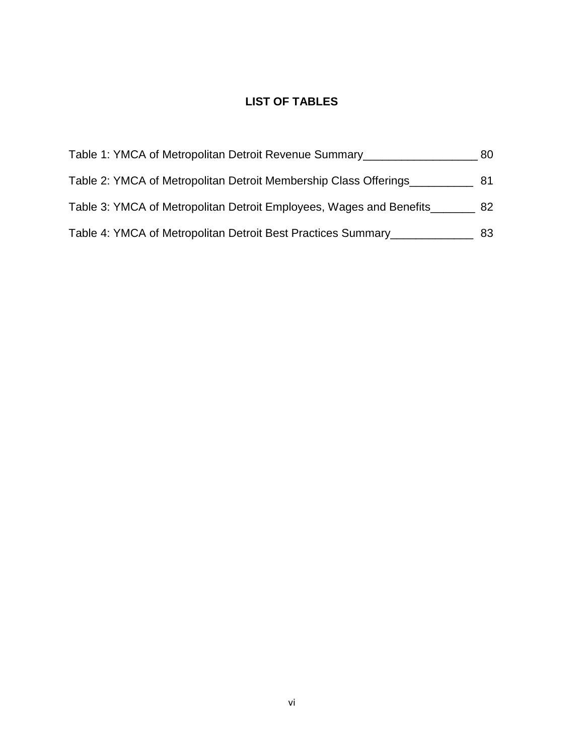# LIST OF TABLES

Table 1: YMCA of Metropolitan Detroit Revenue Summary__________________ 80

Table 2: YMCA of Metropolitan Detroit Membership Class Offerings__________ 81

Table 3: YMCA of Metropolitan Detroit Employees, Wages and Benefits_______ 82

Table 4: YMCA of Metropolitan Detroit Best Practices Summary_____________ 83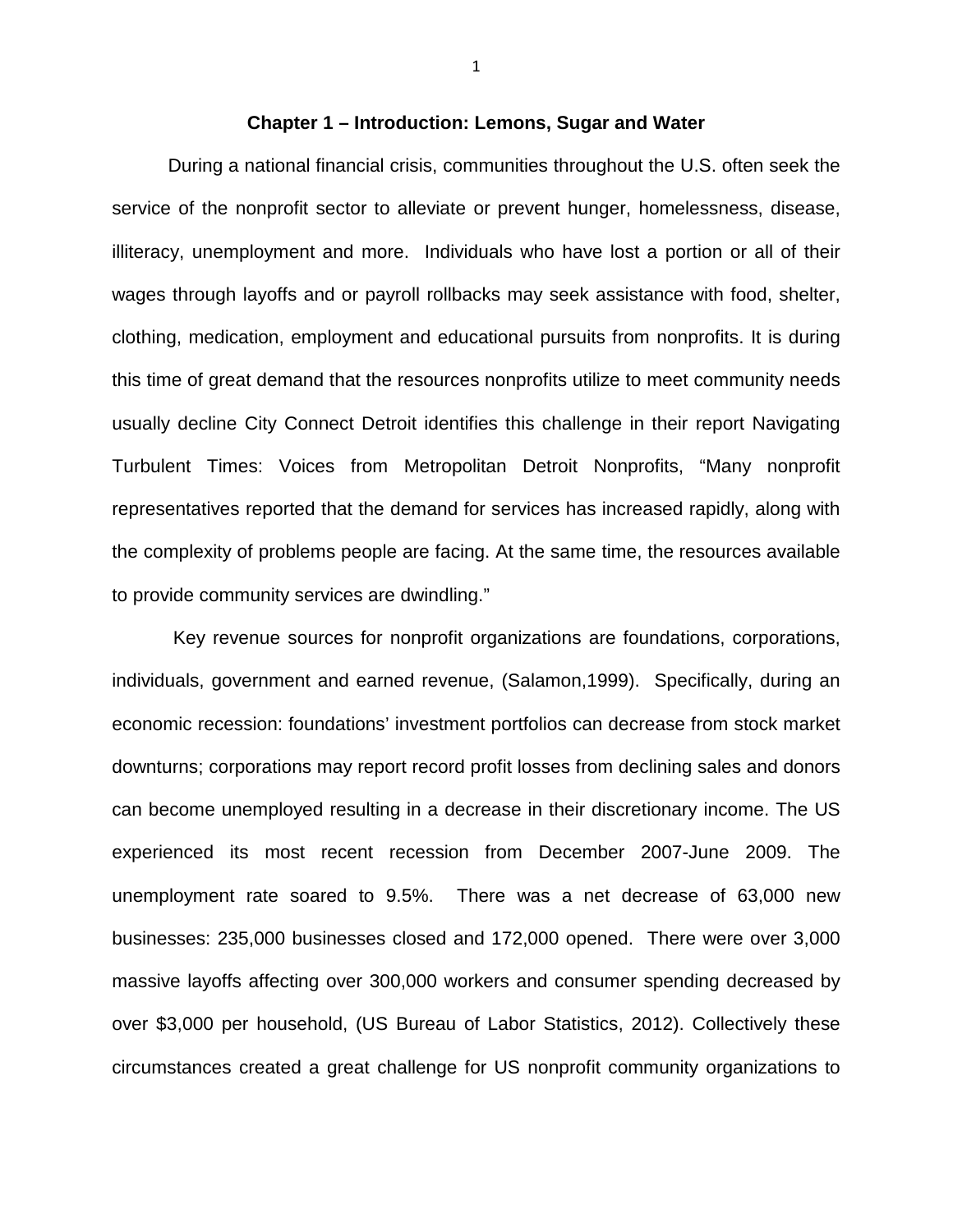# Chapter 1 – Introduction: Lemons, Sugar and Water

During a national financial crisis, communities throughout the U.S. often seek the service of the nonprofit sector to alleviate or prevent hunger, homelessness, disease, illiteracy, unemployment and more. Individuals who have lost a portion or all of their wages through layoffs and or payroll rollbacks may seek assistance with food, shelter, clothing, medication, employment and educational pursuits from nonprofits. It is during this time of great demand that the resources nonprofits utilize to meet community needs usually decline City Connect Detroit identifies this challenge in their report Navigating Turbulent Times: Voices from Metropolitan Detroit Nonprofits, "Many nonprofit representatives reported that the demand for services has increased rapidly, along with the complexity of problems people are facing. At the same time, the resources available to provide community services are dwindling."

Key revenue sources for nonprofit organizations are foundations, corporations, individuals, government and earned revenue, (Salamon,1999). Specifically, during an economic recession: foundations' investment portfolios can decrease from stock market downturns; corporations may report record profit losses from declining sales and donors can become unemployed resulting in a decrease in their discretionary income. The US experienced its most recent recession from December 2007-June 2009. The unemployment rate soared to 9.5%. There was a net decrease of 63,000 new businesses: 235,000 businesses closed and 172,000 opened. There were over 3,000 massive layoffs affecting over 300,000 workers and consumer spending decreased by over $3,000 per household, (US Bureau of Labor Statistics, 2012). Collectively these circumstances created a great challenge for US nonprofit community organizations to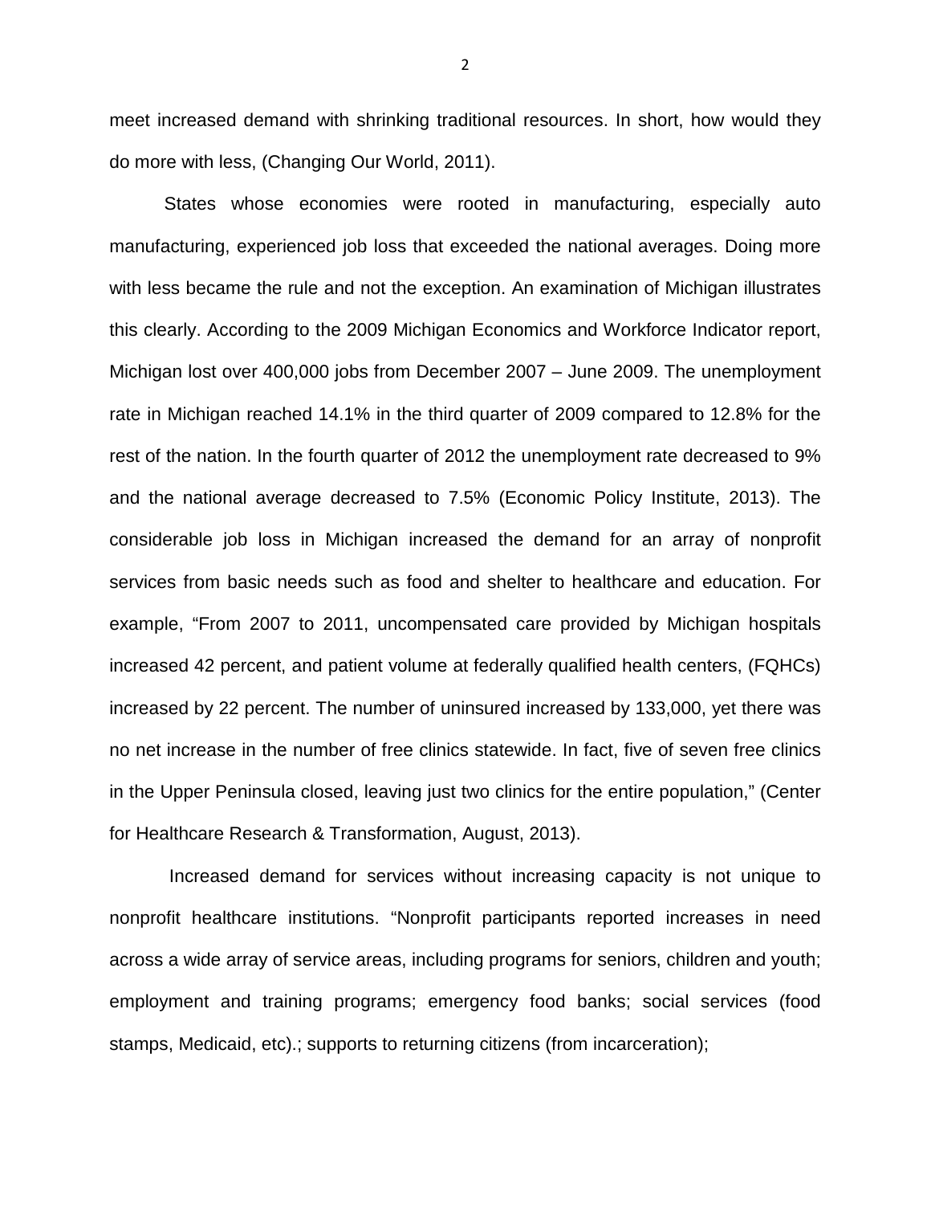meet increased demand with shrinking traditional resources. In short, how would they do more with less, (Changing Our World, 2011).

States whose economies were rooted in manufacturing, especially auto manufacturing, experienced job loss that exceeded the national averages. Doing more with less became the rule and not the exception. An examination of Michigan illustrates this clearly. According to the 2009 Michigan Economics and Workforce Indicator report, Michigan lost over 400,000 jobs from December 2007 – June 2009. The unemployment rate in Michigan reached 14.1% in the third quarter of 2009 compared to 12.8% for the rest of the nation. In the fourth quarter of 2012 the unemployment rate decreased to 9% and the national average decreased to 7.5% (Economic Policy Institute, 2013). The considerable job loss in Michigan increased the demand for an array of nonprofit services from basic needs such as food and shelter to healthcare and education. For example, "From 2007 to 2011, uncompensated care provided by Michigan hospitals increased 42 percent, and patient volume at federally qualified health centers, (FQHCs) increased by 22 percent. The number of uninsured increased by 133,000, yet there was no net increase in the number of free clinics statewide. In fact, five of seven free clinics in the Upper Peninsula closed, leaving just two clinics for the entire population," (Center for Healthcare Research & Transformation, August, 2013).

Increased demand for services without increasing capacity is not unique to nonprofit healthcare institutions. "Nonprofit participants reported increases in need across a wide array of service areas, including programs for seniors, children and youth; employment and training programs; emergency food banks; social services (food stamps, Medicaid, etc).; supports to returning citizens (from incarceration);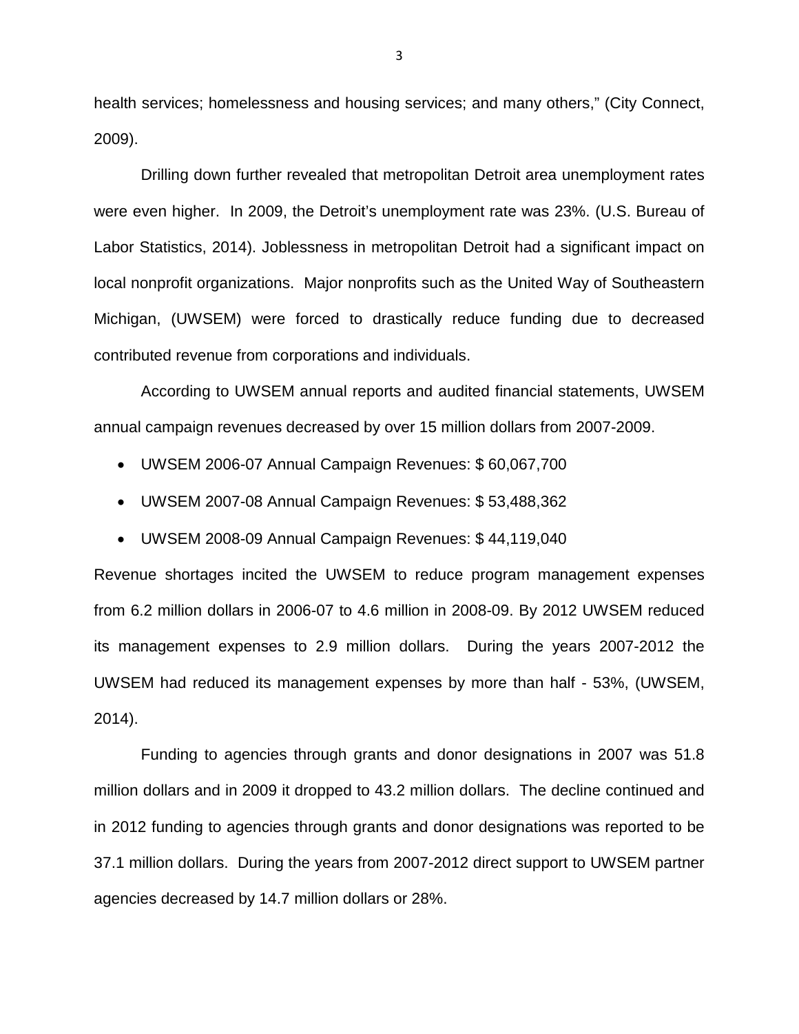health services; homelessness and housing services; and many others," (City Connect, 2009).

Drilling down further revealed that metropolitan Detroit area unemployment rates were even higher. In 2009, the Detroit's unemployment rate was 23%. (U.S. Bureau of Labor Statistics, 2014). Joblessness in metropolitan Detroit had a significant impact on local nonprofit organizations. Major nonprofits such as the United Way of Southeastern Michigan, (UWSEM) were forced to drastically reduce funding due to decreased contributed revenue from corporations and individuals.

According to UWSEM annual reports and audited financial statements, UWSEM annual campaign revenues decreased by over 15 million dollars from 2007-2009.

- UWSEM 2006-07 Annual Campaign Revenues: $ 60,067,700
- UWSEM 2007-08 Annual Campaign Revenues: $ 53,488,362
- UWSEM 2008-09 Annual Campaign Revenues: $ 44,119,040

Revenue shortages incited the UWSEM to reduce program management expenses from 6.2 million dollars in 2006-07 to 4.6 million in 2008-09. By 2012 UWSEM reduced its management expenses to 2.9 million dollars. During the years 2007-2012 the UWSEM had reduced its management expenses by more than half - 53%, (UWSEM, 2014).

Funding to agencies through grants and donor designations in 2007 was 51.8 million dollars and in 2009 it dropped to 43.2 million dollars. The decline continued and in 2012 funding to agencies through grants and donor designations was reported to be 37.1 million dollars. During the years from 2007-2012 direct support to UWSEM partner agencies decreased by 14.7 million dollars or 28%.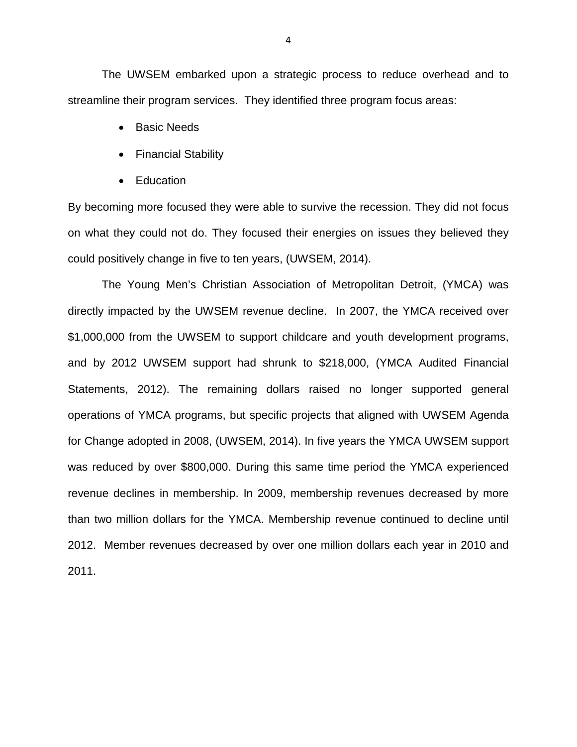The UWSEM embarked upon a strategic process to reduce overhead and to streamline their program services. They identified three program focus areas:

- Basic Needs
- Financial Stability
- Education

By becoming more focused they were able to survive the recession. They did not focus on what they could not do. They focused their energies on issues they believed they could positively change in five to ten years, (UWSEM, 2014).

The Young Men's Christian Association of Metropolitan Detroit, (YMCA) was directly impacted by the UWSEM revenue decline. In 2007, the YMCA received over $1,000,000 from the UWSEM to support childcare and youth development programs, and by 2012 UWSEM support had shrunk to $218,000, (YMCA Audited Financial Statements, 2012). The remaining dollars raised no longer supported general operations of YMCA programs, but specific projects that aligned with UWSEM Agenda for Change adopted in 2008, (UWSEM, 2014). In five years the YMCA UWSEM support was reduced by over $800,000. During this same time period the YMCA experienced revenue declines in membership. In 2009, membership revenues decreased by more than two million dollars for the YMCA. Membership revenue continued to decline until 2012. Member revenues decreased by over one million dollars each year in 2010 and 2011.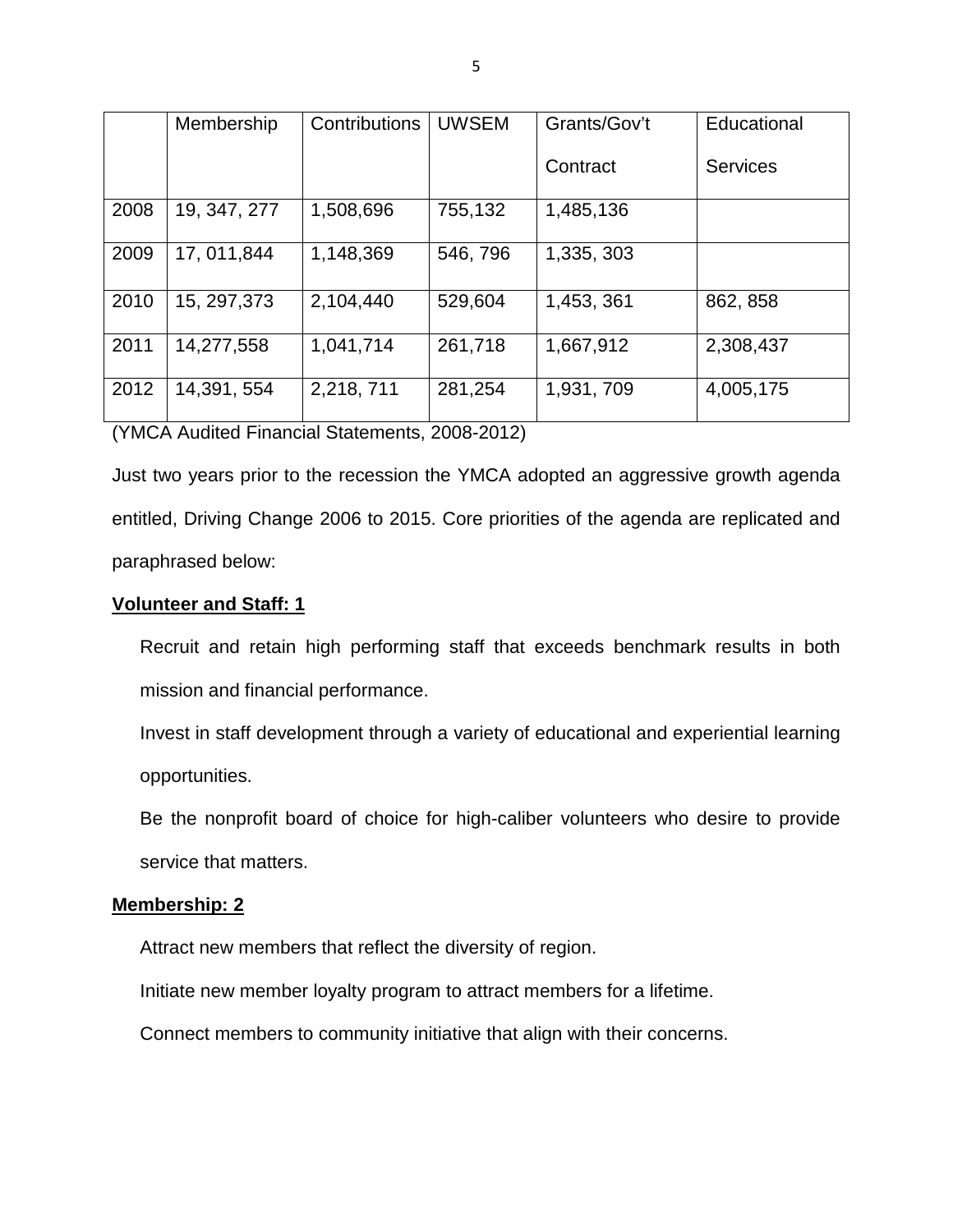| | Membership | Contributions | UWSEM | Grants/Gov't Contract | Educational Services |
|---|---|---|---|---|---|
| 2008 | 19, 347, 277 | 1,508,696 | 755,132 | 1,485,136 | |
| 2009 | 17, 011,844 | 1,148,369 | 546, 796 | 1,335, 303 | |
| 2010 | 15, 297,373 | 2,104,440 | 529,604 | 1,453, 361 | 862, 858 |
| 2011 | 14,277,558 | 1,041,714 | 261,718 | 1,667,912 | 2,308,437 |
| 2012 | 14,391, 554 | 2,218, 711 | 281,254 | 1,931, 709 | 4,005,175 |

(YMCA Audited Financial Statements, 2008-2012)

Just two years prior to the recession the YMCA adopted an aggressive growth agenda entitled, Driving Change 2006 to 2015. Core priorities of the agenda are replicated and paraphrased below:

**Volunteer and Staff: 1**

Recruit and retain high performing staff that exceeds benchmark results in both mission and financial performance.

Invest in staff development through a variety of educational and experiential learning opportunities.

Be the nonprofit board of choice for high-caliber volunteers who desire to provide service that matters.

**Membership: 2**

Attract new members that reflect the diversity of region.

Initiate new member loyalty program to attract members for a lifetime.

Connect members to community initiative that align with their concerns.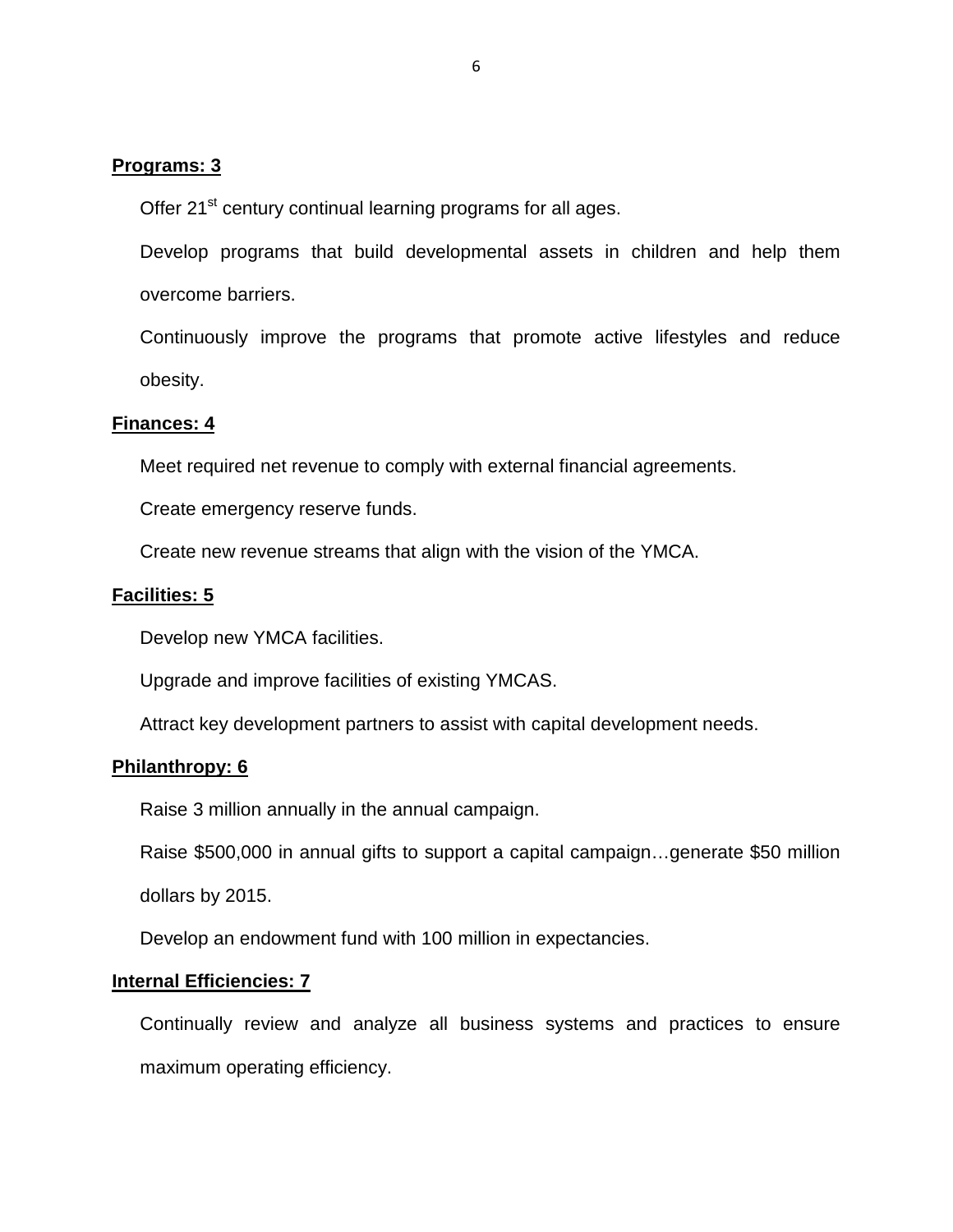**Programs: 3**

Offer 21st century continual learning programs for all ages.

Develop programs that build developmental assets in children and help them overcome barriers.

Continuously improve the programs that promote active lifestyles and reduce obesity.

**Finances: 4**

Meet required net revenue to comply with external financial agreements.

Create emergency reserve funds.

Create new revenue streams that align with the vision of the YMCA.

**Facilities: 5**

Develop new YMCA facilities.

Upgrade and improve facilities of existing YMCAS.

Attract key development partners to assist with capital development needs.

**Philanthropy: 6**

Raise 3 million annually in the annual campaign.

Raise $500,000 in annual gifts to support a capital campaign…generate $50 million dollars by 2015.

Develop an endowment fund with 100 million in expectancies.

**Internal Efficiencies: 7**

Continually review and analyze all business systems and practices to ensure maximum operating efficiency.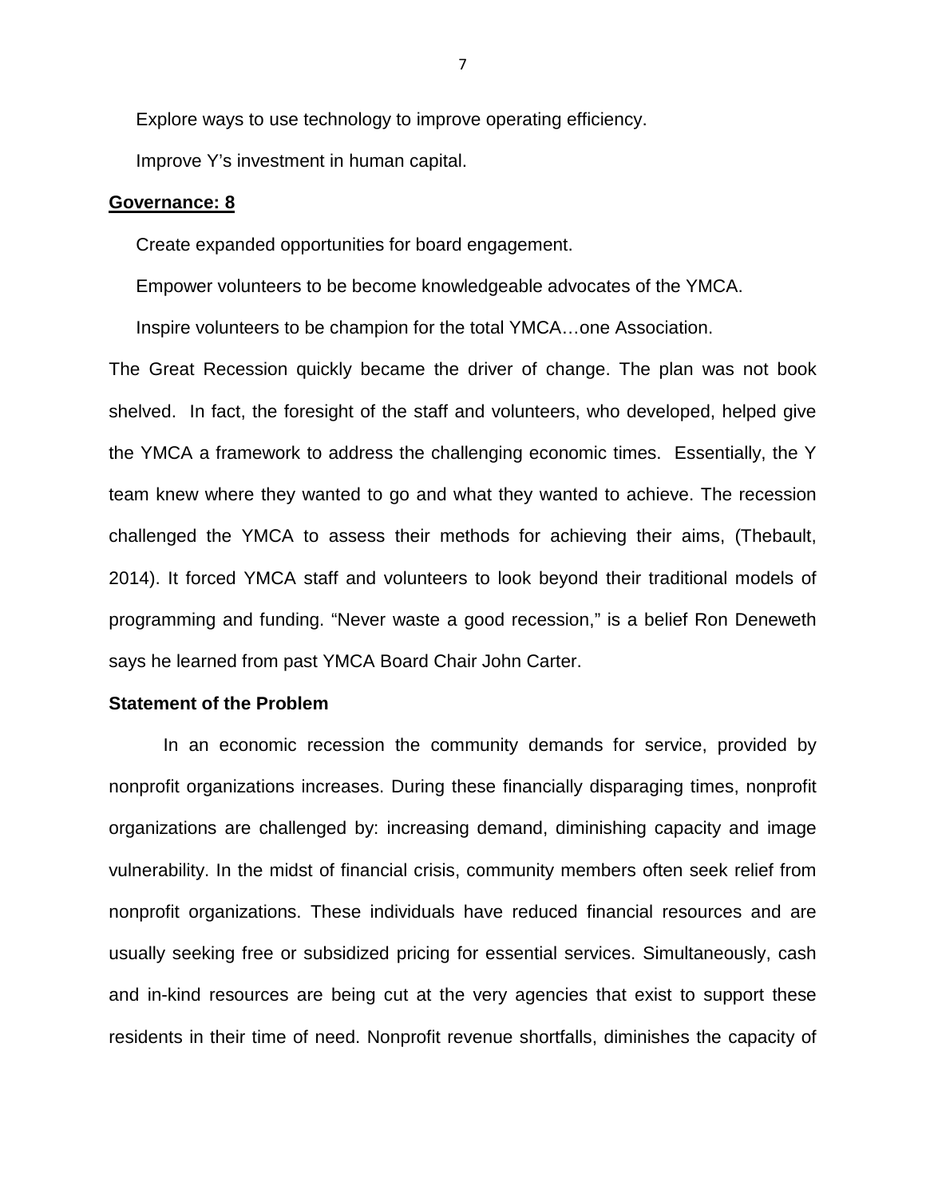Explore ways to use technology to improve operating efficiency.

Improve Y's investment in human capital.

**Governance: 8**

Create expanded opportunities for board engagement.

Empower volunteers to be become knowledgeable advocates of the YMCA.

Inspire volunteers to be champion for the total YMCA…one Association.

The Great Recession quickly became the driver of change. The plan was not book shelved. In fact, the foresight of the staff and volunteers, who developed, helped give the YMCA a framework to address the challenging economic times. Essentially, the Y team knew where they wanted to go and what they wanted to achieve. The recession challenged the YMCA to assess their methods for achieving their aims, (Thebault, 2014). It forced YMCA staff and volunteers to look beyond their traditional models of programming and funding. "Never waste a good recession," is a belief Ron Deneweth says he learned from past YMCA Board Chair John Carter.

### Statement of the Problem

In an economic recession the community demands for service, provided by nonprofit organizations increases. During these financially disparaging times, nonprofit organizations are challenged by: increasing demand, diminishing capacity and image vulnerability. In the midst of financial crisis, community members often seek relief from nonprofit organizations. These individuals have reduced financial resources and are usually seeking free or subsidized pricing for essential services. Simultaneously, cash and in-kind resources are being cut at the very agencies that exist to support these residents in their time of need. Nonprofit revenue shortfalls, diminishes the capacity of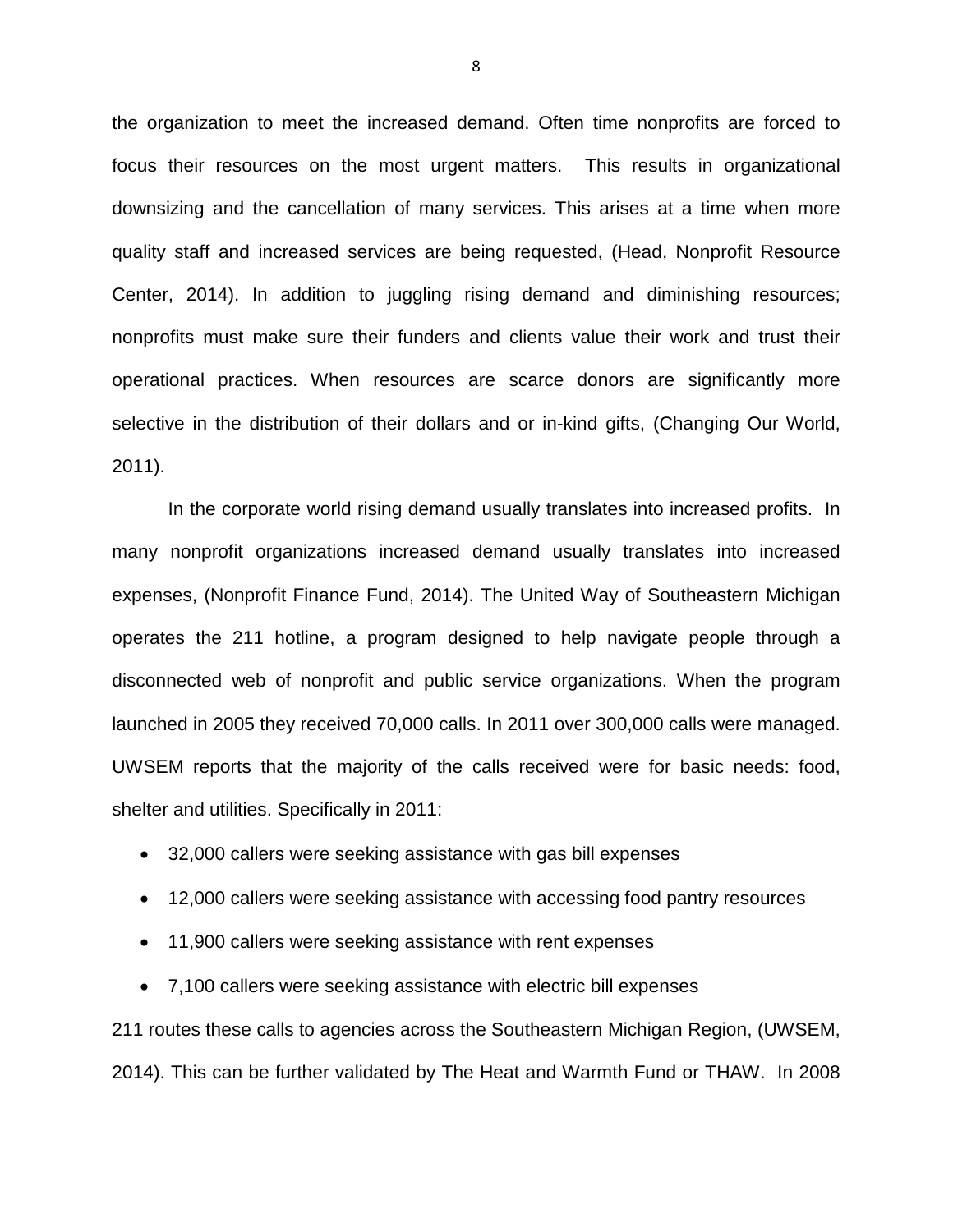the organization to meet the increased demand. Often time nonprofits are forced to focus their resources on the most urgent matters. This results in organizational downsizing and the cancellation of many services. This arises at a time when more quality staff and increased services are being requested, (Head, Nonprofit Resource Center, 2014). In addition to juggling rising demand and diminishing resources; nonprofits must make sure their funders and clients value their work and trust their operational practices. When resources are scarce donors are significantly more selective in the distribution of their dollars and or in-kind gifts, (Changing Our World, 2011).

In the corporate world rising demand usually translates into increased profits. In many nonprofit organizations increased demand usually translates into increased expenses, (Nonprofit Finance Fund, 2014). The United Way of Southeastern Michigan operates the 211 hotline, a program designed to help navigate people through a disconnected web of nonprofit and public service organizations. When the program launched in 2005 they received 70,000 calls. In 2011 over 300,000 calls were managed. UWSEM reports that the majority of the calls received were for basic needs: food, shelter and utilities. Specifically in 2011:

- 32,000 callers were seeking assistance with gas bill expenses
- 12,000 callers were seeking assistance with accessing food pantry resources
- 11,900 callers were seeking assistance with rent expenses
- 7,100 callers were seeking assistance with electric bill expenses

211 routes these calls to agencies across the Southeastern Michigan Region, (UWSEM, 2014). This can be further validated by The Heat and Warmth Fund or THAW. In 2008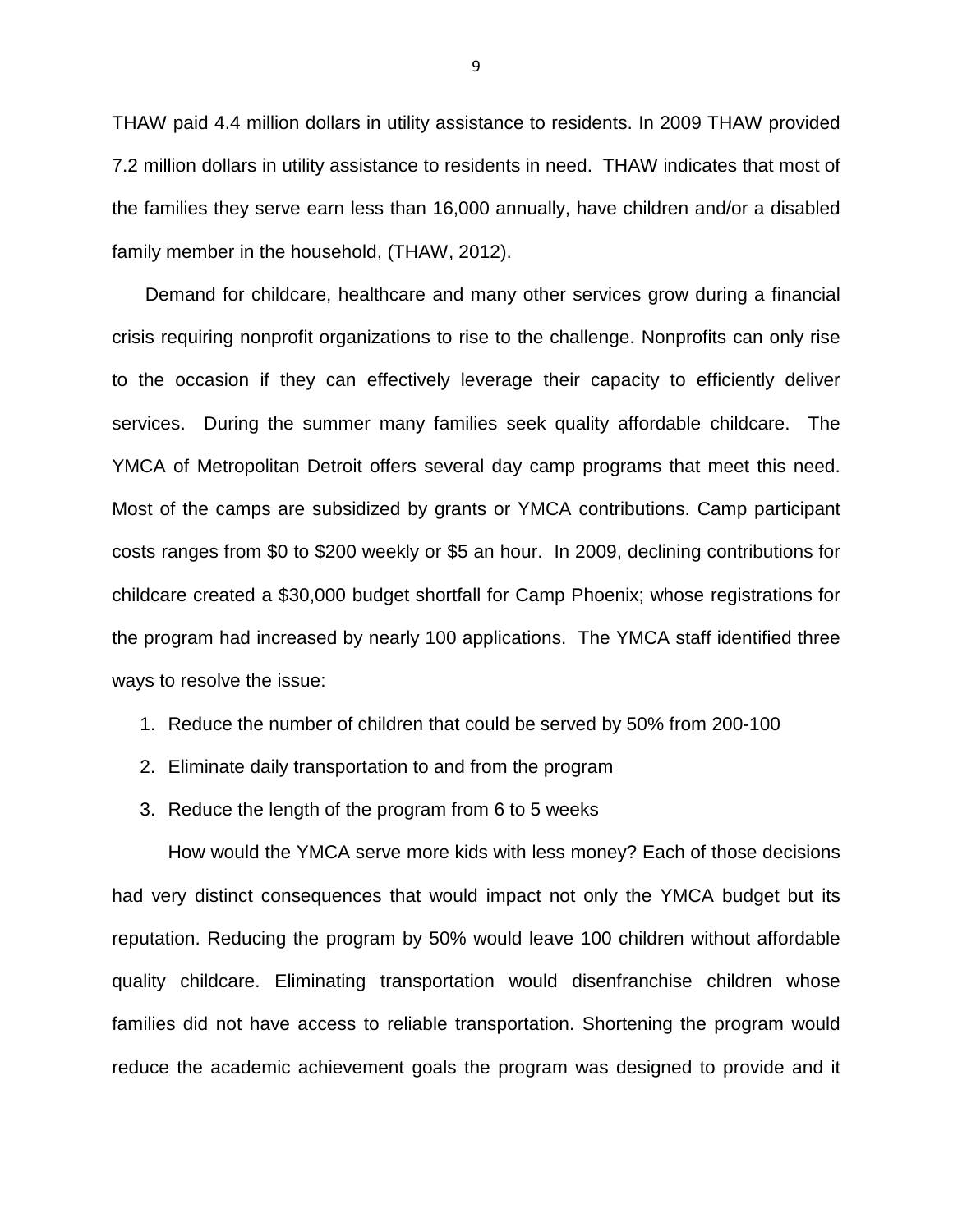THAW paid 4.4 million dollars in utility assistance to residents. In 2009 THAW provided 7.2 million dollars in utility assistance to residents in need. THAW indicates that most of the families they serve earn less than 16,000 annually, have children and/or a disabled family member in the household, (THAW, 2012).

Demand for childcare, healthcare and many other services grow during a financial crisis requiring nonprofit organizations to rise to the challenge. Nonprofits can only rise to the occasion if they can effectively leverage their capacity to efficiently deliver services. During the summer many families seek quality affordable childcare. The YMCA of Metropolitan Detroit offers several day camp programs that meet this need. Most of the camps are subsidized by grants or YMCA contributions. Camp participant costs ranges from $0 to $200 weekly or $5 an hour. In 2009, declining contributions for childcare created a $30,000 budget shortfall for Camp Phoenix; whose registrations for the program had increased by nearly 100 applications. The YMCA staff identified three ways to resolve the issue:

1. Reduce the number of children that could be served by 50% from 200-100
2. Eliminate daily transportation to and from the program
3. Reduce the length of the program from 6 to 5 weeks

How would the YMCA serve more kids with less money? Each of those decisions had very distinct consequences that would impact not only the YMCA budget but its reputation. Reducing the program by 50% would leave 100 children without affordable quality childcare. Eliminating transportation would disenfranchise children whose families did not have access to reliable transportation. Shortening the program would reduce the academic achievement goals the program was designed to provide and it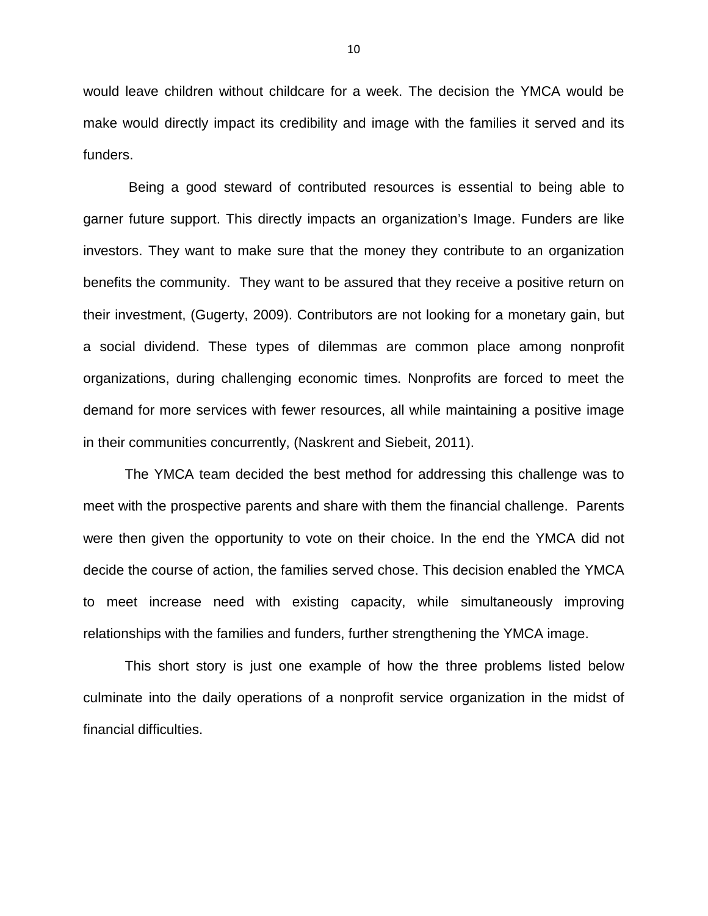would leave children without childcare for a week. The decision the YMCA would be make would directly impact its credibility and image with the families it served and its funders.

Being a good steward of contributed resources is essential to being able to garner future support. This directly impacts an organization's Image. Funders are like investors. They want to make sure that the money they contribute to an organization benefits the community.  They want to be assured that they receive a positive return on their investment, (Gugerty, 2009). Contributors are not looking for a monetary gain, but a social dividend. These types of dilemmas are common place among nonprofit organizations, during challenging economic times. Nonprofits are forced to meet the demand for more services with fewer resources, all while maintaining a positive image in their communities concurrently, (Naskrent and Siebeit, 2011).

The YMCA team decided the best method for addressing this challenge was to meet with the prospective parents and share with them the financial challenge.  Parents were then given the opportunity to vote on their choice. In the end the YMCA did not decide the course of action, the families served chose. This decision enabled the YMCA to meet increase need with existing capacity, while simultaneously improving relationships with the families and funders, further strengthening the YMCA image.

This short story is just one example of how the three problems listed below culminate into the daily operations of a nonprofit service organization in the midst of financial difficulties.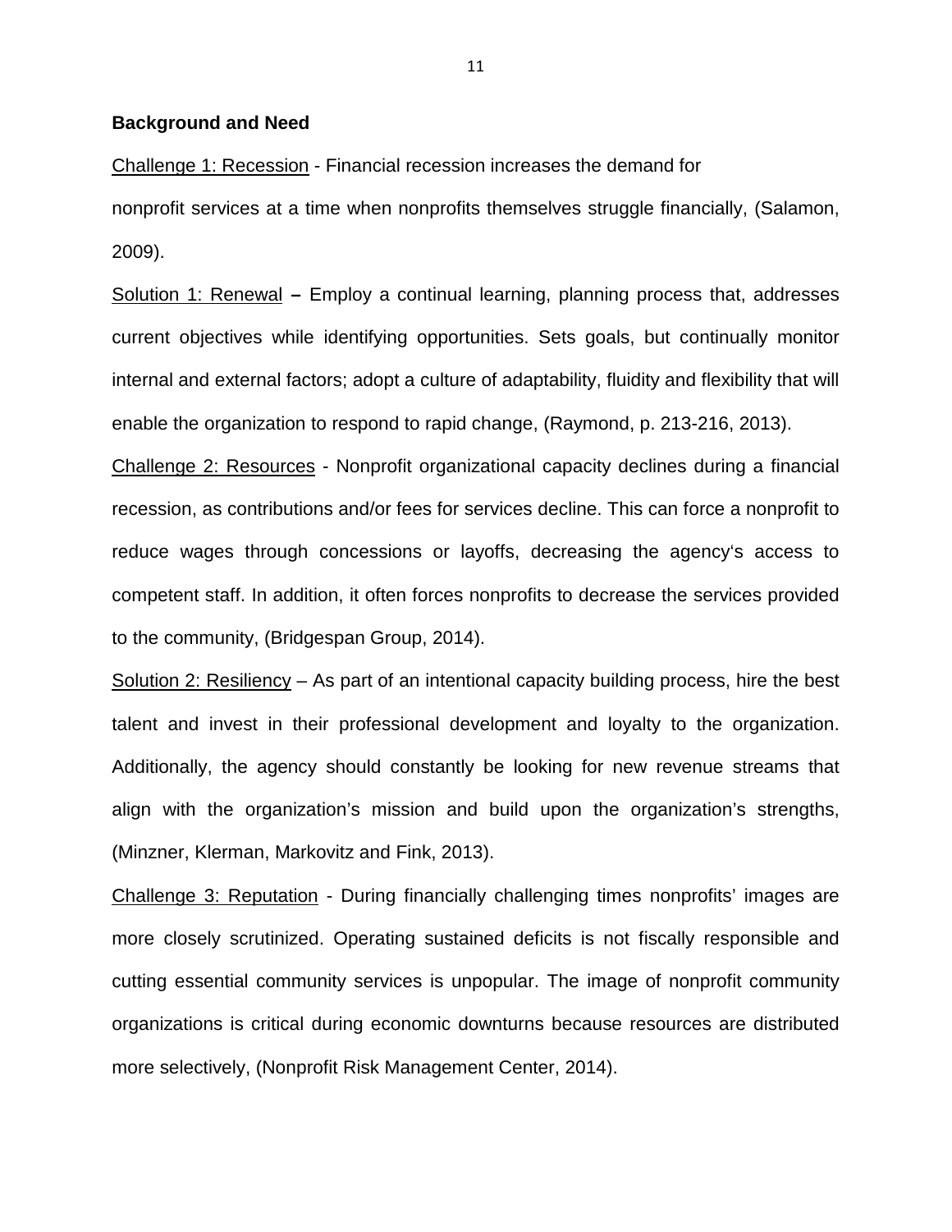**Background and Need**

Challenge 1: Recession - Financial recession increases the demand for nonprofit services at a time when nonprofits themselves struggle financially, (Salamon, 2009).

Solution 1: Renewal **–** Employ a continual learning, planning process that, addresses current objectives while identifying opportunities. Sets goals, but continually monitor internal and external factors; adopt a culture of adaptability, fluidity and flexibility that will enable the organization to respond to rapid change, (Raymond, p. 213-216, 2013).

Challenge 2: Resources - Nonprofit organizational capacity declines during a financial recession, as contributions and/or fees for services decline. This can force a nonprofit to reduce wages through concessions or layoffs, decreasing the agency's access to competent staff. In addition, it often forces nonprofits to decrease the services provided to the community, (Bridgespan Group, 2014).

Solution 2: Resiliency – As part of an intentional capacity building process, hire the best talent and invest in their professional development and loyalty to the organization. Additionally, the agency should constantly be looking for new revenue streams that align with the organization's mission and build upon the organization's strengths, (Minzner, Klerman, Markovitz and Fink, 2013).

Challenge 3: Reputation - During financially challenging times nonprofits' images are more closely scrutinized. Operating sustained deficits is not fiscally responsible and cutting essential community services is unpopular. The image of nonprofit community organizations is critical during economic downturns because resources are distributed more selectively, (Nonprofit Risk Management Center, 2014).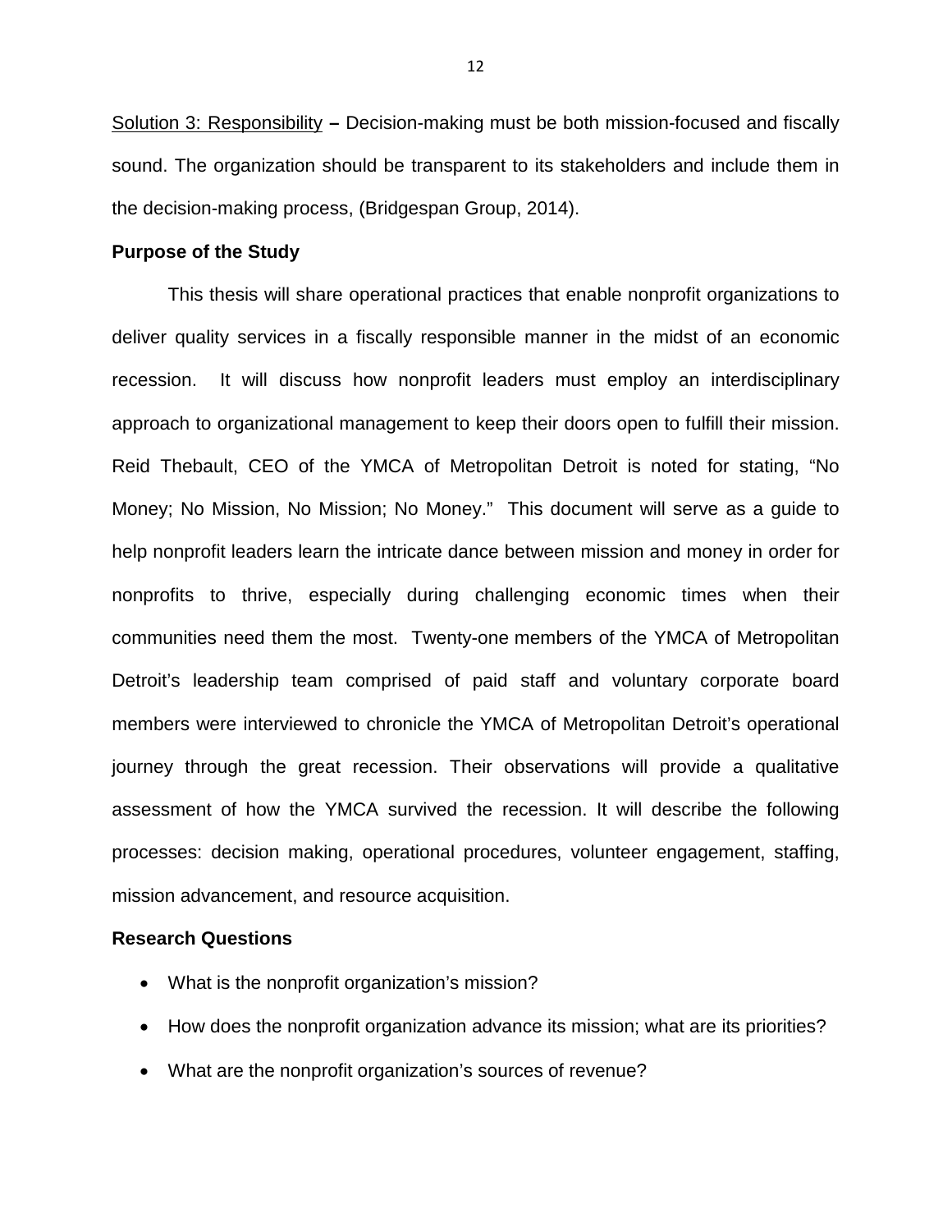Solution 3: Responsibility **–** Decision-making must be both mission-focused and fiscally sound. The organization should be transparent to its stakeholders and include them in the decision-making process, (Bridgespan Group, 2014).

**Purpose of the Study**

This thesis will share operational practices that enable nonprofit organizations to deliver quality services in a fiscally responsible manner in the midst of an economic recession. It will discuss how nonprofit leaders must employ an interdisciplinary approach to organizational management to keep their doors open to fulfill their mission. Reid Thebault, CEO of the YMCA of Metropolitan Detroit is noted for stating, "No Money; No Mission, No Mission; No Money." This document will serve as a guide to help nonprofit leaders learn the intricate dance between mission and money in order for nonprofits to thrive, especially during challenging economic times when their communities need them the most. Twenty-one members of the YMCA of Metropolitan Detroit's leadership team comprised of paid staff and voluntary corporate board members were interviewed to chronicle the YMCA of Metropolitan Detroit's operational journey through the great recession. Their observations will provide a qualitative assessment of how the YMCA survived the recession. It will describe the following processes: decision making, operational procedures, volunteer engagement, staffing, mission advancement, and resource acquisition.

**Research Questions**

- What is the nonprofit organization's mission?
- How does the nonprofit organization advance its mission; what are its priorities?
- What are the nonprofit organization's sources of revenue?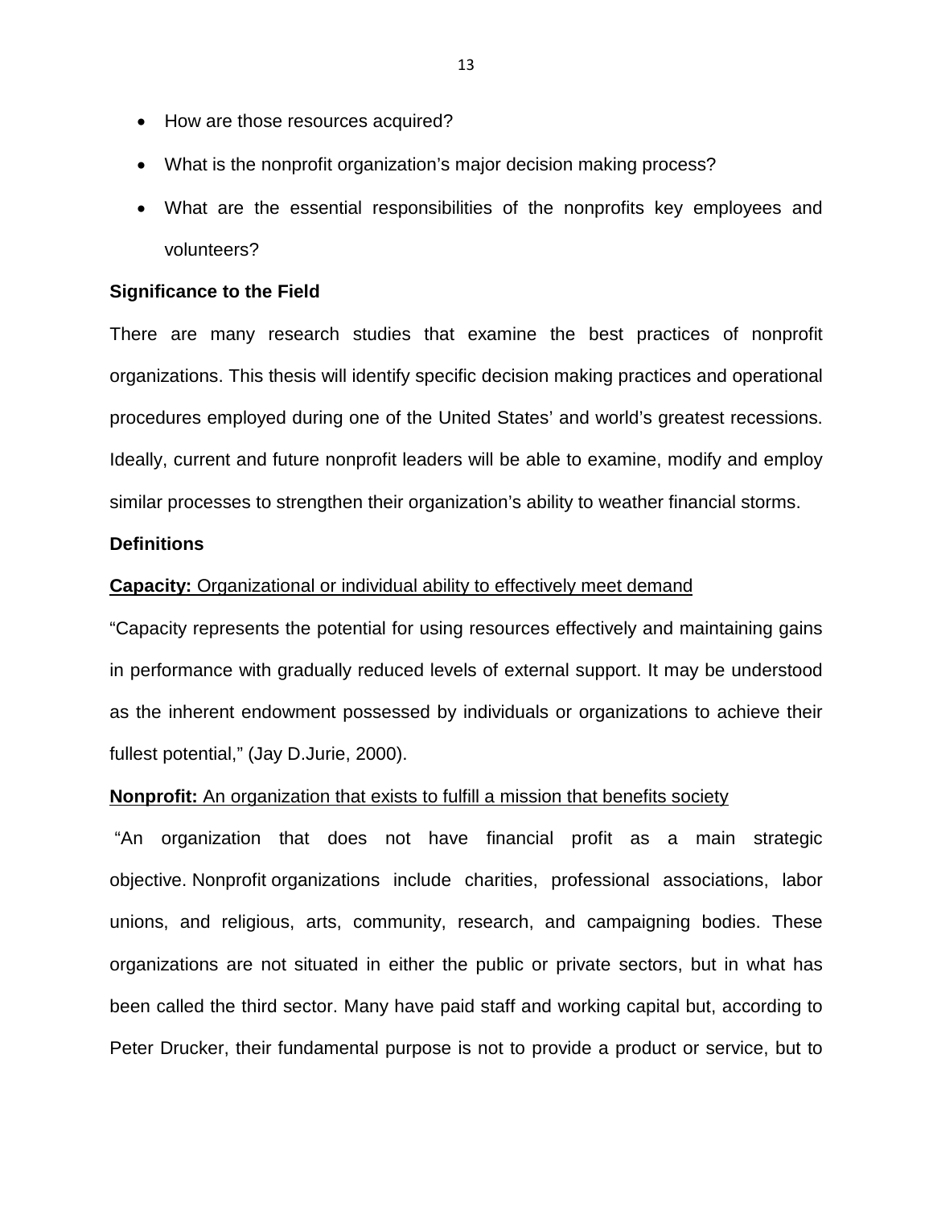- How are those resources acquired?
- What is the nonprofit organization's major decision making process?
- What are the essential responsibilities of the nonprofits key employees and volunteers?

### Significance to the Field

There are many research studies that examine the best practices of nonprofit organizations. This thesis will identify specific decision making practices and operational procedures employed during one of the United States' and world's greatest recessions. Ideally, current and future nonprofit leaders will be able to examine, modify and employ similar processes to strengthen their organization's ability to weather financial storms.

### Definitions

<u>**Capacity:** Organizational or individual ability to effectively meet demand</u>

"Capacity represents the potential for using resources effectively and maintaining gains in performance with gradually reduced levels of external support. It may be understood as the inherent endowment possessed by individuals or organizations to achieve their fullest potential," (Jay D.Jurie, 2000).

<u>**Nonprofit:** An organization that exists to fulfill a mission that benefits society</u>

"An organization that does not have financial profit as a main strategic objective. Nonprofit organizations include charities, professional associations, labor unions, and religious, arts, community, research, and campaigning bodies. These organizations are not situated in either the public or private sectors, but in what has been called the third sector. Many have paid staff and working capital but, according to Peter Drucker, their fundamental purpose is not to provide a product or service, but to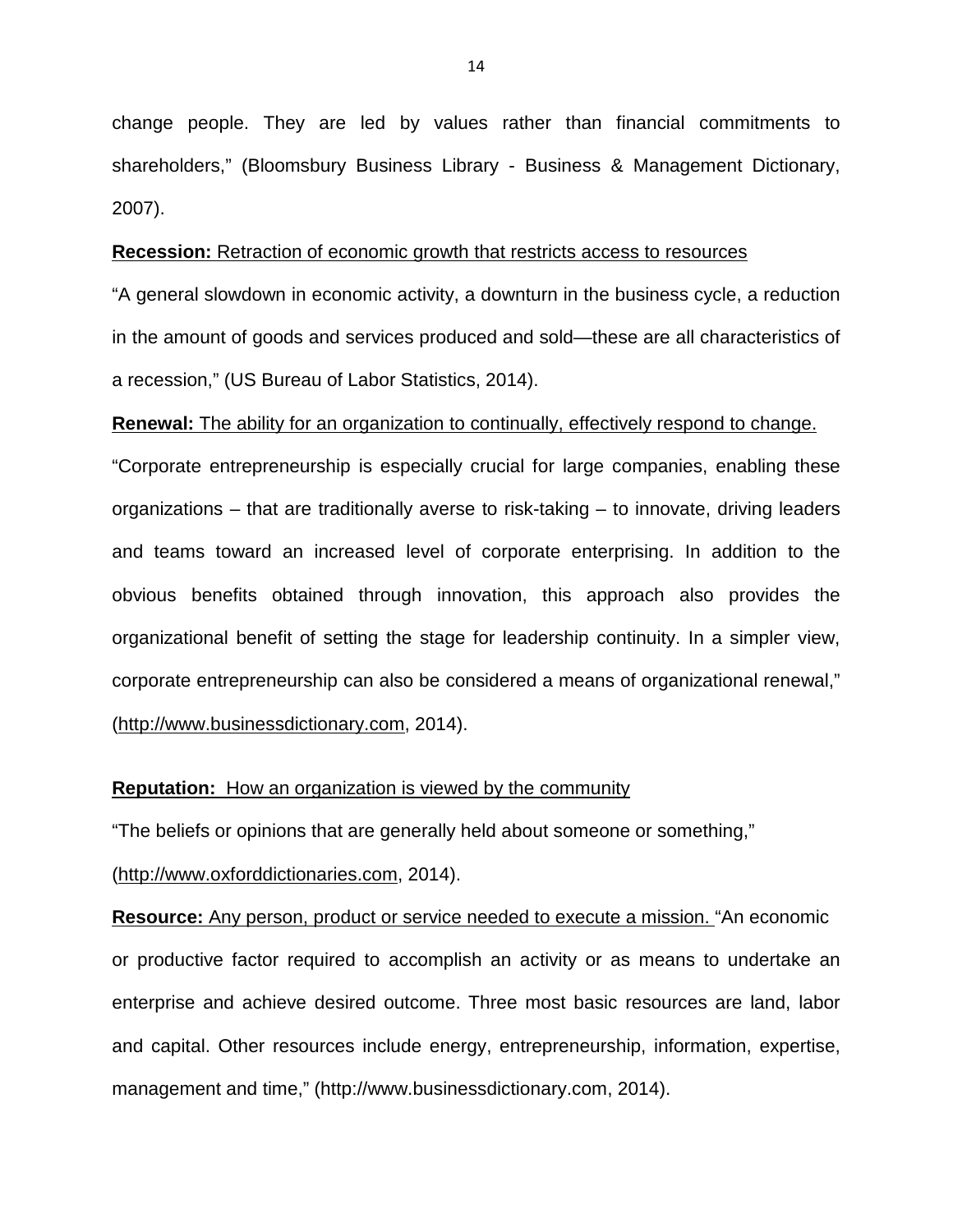change people. They are led by values rather than financial commitments to shareholders," (Bloomsbury Business Library - Business & Management Dictionary, 2007).

**Recession:** Retraction of economic growth that restricts access to resources

"A general slowdown in economic activity, a downturn in the business cycle, a reduction in the amount of goods and services produced and sold—these are all characteristics of a recession," (US Bureau of Labor Statistics, 2014).

**Renewal:** The ability for an organization to continually, effectively respond to change.

"Corporate entrepreneurship is especially crucial for large companies, enabling these organizations – that are traditionally averse to risk-taking – to innovate, driving leaders and teams toward an increased level of corporate enterprising. In addition to the obvious benefits obtained through innovation, this approach also provides the organizational benefit of setting the stage for leadership continuity. In a simpler view, corporate entrepreneurship can also be considered a means of organizational renewal," (http://www.businessdictionary.com, 2014).

**Reputation:** How an organization is viewed by the community

"The beliefs or opinions that are generally held about someone or something," (http://www.oxforddictionaries.com, 2014).

**Resource:** Any person, product or service needed to execute a mission. "An economic or productive factor required to accomplish an activity or as means to undertake an enterprise and achieve desired outcome. Three most basic resources are land, labor and capital. Other resources include energy, entrepreneurship, information, expertise, management and time," (http://www.businessdictionary.com, 2014).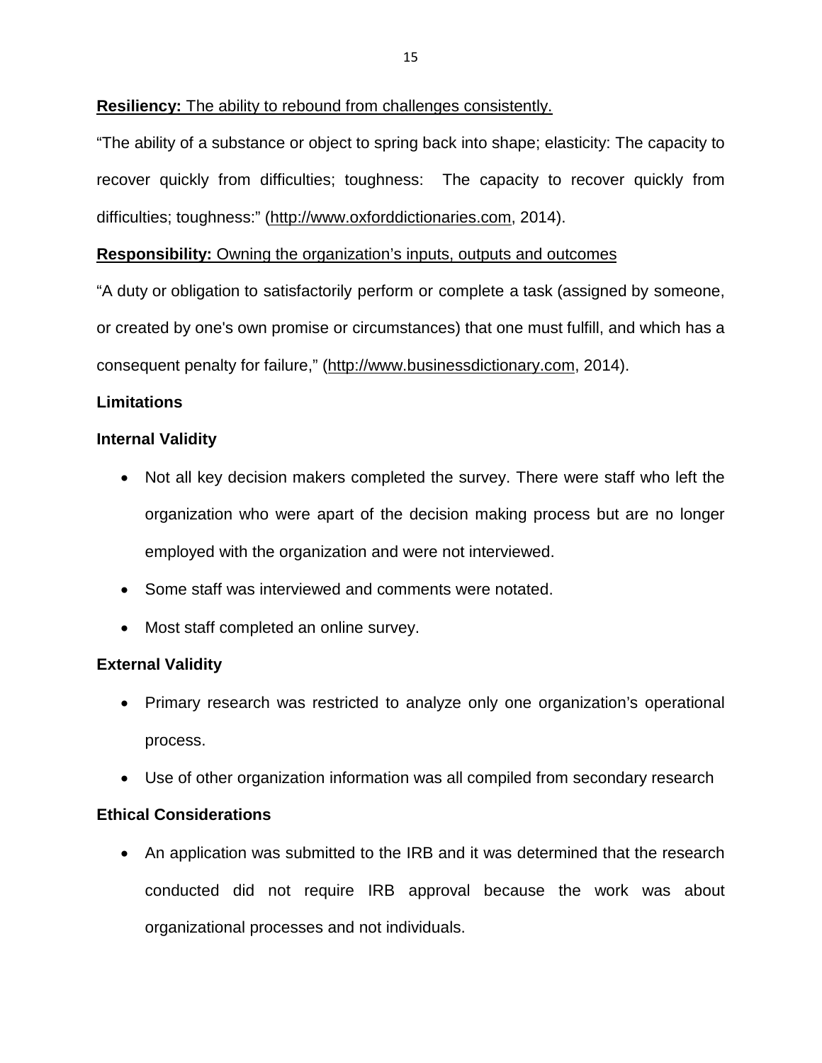**Resiliency:** The ability to rebound from challenges consistently.

"The ability of a substance or object to spring back into shape; elasticity: The capacity to recover quickly from difficulties; toughness: The capacity to recover quickly from difficulties; toughness:" (http://www.oxforddictionaries.com, 2014).

**Responsibility:** Owning the organization's inputs, outputs and outcomes

"A duty or obligation to satisfactorily perform or complete a task (assigned by someone, or created by one's own promise or circumstances) that one must fulfill, and which has a consequent penalty for failure," (http://www.businessdictionary.com, 2014).

**Limitations**

**Internal Validity**

- Not all key decision makers completed the survey. There were staff who left the organization who were apart of the decision making process but are no longer employed with the organization and were not interviewed.
- Some staff was interviewed and comments were notated.
- Most staff completed an online survey.

**External Validity**

- Primary research was restricted to analyze only one organization's operational process.
- Use of other organization information was all compiled from secondary research

**Ethical Considerations**

- An application was submitted to the IRB and it was determined that the research conducted did not require IRB approval because the work was about organizational processes and not individuals.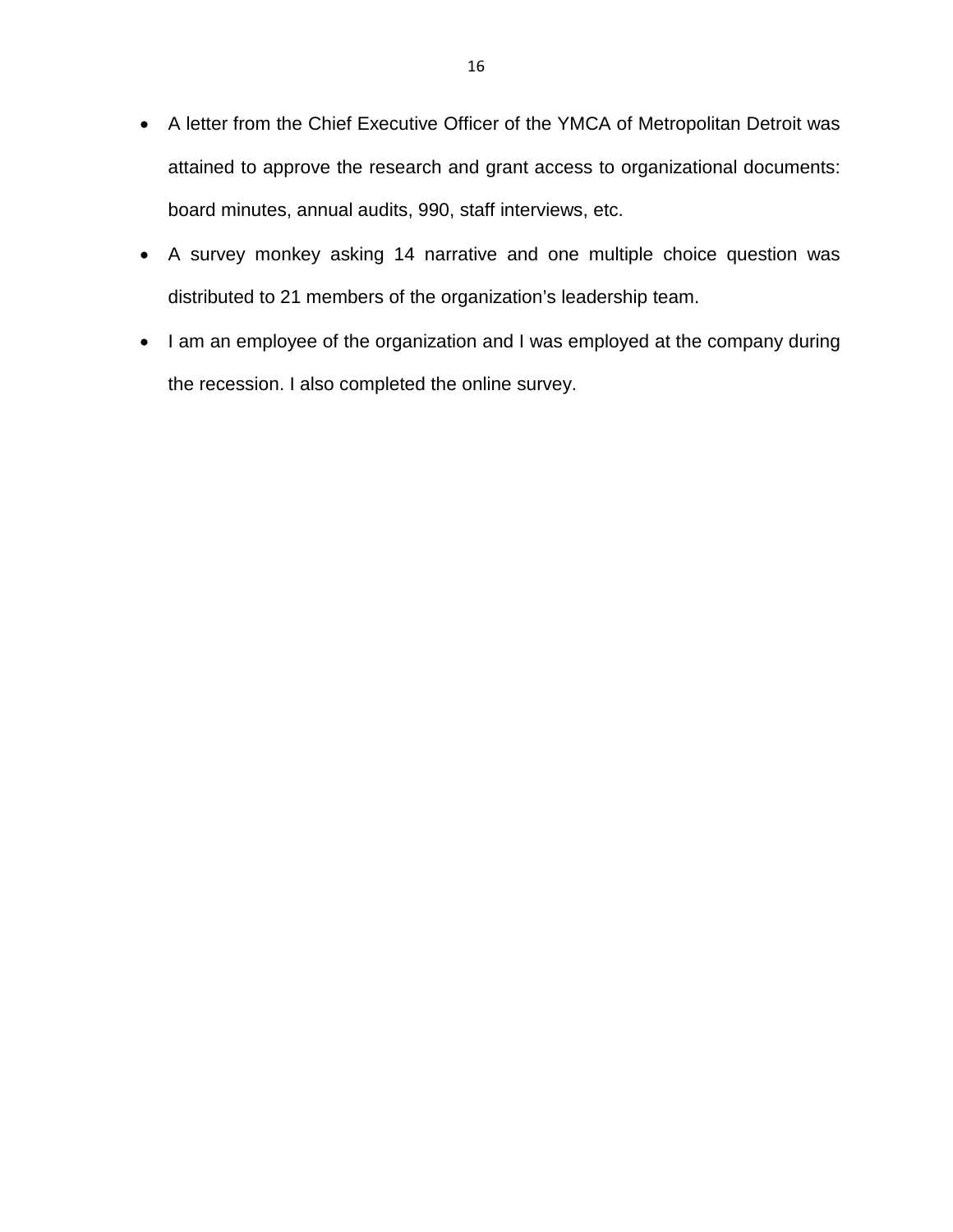- A letter from the Chief Executive Officer of the YMCA of Metropolitan Detroit was attained to approve the research and grant access to organizational documents: board minutes, annual audits, 990, staff interviews, etc.
- A survey monkey asking 14 narrative and one multiple choice question was distributed to 21 members of the organization's leadership team.
- I am an employee of the organization and I was employed at the company during the recession. I also completed the online survey.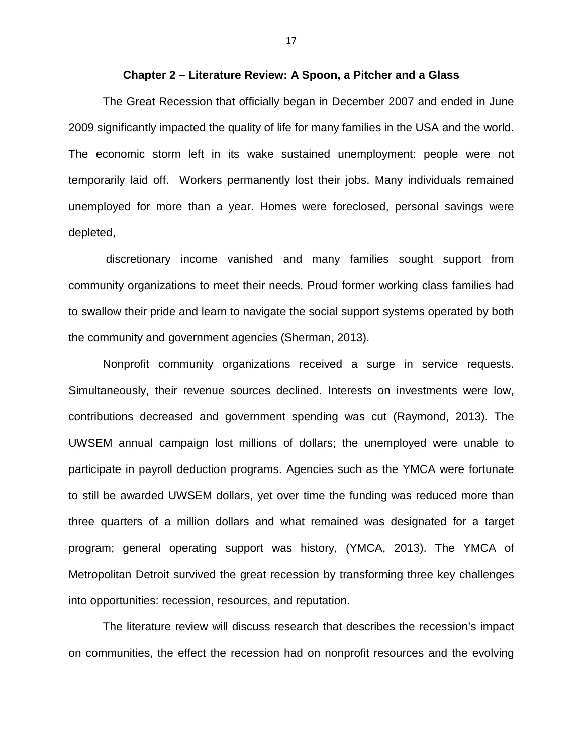## Chapter 2 – Literature Review: A Spoon, a Pitcher and a Glass

The Great Recession that officially began in December 2007 and ended in June 2009 significantly impacted the quality of life for many families in the USA and the world. The economic storm left in its wake sustained unemployment: people were not temporarily laid off. Workers permanently lost their jobs. Many individuals remained unemployed for more than a year. Homes were foreclosed, personal savings were depleted,

discretionary income vanished and many families sought support from community organizations to meet their needs. Proud former working class families had to swallow their pride and learn to navigate the social support systems operated by both the community and government agencies (Sherman, 2013).

Nonprofit community organizations received a surge in service requests. Simultaneously, their revenue sources declined. Interests on investments were low, contributions decreased and government spending was cut (Raymond, 2013). The UWSEM annual campaign lost millions of dollars; the unemployed were unable to participate in payroll deduction programs. Agencies such as the YMCA were fortunate to still be awarded UWSEM dollars, yet over time the funding was reduced more than three quarters of a million dollars and what remained was designated for a target program; general operating support was history, (YMCA, 2013). The YMCA of Metropolitan Detroit survived the great recession by transforming three key challenges into opportunities: recession, resources, and reputation.

The literature review will discuss research that describes the recession's impact on communities, the effect the recession had on nonprofit resources and the evolving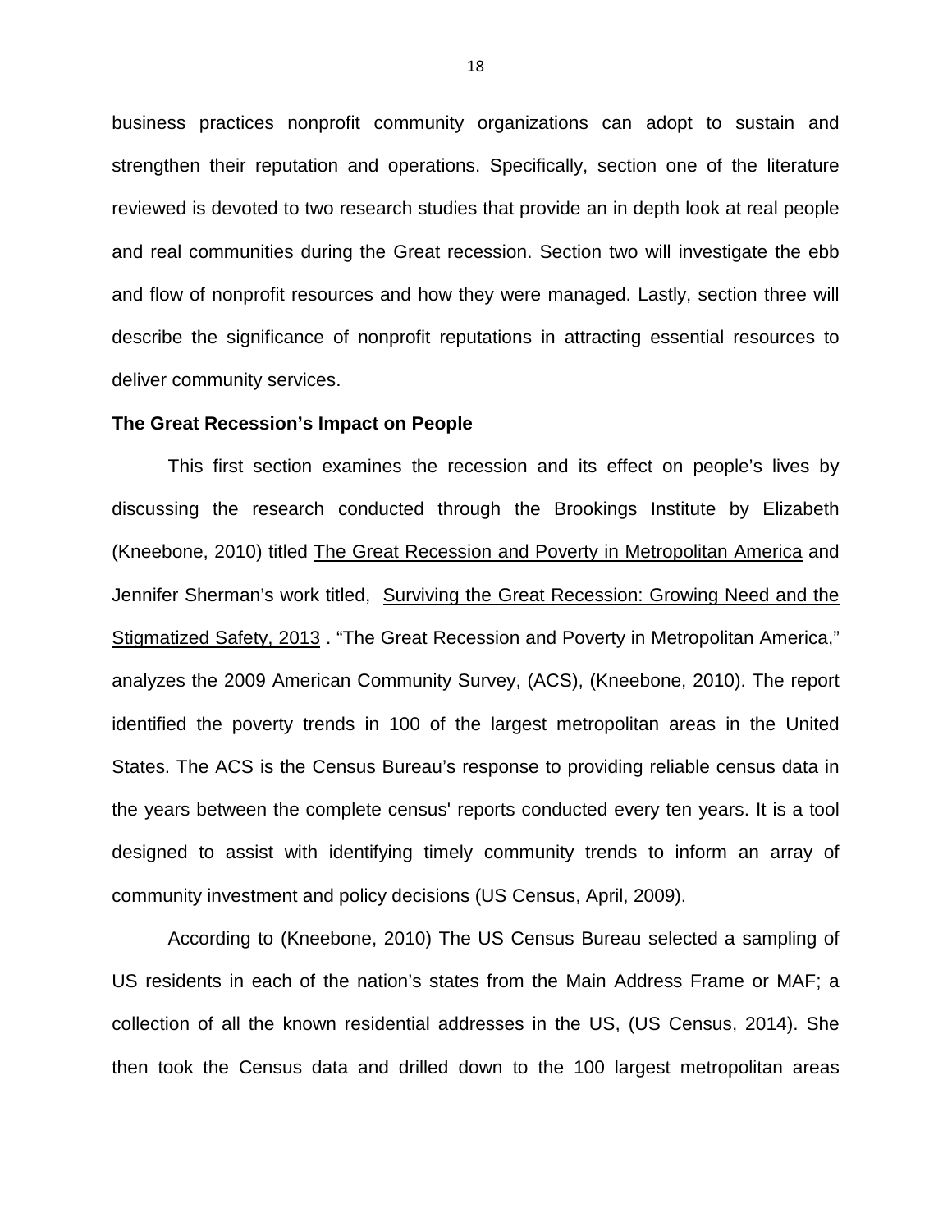business practices nonprofit community organizations can adopt to sustain and strengthen their reputation and operations. Specifically, section one of the literature reviewed is devoted to two research studies that provide an in depth look at real people and real communities during the Great recession. Section two will investigate the ebb and flow of nonprofit resources and how they were managed. Lastly, section three will describe the significance of nonprofit reputations in attracting essential resources to deliver community services.

**The Great Recession's Impact on People**

This first section examines the recession and its effect on people's lives by discussing the research conducted through the Brookings Institute by Elizabeth (Kneebone, 2010) titled <u>The Great Recession and Poverty in Metropolitan America</u> and Jennifer Sherman's work titled, <u>Surviving the Great Recession: Growing Need and the Stigmatized Safety, 2013</u> . "The Great Recession and Poverty in Metropolitan America," analyzes the 2009 American Community Survey, (ACS), (Kneebone, 2010). The report identified the poverty trends in 100 of the largest metropolitan areas in the United States. The ACS is the Census Bureau's response to providing reliable census data in the years between the complete census' reports conducted every ten years. It is a tool designed to assist with identifying timely community trends to inform an array of community investment and policy decisions (US Census, April, 2009).

According to (Kneebone, 2010) The US Census Bureau selected a sampling of US residents in each of the nation's states from the Main Address Frame or MAF; a collection of all the known residential addresses in the US, (US Census, 2014). She then took the Census data and drilled down to the 100 largest metropolitan areas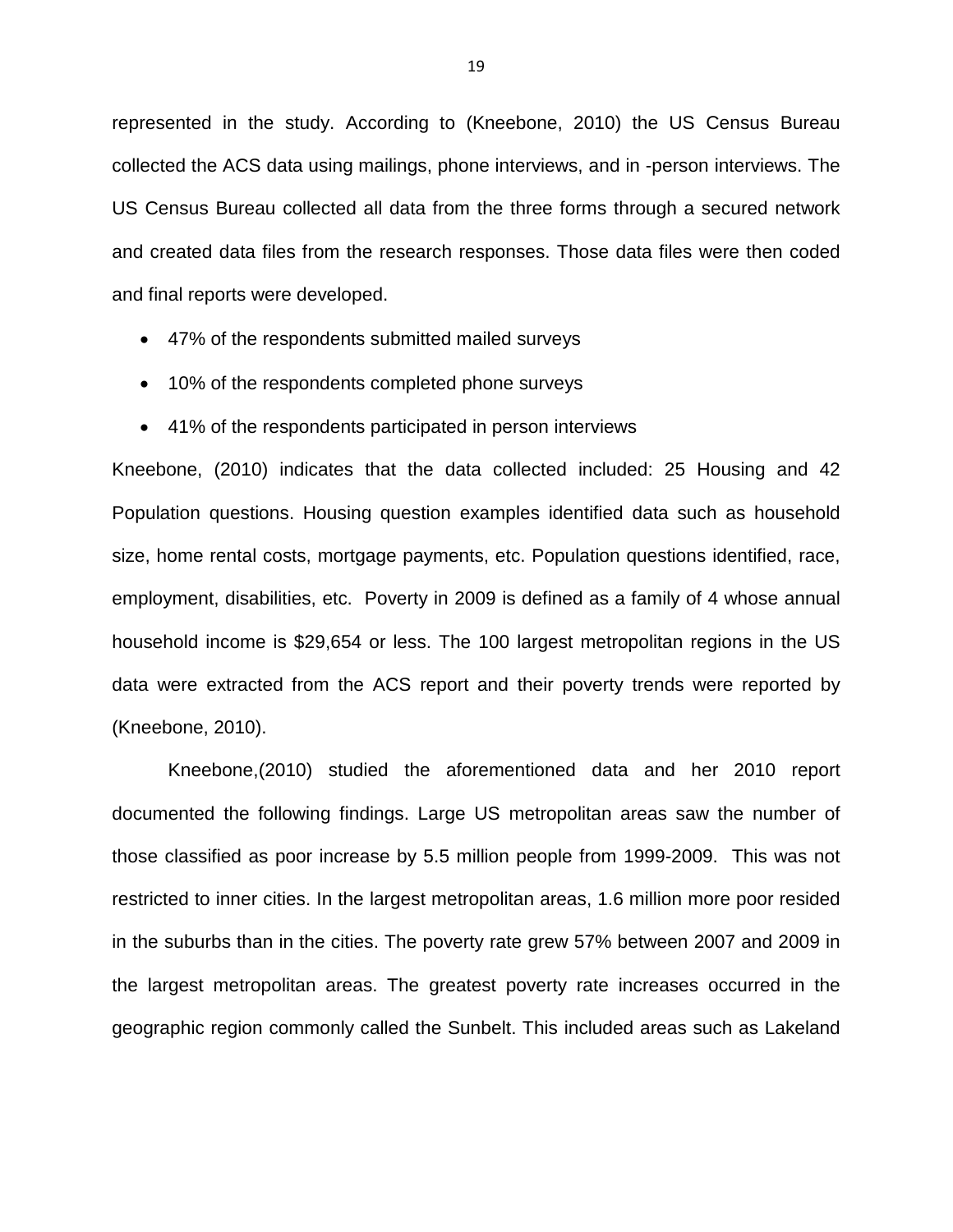represented in the study. According to (Kneebone, 2010) the US Census Bureau collected the ACS data using mailings, phone interviews, and in -person interviews. The US Census Bureau collected all data from the three forms through a secured network and created data files from the research responses. Those data files were then coded and final reports were developed.

- 47% of the respondents submitted mailed surveys
- 10% of the respondents completed phone surveys
- 41% of the respondents participated in person interviews

Kneebone, (2010) indicates that the data collected included: 25 Housing and 42 Population questions. Housing question examples identified data such as household size, home rental costs, mortgage payments, etc. Population questions identified, race, employment, disabilities, etc. Poverty in 2009 is defined as a family of 4 whose annual household income is $29,654 or less. The 100 largest metropolitan regions in the US data were extracted from the ACS report and their poverty trends were reported by (Kneebone, 2010).

Kneebone,(2010) studied the aforementioned data and her 2010 report documented the following findings. Large US metropolitan areas saw the number of those classified as poor increase by 5.5 million people from 1999-2009. This was not restricted to inner cities. In the largest metropolitan areas, 1.6 million more poor resided in the suburbs than in the cities. The poverty rate grew 57% between 2007 and 2009 in the largest metropolitan areas. The greatest poverty rate increases occurred in the geographic region commonly called the Sunbelt. This included areas such as Lakeland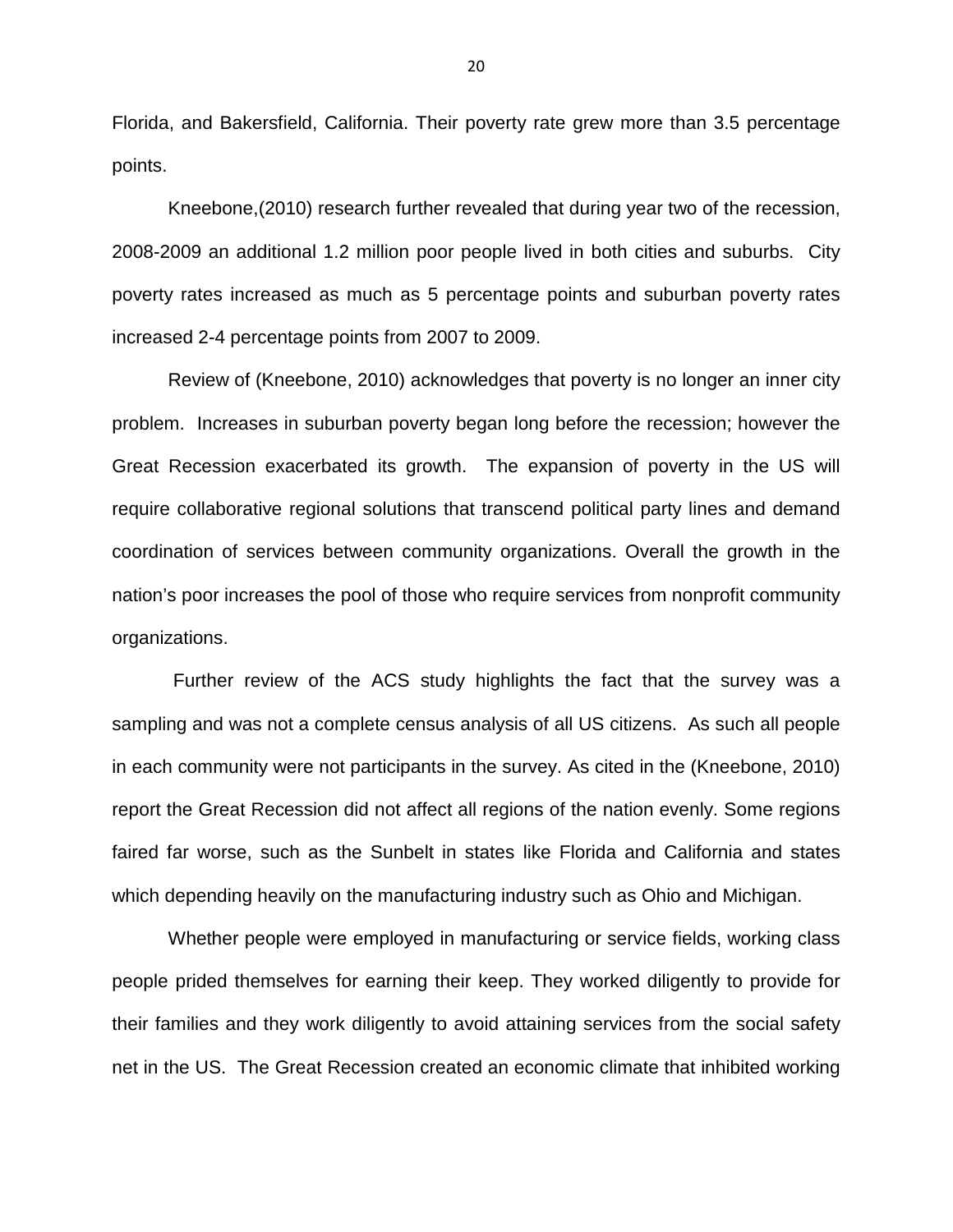Florida, and Bakersfield, California. Their poverty rate grew more than 3.5 percentage points.

Kneebone,(2010) research further revealed that during year two of the recession, 2008-2009 an additional 1.2 million poor people lived in both cities and suburbs. City poverty rates increased as much as 5 percentage points and suburban poverty rates increased 2-4 percentage points from 2007 to 2009.

Review of (Kneebone, 2010) acknowledges that poverty is no longer an inner city problem. Increases in suburban poverty began long before the recession; however the Great Recession exacerbated its growth. The expansion of poverty in the US will require collaborative regional solutions that transcend political party lines and demand coordination of services between community organizations. Overall the growth in the nation's poor increases the pool of those who require services from nonprofit community organizations.

Further review of the ACS study highlights the fact that the survey was a sampling and was not a complete census analysis of all US citizens. As such all people in each community were not participants in the survey. As cited in the (Kneebone, 2010) report the Great Recession did not affect all regions of the nation evenly. Some regions faired far worse, such as the Sunbelt in states like Florida and California and states which depending heavily on the manufacturing industry such as Ohio and Michigan.

Whether people were employed in manufacturing or service fields, working class people prided themselves for earning their keep. They worked diligently to provide for their families and they work diligently to avoid attaining services from the social safety net in the US. The Great Recession created an economic climate that inhibited working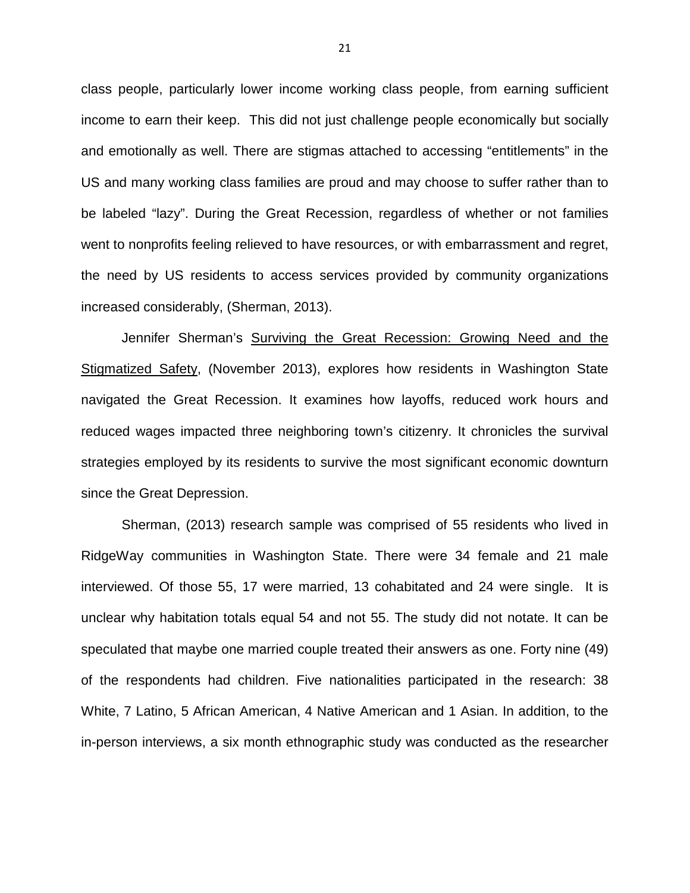class people, particularly lower income working class people, from earning sufficient income to earn their keep. This did not just challenge people economically but socially and emotionally as well. There are stigmas attached to accessing "entitlements" in the US and many working class families are proud and may choose to suffer rather than to be labeled "lazy". During the Great Recession, regardless of whether or not families went to nonprofits feeling relieved to have resources, or with embarrassment and regret, the need by US residents to access services provided by community organizations increased considerably, (Sherman, 2013).

Jennifer Sherman's <u>Surviving the Great Recession: Growing Need and the Stigmatized Safety</u>, (November 2013), explores how residents in Washington State navigated the Great Recession. It examines how layoffs, reduced work hours and reduced wages impacted three neighboring town's citizenry. It chronicles the survival strategies employed by its residents to survive the most significant economic downturn since the Great Depression.

Sherman, (2013) research sample was comprised of 55 residents who lived in RidgeWay communities in Washington State. There were 34 female and 21 male interviewed. Of those 55, 17 were married, 13 cohabitated and 24 were single. It is unclear why habitation totals equal 54 and not 55. The study did not notate. It can be speculated that maybe one married couple treated their answers as one. Forty nine (49) of the respondents had children. Five nationalities participated in the research: 38 White, 7 Latino, 5 African American, 4 Native American and 1 Asian. In addition, to the in-person interviews, a six month ethnographic study was conducted as the researcher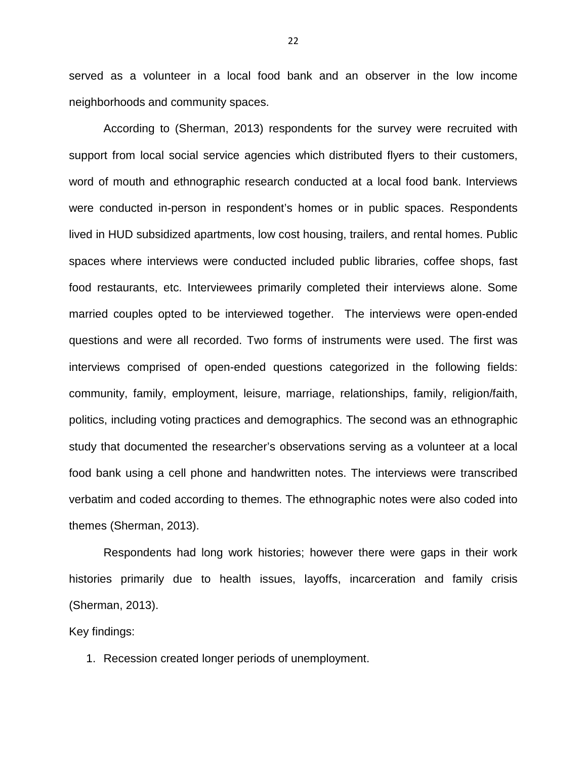served as a volunteer in a local food bank and an observer in the low income neighborhoods and community spaces.

According to (Sherman, 2013) respondents for the survey were recruited with support from local social service agencies which distributed flyers to their customers, word of mouth and ethnographic research conducted at a local food bank. Interviews were conducted in-person in respondent's homes or in public spaces. Respondents lived in HUD subsidized apartments, low cost housing, trailers, and rental homes. Public spaces where interviews were conducted included public libraries, coffee shops, fast food restaurants, etc. Interviewees primarily completed their interviews alone. Some married couples opted to be interviewed together. The interviews were open-ended questions and were all recorded. Two forms of instruments were used. The first was interviews comprised of open-ended questions categorized in the following fields: community, family, employment, leisure, marriage, relationships, family, religion/faith, politics, including voting practices and demographics. The second was an ethnographic study that documented the researcher's observations serving as a volunteer at a local food bank using a cell phone and handwritten notes. The interviews were transcribed verbatim and coded according to themes. The ethnographic notes were also coded into themes (Sherman, 2013).

Respondents had long work histories; however there were gaps in their work histories primarily due to health issues, layoffs, incarceration and family crisis (Sherman, 2013).

Key findings:

1. Recession created longer periods of unemployment.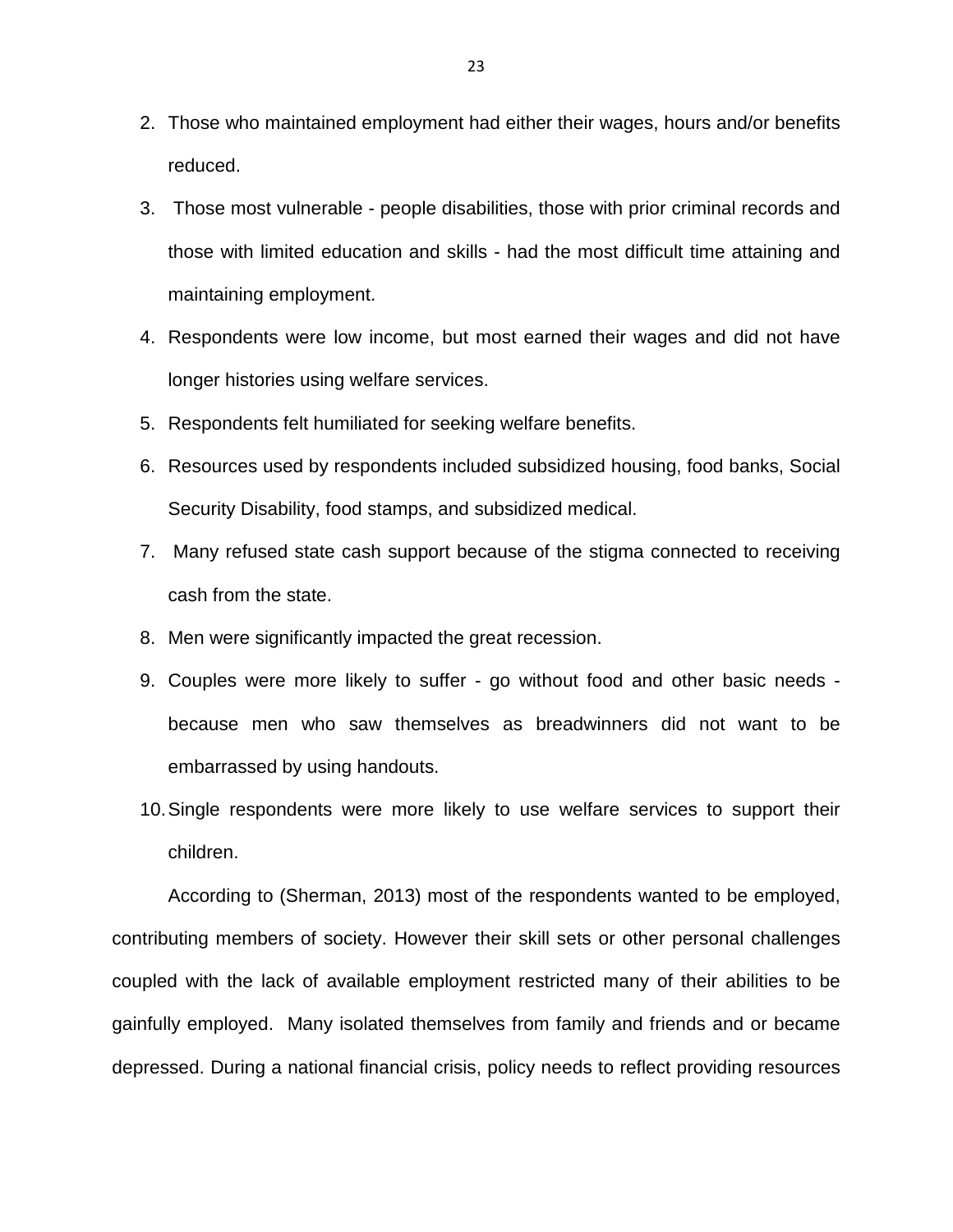2. Those who maintained employment had either their wages, hours and/or benefits reduced.
3. Those most vulnerable - people disabilities, those with prior criminal records and those with limited education and skills - had the most difficult time attaining and maintaining employment.
4. Respondents were low income, but most earned their wages and did not have longer histories using welfare services.
5. Respondents felt humiliated for seeking welfare benefits.
6. Resources used by respondents included subsidized housing, food banks, Social Security Disability, food stamps, and subsidized medical.
7. Many refused state cash support because of the stigma connected to receiving cash from the state.
8. Men were significantly impacted the great recession.
9. Couples were more likely to suffer - go without food and other basic needs - because men who saw themselves as breadwinners did not want to be embarrassed by using handouts.
10. Single respondents were more likely to use welfare services to support their children.

According to (Sherman, 2013) most of the respondents wanted to be employed, contributing members of society. However their skill sets or other personal challenges coupled with the lack of available employment restricted many of their abilities to be gainfully employed. Many isolated themselves from family and friends and or became depressed. During a national financial crisis, policy needs to reflect providing resources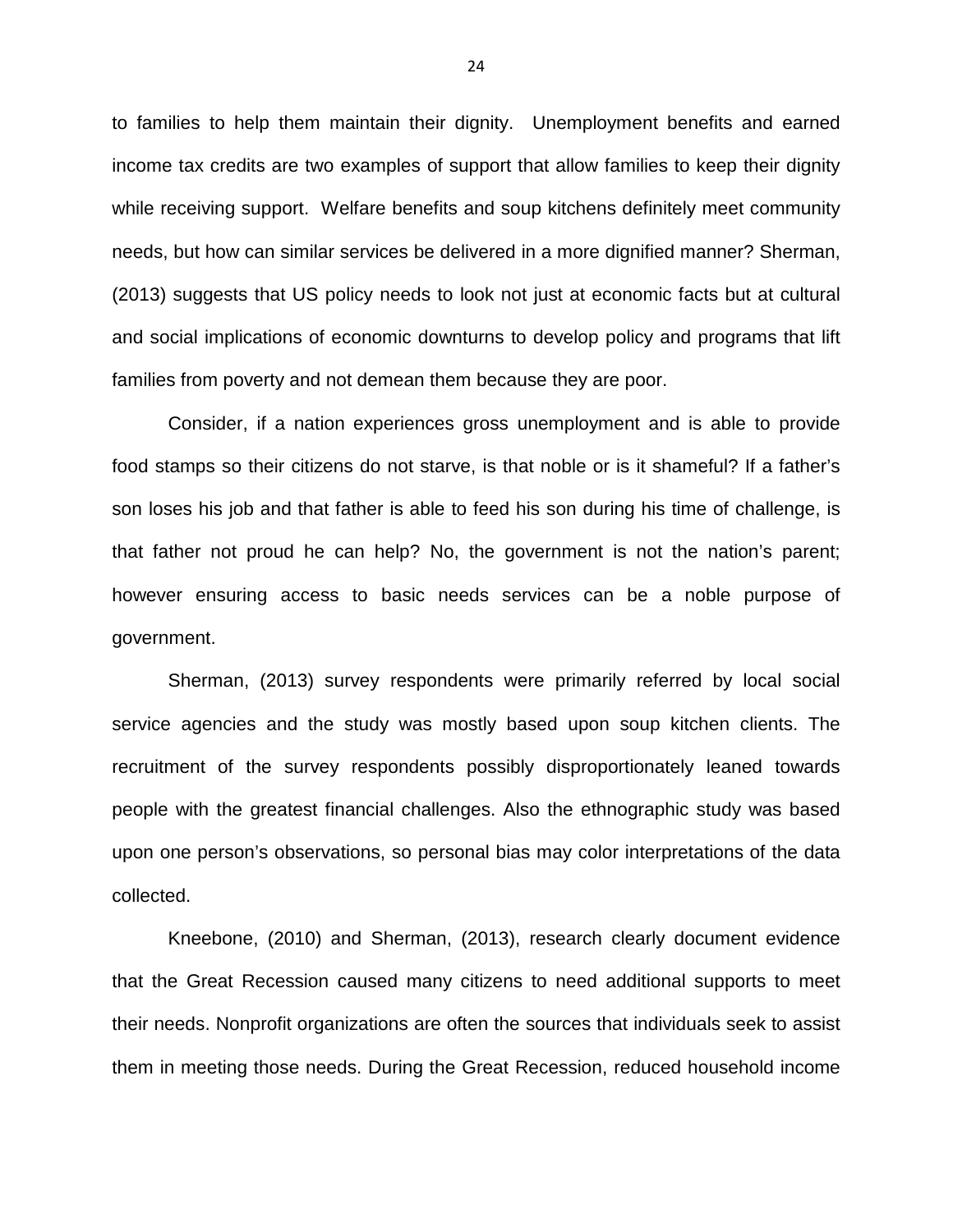to families to help them maintain their dignity. Unemployment benefits and earned income tax credits are two examples of support that allow families to keep their dignity while receiving support. Welfare benefits and soup kitchens definitely meet community needs, but how can similar services be delivered in a more dignified manner? Sherman, (2013) suggests that US policy needs to look not just at economic facts but at cultural and social implications of economic downturns to develop policy and programs that lift families from poverty and not demean them because they are poor.

Consider, if a nation experiences gross unemployment and is able to provide food stamps so their citizens do not starve, is that noble or is it shameful? If a father's son loses his job and that father is able to feed his son during his time of challenge, is that father not proud he can help? No, the government is not the nation's parent; however ensuring access to basic needs services can be a noble purpose of government.

Sherman, (2013) survey respondents were primarily referred by local social service agencies and the study was mostly based upon soup kitchen clients. The recruitment of the survey respondents possibly disproportionately leaned towards people with the greatest financial challenges. Also the ethnographic study was based upon one person's observations, so personal bias may color interpretations of the data collected.

Kneebone, (2010) and Sherman, (2013), research clearly document evidence that the Great Recession caused many citizens to need additional supports to meet their needs. Nonprofit organizations are often the sources that individuals seek to assist them in meeting those needs. During the Great Recession, reduced household income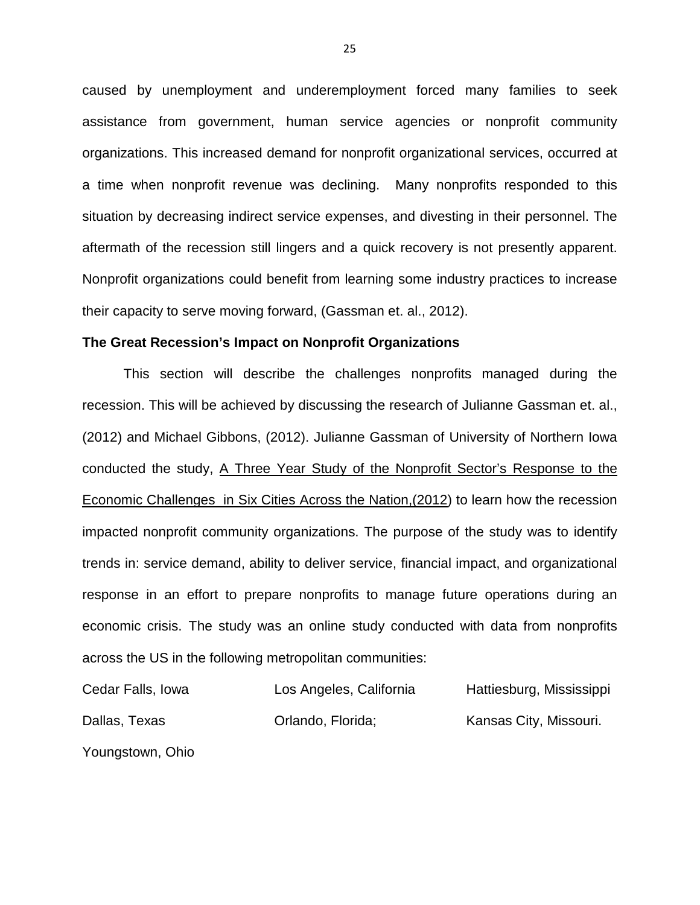caused by unemployment and underemployment forced many families to seek assistance from government, human service agencies or nonprofit community organizations. This increased demand for nonprofit organizational services, occurred at a time when nonprofit revenue was declining. Many nonprofits responded to this situation by decreasing indirect service expenses, and divesting in their personnel. The aftermath of the recession still lingers and a quick recovery is not presently apparent. Nonprofit organizations could benefit from learning some industry practices to increase their capacity to serve moving forward, (Gassman et. al., 2012).

**The Great Recession's Impact on Nonprofit Organizations**

This section will describe the challenges nonprofits managed during the recession. This will be achieved by discussing the research of Julianne Gassman et. al., (2012) and Michael Gibbons, (2012). Julianne Gassman of University of Northern Iowa conducted the study, <u>A Three Year Study of the Nonprofit Sector's Response to the Economic Challenges in Six Cities Across the Nation,(2012</u>) to learn how the recession impacted nonprofit community organizations. The purpose of the study was to identify trends in: service demand, ability to deliver service, financial impact, and organizational response in an effort to prepare nonprofits to manage future operations during an economic crisis. The study was an online study conducted with data from nonprofits across the US in the following metropolitan communities:

Cedar Falls, Iowa  
Los Angeles, California  
Hattiesburg, Mississippi  
Dallas, Texas  
Orlando, Florida;  
Kansas City, Missouri.  
Youngstown, Ohio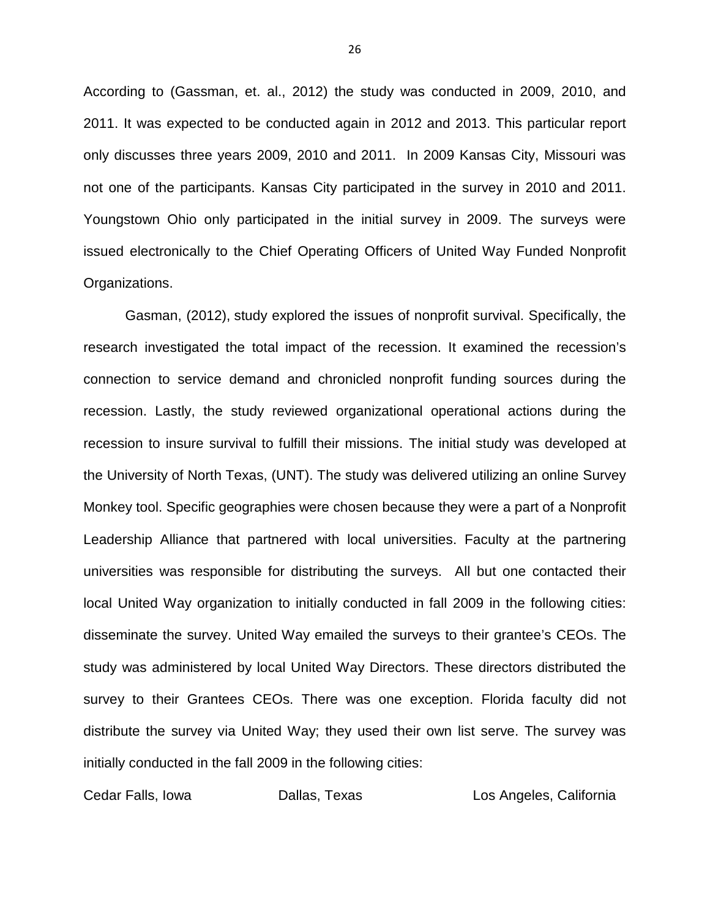According to (Gassman, et. al., 2012) the study was conducted in 2009, 2010, and 2011. It was expected to be conducted again in 2012 and 2013. This particular report only discusses three years 2009, 2010 and 2011. In 2009 Kansas City, Missouri was not one of the participants. Kansas City participated in the survey in 2010 and 2011. Youngstown Ohio only participated in the initial survey in 2009. The surveys were issued electronically to the Chief Operating Officers of United Way Funded Nonprofit Organizations.

Gasman, (2012), study explored the issues of nonprofit survival. Specifically, the research investigated the total impact of the recession. It examined the recession's connection to service demand and chronicled nonprofit funding sources during the recession. Lastly, the study reviewed organizational operational actions during the recession to insure survival to fulfill their missions. The initial study was developed at the University of North Texas, (UNT). The study was delivered utilizing an online Survey Monkey tool. Specific geographies were chosen because they were a part of a Nonprofit Leadership Alliance that partnered with local universities. Faculty at the partnering universities was responsible for distributing the surveys. All but one contacted their local United Way organization to initially conducted in fall 2009 in the following cities: disseminate the survey. United Way emailed the surveys to their grantee's CEOs. The study was administered by local United Way Directors. These directors distributed the survey to their Grantees CEOs. There was one exception. Florida faculty did not distribute the survey via United Way; they used their own list serve. The survey was initially conducted in the fall 2009 in the following cities:

Cedar Falls, Iowa　　　Dallas, Texas　　　Los Angeles, California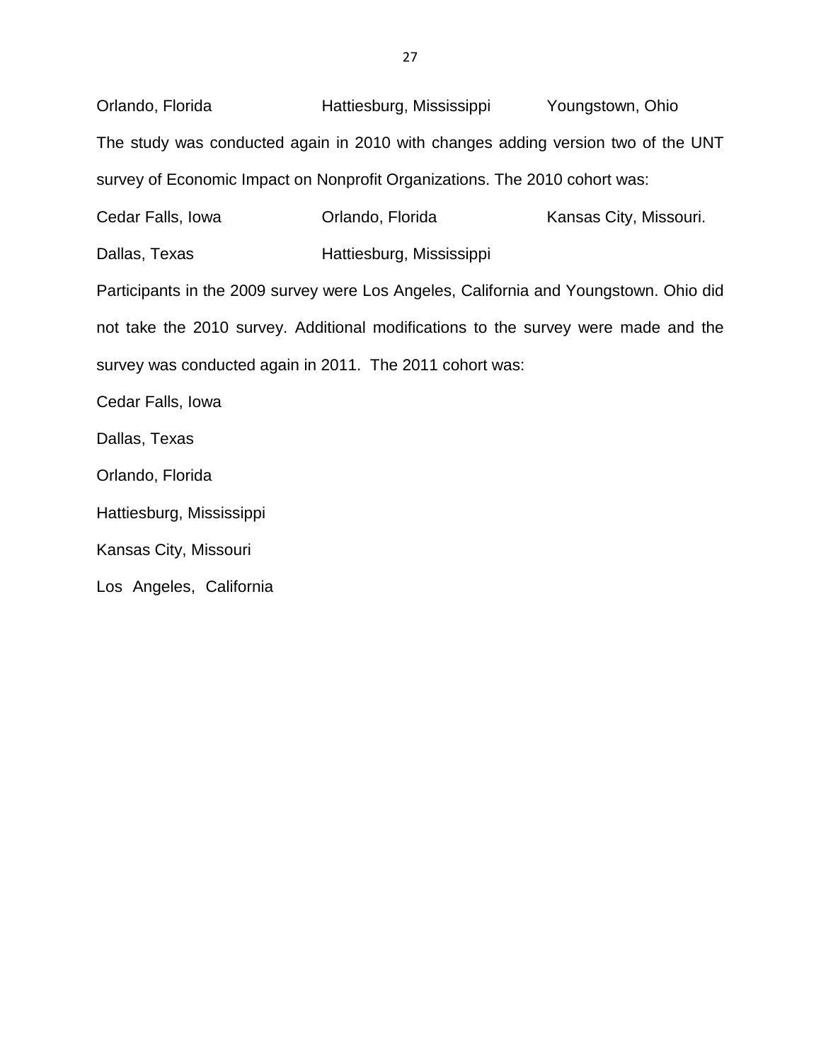Orlando, Florida Hattiesburg, Mississippi Youngstown, Ohio

The study was conducted again in 2010 with changes adding version two of the UNT survey of Economic Impact on Nonprofit Organizations. The 2010 cohort was:

Cedar Falls, Iowa Orlando, Florida Kansas City, Missouri.

Dallas, Texas Hattiesburg, Mississippi

Participants in the 2009 survey were Los Angeles, California and Youngstown. Ohio did not take the 2010 survey. Additional modifications to the survey were made and the survey was conducted again in 2011. The 2011 cohort was:

Cedar Falls, Iowa

Dallas, Texas

Orlando, Florida

Hattiesburg, Mississippi

Kansas City, Missouri

Los Angeles, California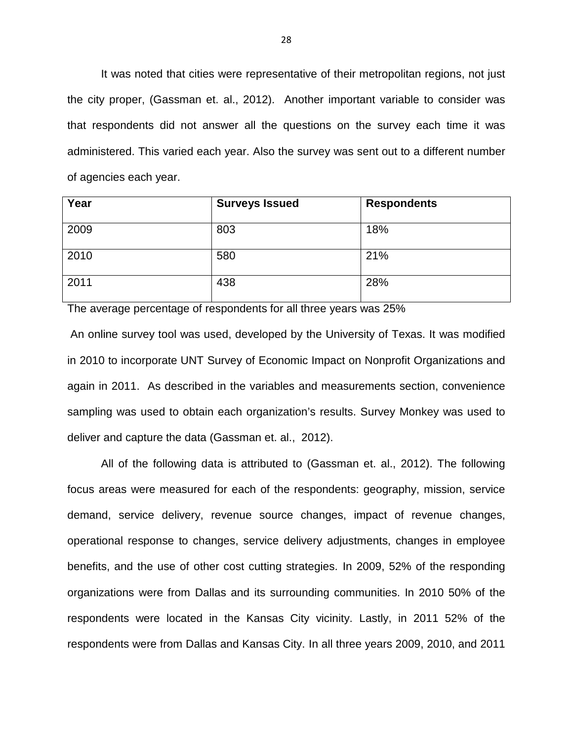It was noted that cities were representative of their metropolitan regions, not just the city proper, (Gassman et. al., 2012). Another important variable to consider was that respondents did not answer all the questions on the survey each time it was administered. This varied each year. Also the survey was sent out to a different number of agencies each year.

| Year | Surveys Issued | Respondents |
|---|---|---|
| 2009 | 803 | 18% |
| 2010 | 580 | 21% |
| 2011 | 438 | 28% |

The average percentage of respondents for all three years was 25%

An online survey tool was used, developed by the University of Texas. It was modified in 2010 to incorporate UNT Survey of Economic Impact on Nonprofit Organizations and again in 2011. As described in the variables and measurements section, convenience sampling was used to obtain each organization's results. Survey Monkey was used to deliver and capture the data (Gassman et. al., 2012).

All of the following data is attributed to (Gassman et. al., 2012). The following focus areas were measured for each of the respondents: geography, mission, service demand, service delivery, revenue source changes, impact of revenue changes, operational response to changes, service delivery adjustments, changes in employee benefits, and the use of other cost cutting strategies. In 2009, 52% of the responding organizations were from Dallas and its surrounding communities. In 2010 50% of the respondents were located in the Kansas City vicinity. Lastly, in 2011 52% of the respondents were from Dallas and Kansas City. In all three years 2009, 2010, and 2011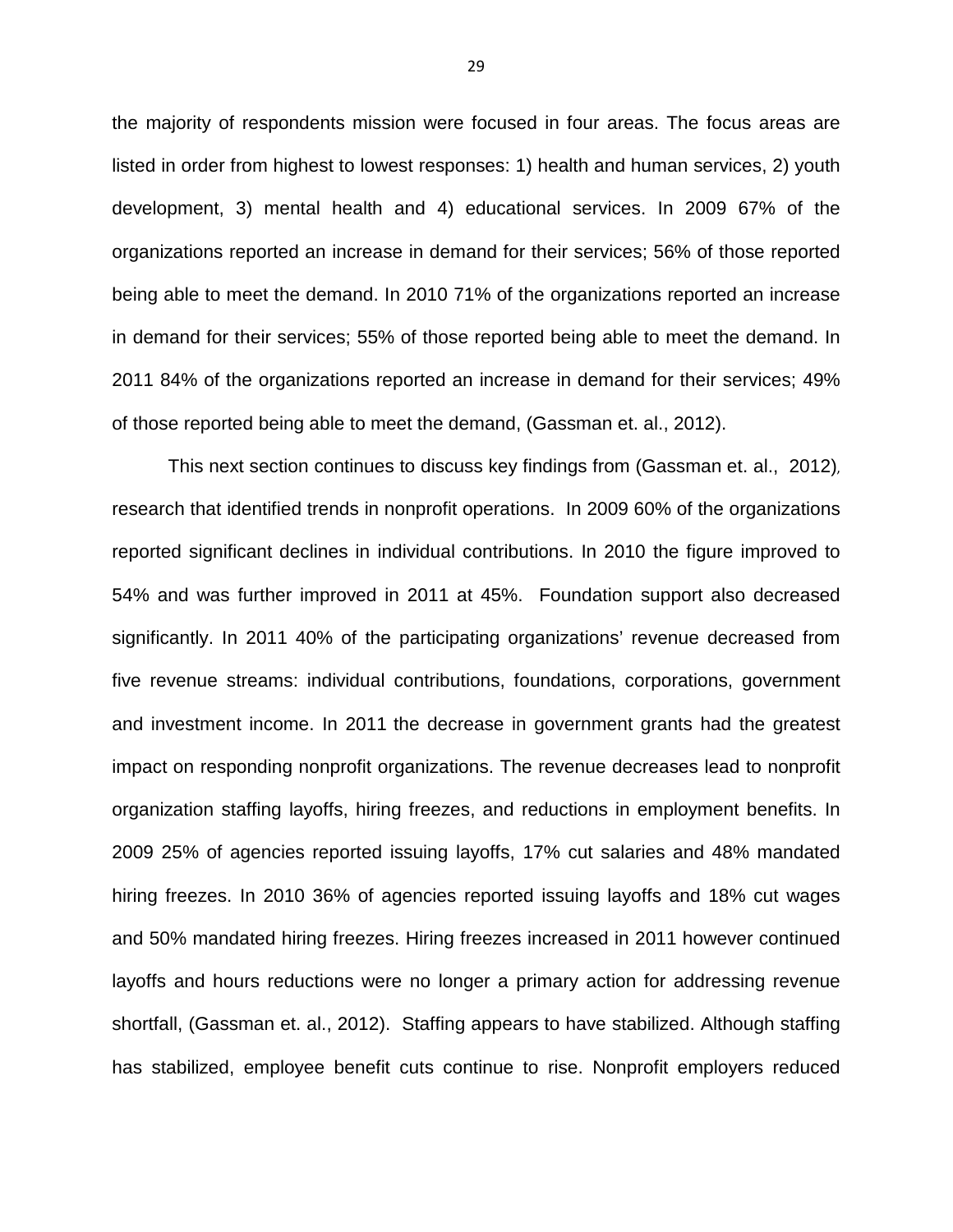the majority of respondents mission were focused in four areas. The focus areas are listed in order from highest to lowest responses: 1) health and human services, 2) youth development, 3) mental health and 4) educational services. In 2009 67% of the organizations reported an increase in demand for their services; 56% of those reported being able to meet the demand. In 2010 71% of the organizations reported an increase in demand for their services; 55% of those reported being able to meet the demand. In 2011 84% of the organizations reported an increase in demand for their services; 49% of those reported being able to meet the demand, (Gassman et. al., 2012).

This next section continues to discuss key findings from (Gassman et. al., 2012), research that identified trends in nonprofit operations. In 2009 60% of the organizations reported significant declines in individual contributions. In 2010 the figure improved to 54% and was further improved in 2011 at 45%. Foundation support also decreased significantly. In 2011 40% of the participating organizations' revenue decreased from five revenue streams: individual contributions, foundations, corporations, government and investment income. In 2011 the decrease in government grants had the greatest impact on responding nonprofit organizations. The revenue decreases lead to nonprofit organization staffing layoffs, hiring freezes, and reductions in employment benefits. In 2009 25% of agencies reported issuing layoffs, 17% cut salaries and 48% mandated hiring freezes. In 2010 36% of agencies reported issuing layoffs and 18% cut wages and 50% mandated hiring freezes. Hiring freezes increased in 2011 however continued layoffs and hours reductions were no longer a primary action for addressing revenue shortfall, (Gassman et. al., 2012). Staffing appears to have stabilized. Although staffing has stabilized, employee benefit cuts continue to rise. Nonprofit employers reduced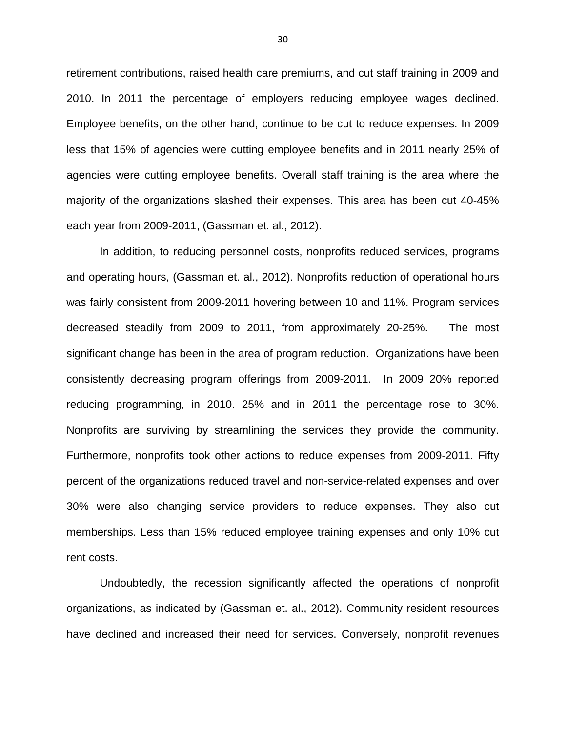retirement contributions, raised health care premiums, and cut staff training in 2009 and 2010. In 2011 the percentage of employers reducing employee wages declined. Employee benefits, on the other hand, continue to be cut to reduce expenses. In 2009 less that 15% of agencies were cutting employee benefits and in 2011 nearly 25% of agencies were cutting employee benefits. Overall staff training is the area where the majority of the organizations slashed their expenses. This area has been cut 40-45% each year from 2009-2011, (Gassman et. al., 2012).

In addition, to reducing personnel costs, nonprofits reduced services, programs and operating hours, (Gassman et. al., 2012). Nonprofits reduction of operational hours was fairly consistent from 2009-2011 hovering between 10 and 11%. Program services decreased steadily from 2009 to 2011, from approximately 20-25%. The most significant change has been in the area of program reduction. Organizations have been consistently decreasing program offerings from 2009-2011. In 2009 20% reported reducing programming, in 2010. 25% and in 2011 the percentage rose to 30%. Nonprofits are surviving by streamlining the services they provide the community. Furthermore, nonprofits took other actions to reduce expenses from 2009-2011. Fifty percent of the organizations reduced travel and non-service-related expenses and over 30% were also changing service providers to reduce expenses. They also cut memberships. Less than 15% reduced employee training expenses and only 10% cut rent costs.

Undoubtedly, the recession significantly affected the operations of nonprofit organizations, as indicated by (Gassman et. al., 2012). Community resident resources have declined and increased their need for services. Conversely, nonprofit revenues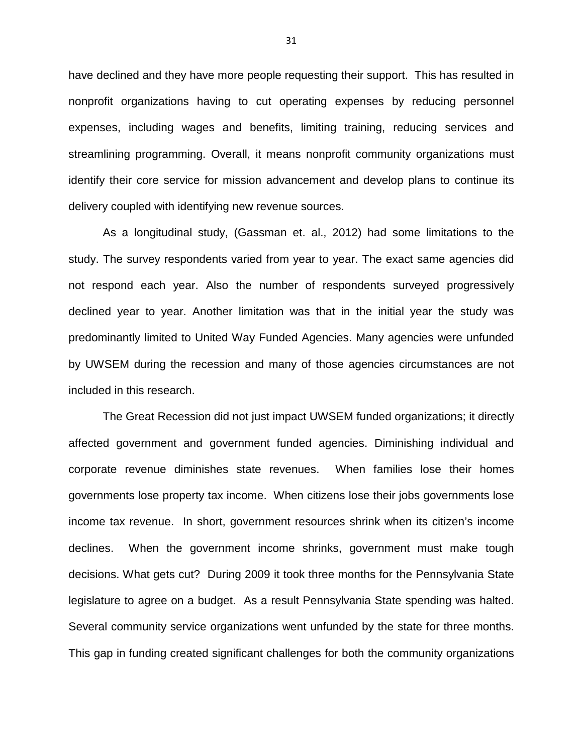have declined and they have more people requesting their support. This has resulted in nonprofit organizations having to cut operating expenses by reducing personnel expenses, including wages and benefits, limiting training, reducing services and streamlining programming. Overall, it means nonprofit community organizations must identify their core service for mission advancement and develop plans to continue its delivery coupled with identifying new revenue sources.

As a longitudinal study, (Gassman et. al., 2012) had some limitations to the study. The survey respondents varied from year to year. The exact same agencies did not respond each year. Also the number of respondents surveyed progressively declined year to year. Another limitation was that in the initial year the study was predominantly limited to United Way Funded Agencies. Many agencies were unfunded by UWSEM during the recession and many of those agencies circumstances are not included in this research.

The Great Recession did not just impact UWSEM funded organizations; it directly affected government and government funded agencies. Diminishing individual and corporate revenue diminishes state revenues. When families lose their homes governments lose property tax income. When citizens lose their jobs governments lose income tax revenue. In short, government resources shrink when its citizen's income declines. When the government income shrinks, government must make tough decisions. What gets cut? During 2009 it took three months for the Pennsylvania State legislature to agree on a budget. As a result Pennsylvania State spending was halted. Several community service organizations went unfunded by the state for three months. This gap in funding created significant challenges for both the community organizations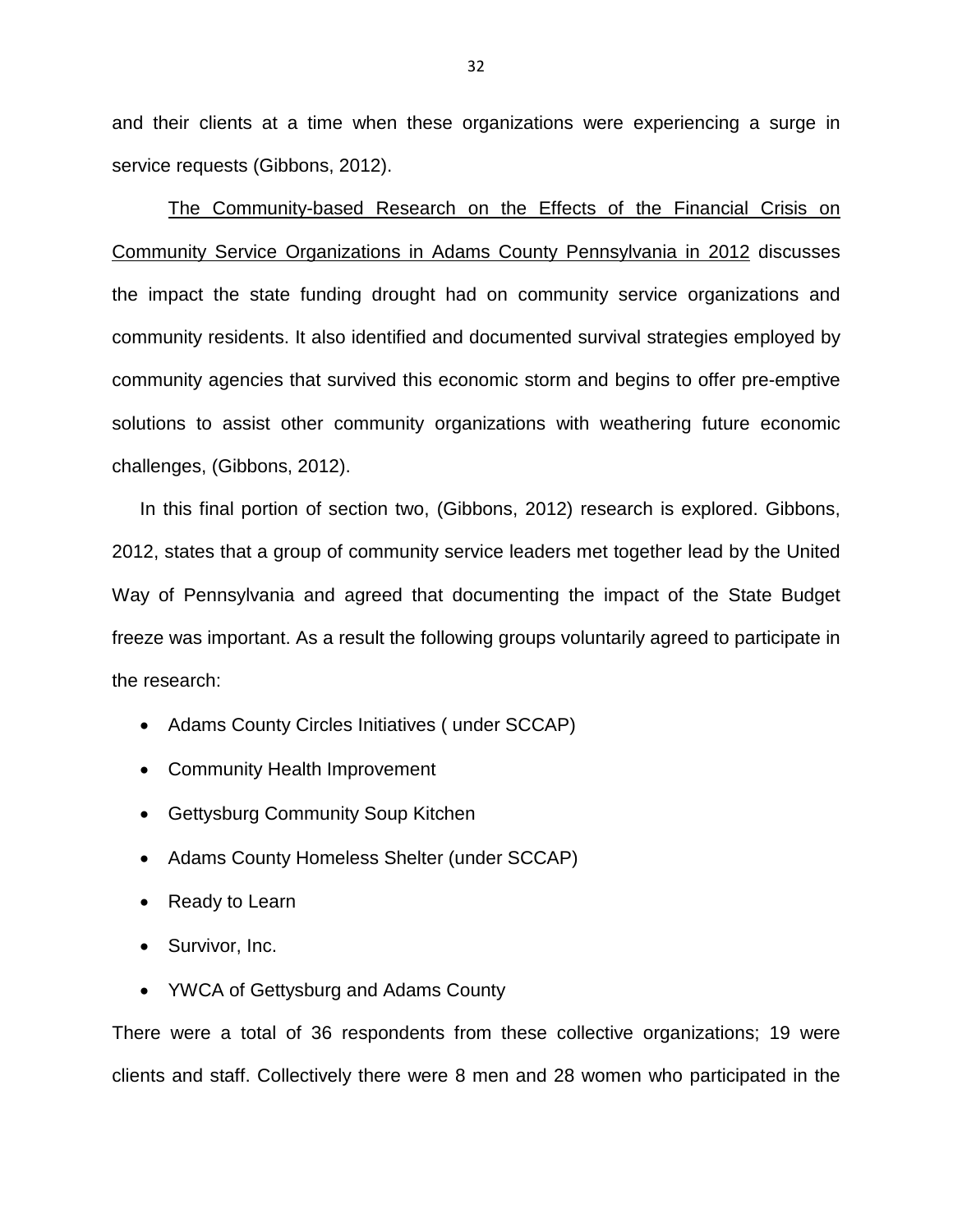and their clients at a time when these organizations were experiencing a surge in service requests (Gibbons, 2012).

<u>The Community-based Research on the Effects of the Financial Crisis on Community Service Organizations in Adams County Pennsylvania in 2012</u> discusses the impact the state funding drought had on community service organizations and community residents. It also identified and documented survival strategies employed by community agencies that survived this economic storm and begins to offer pre-emptive solutions to assist other community organizations with weathering future economic challenges, (Gibbons, 2012).

In this final portion of section two, (Gibbons, 2012) research is explored. Gibbons, 2012, states that a group of community service leaders met together lead by the United Way of Pennsylvania and agreed that documenting the impact of the State Budget freeze was important. As a result the following groups voluntarily agreed to participate in the research:

- Adams County Circles Initiatives ( under SCCAP)
- Community Health Improvement
- Gettysburg Community Soup Kitchen
- Adams County Homeless Shelter (under SCCAP)
- Ready to Learn
- Survivor, Inc.
- YWCA of Gettysburg and Adams County

There were a total of 36 respondents from these collective organizations; 19 were clients and staff. Collectively there were 8 men and 28 women who participated in the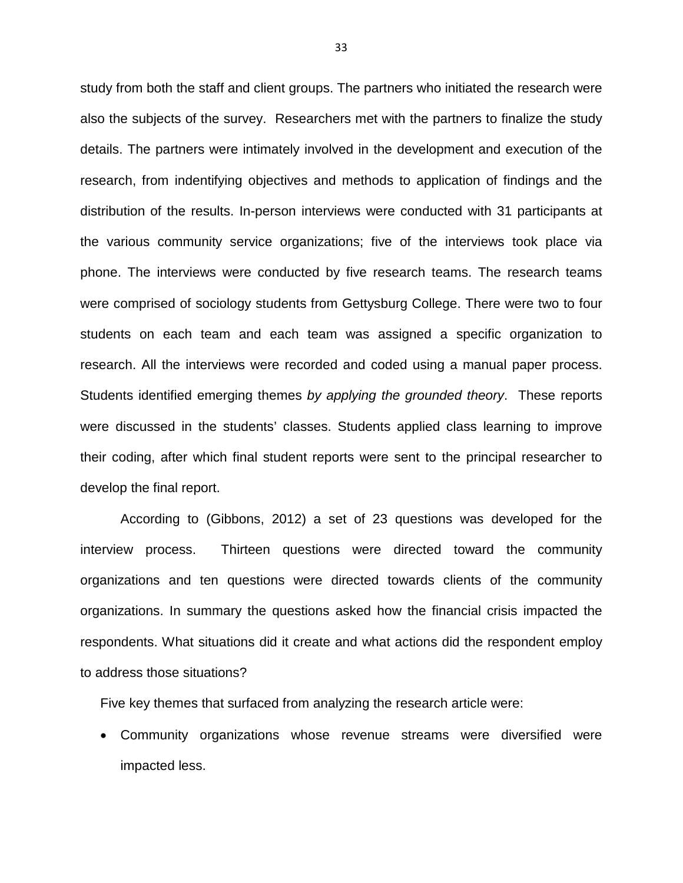study from both the staff and client groups. The partners who initiated the research were also the subjects of the survey. Researchers met with the partners to finalize the study details. The partners were intimately involved in the development and execution of the research, from indentifying objectives and methods to application of findings and the distribution of the results. In-person interviews were conducted with 31 participants at the various community service organizations; five of the interviews took place via phone. The interviews were conducted by five research teams. The research teams were comprised of sociology students from Gettysburg College. There were two to four students on each team and each team was assigned a specific organization to research. All the interviews were recorded and coded using a manual paper process. Students identified emerging themes *by applying the grounded theory*. These reports were discussed in the students' classes. Students applied class learning to improve their coding, after which final student reports were sent to the principal researcher to develop the final report.

According to (Gibbons, 2012) a set of 23 questions was developed for the interview process. Thirteen questions were directed toward the community organizations and ten questions were directed towards clients of the community organizations. In summary the questions asked how the financial crisis impacted the respondents. What situations did it create and what actions did the respondent employ to address those situations?

Five key themes that surfaced from analyzing the research article were:

- Community organizations whose revenue streams were diversified were impacted less.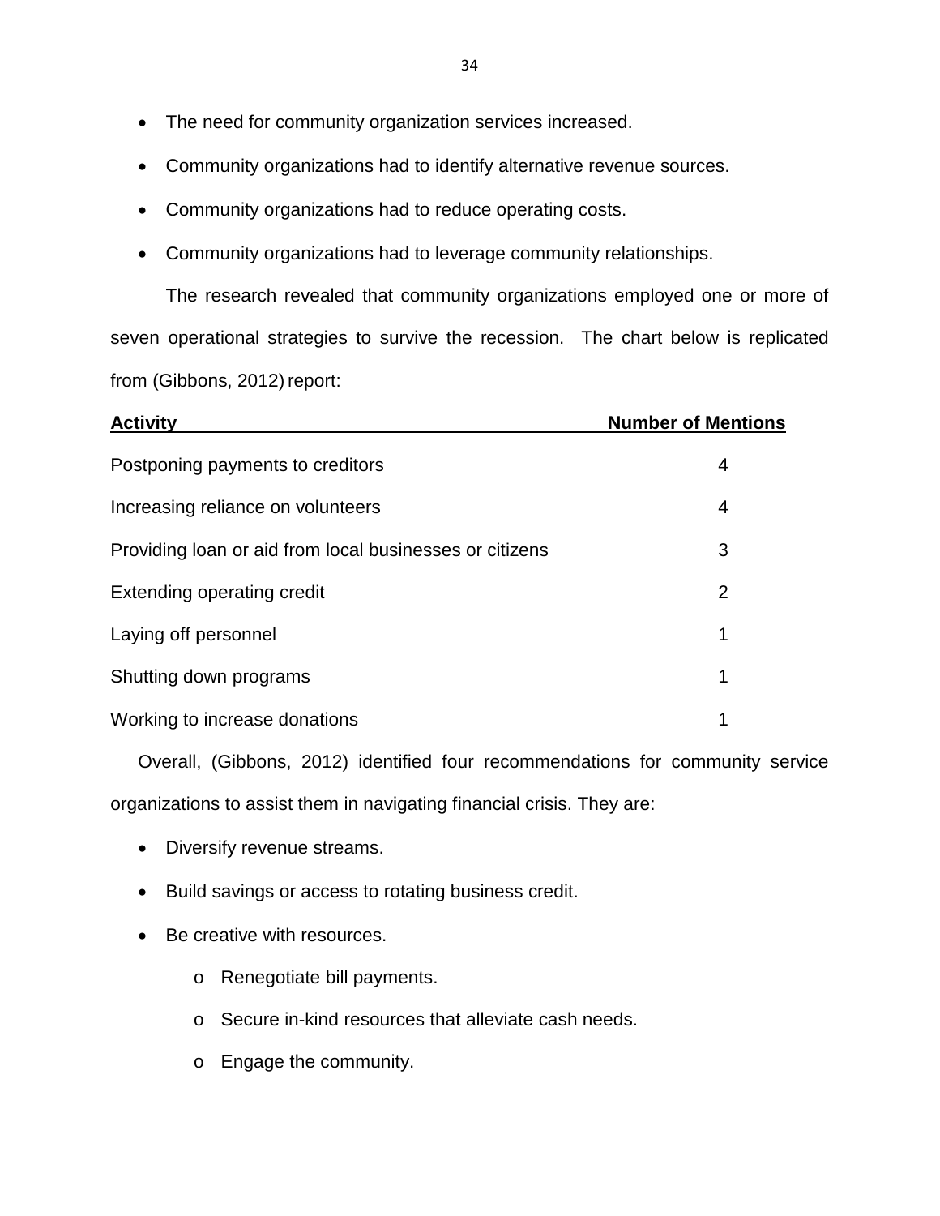- The need for community organization services increased.
- Community organizations had to identify alternative revenue sources.
- Community organizations had to reduce operating costs.
- Community organizations had to leverage community relationships.

The research revealed that community organizations employed one or more of seven operational strategies to survive the recession. The chart below is replicated from (Gibbons, 2012) report:

| Activity | Number of Mentions |
|---|---|
| Postponing payments to creditors | 4 |
| Increasing reliance on volunteers | 4 |
| Providing loan or aid from local businesses or citizens | 3 |
| Extending operating credit | 2 |
| Laying off personnel | 1 |
| Shutting down programs | 1 |
| Working to increase donations | 1 |

Overall, (Gibbons, 2012) identified four recommendations for community service organizations to assist them in navigating financial crisis. They are:

- Diversify revenue streams.
- Build savings or access to rotating business credit.
- Be creative with resources.
    - Renegotiate bill payments.
    - Secure in-kind resources that alleviate cash needs.
    - Engage the community.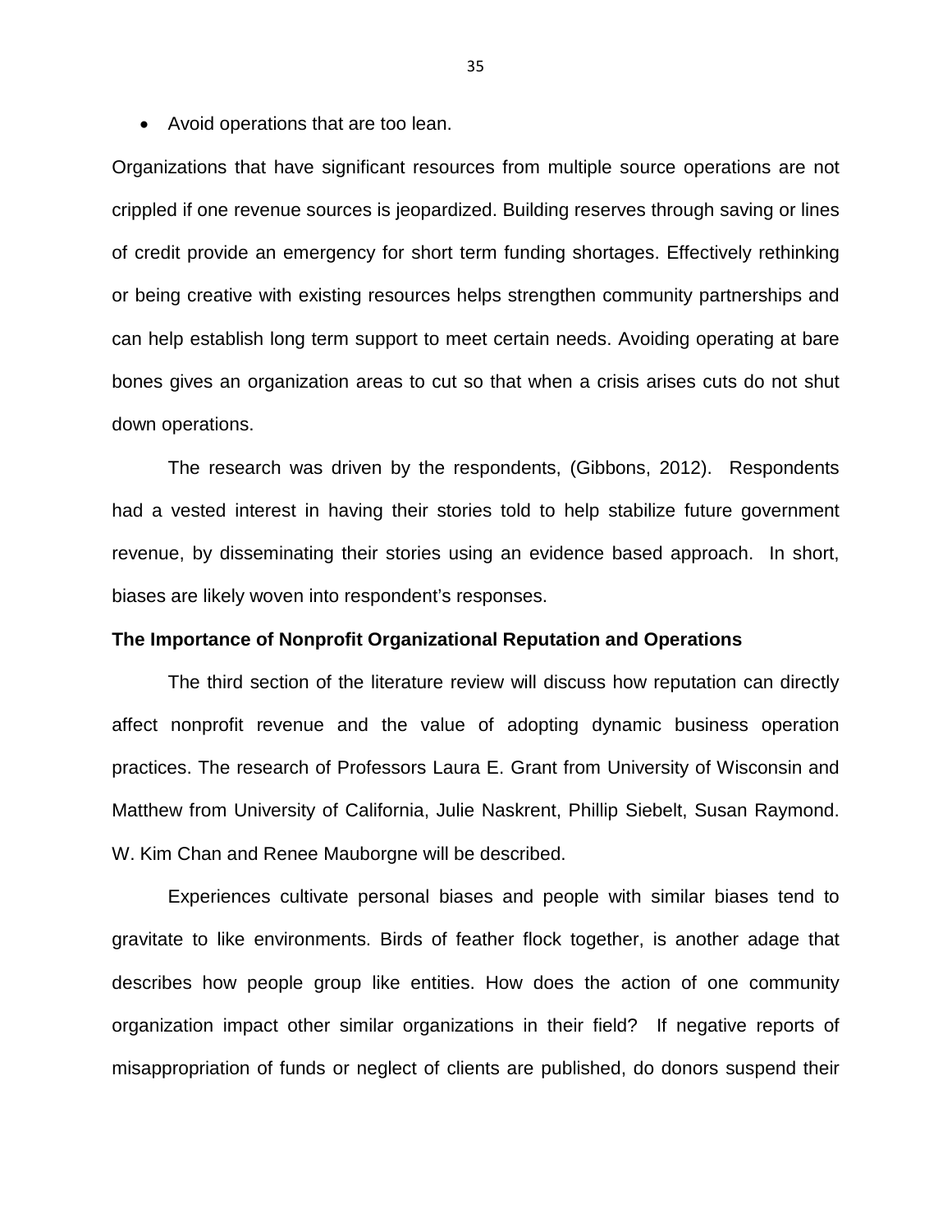- Avoid operations that are too lean.

Organizations that have significant resources from multiple source operations are not crippled if one revenue sources is jeopardized. Building reserves through saving or lines of credit provide an emergency for short term funding shortages. Effectively rethinking or being creative with existing resources helps strengthen community partnerships and can help establish long term support to meet certain needs. Avoiding operating at bare bones gives an organization areas to cut so that when a crisis arises cuts do not shut down operations.

The research was driven by the respondents, (Gibbons, 2012). Respondents had a vested interest in having their stories told to help stabilize future government revenue, by disseminating their stories using an evidence based approach. In short, biases are likely woven into respondent's responses.

**The Importance of Nonprofit Organizational Reputation and Operations**

The third section of the literature review will discuss how reputation can directly affect nonprofit revenue and the value of adopting dynamic business operation practices. The research of Professors Laura E. Grant from University of Wisconsin and Matthew from University of California, Julie Naskrent, Phillip Siebelt, Susan Raymond. W. Kim Chan and Renee Mauborgne will be described.

Experiences cultivate personal biases and people with similar biases tend to gravitate to like environments. Birds of feather flock together, is another adage that describes how people group like entities. How does the action of one community organization impact other similar organizations in their field? If negative reports of misappropriation of funds or neglect of clients are published, do donors suspend their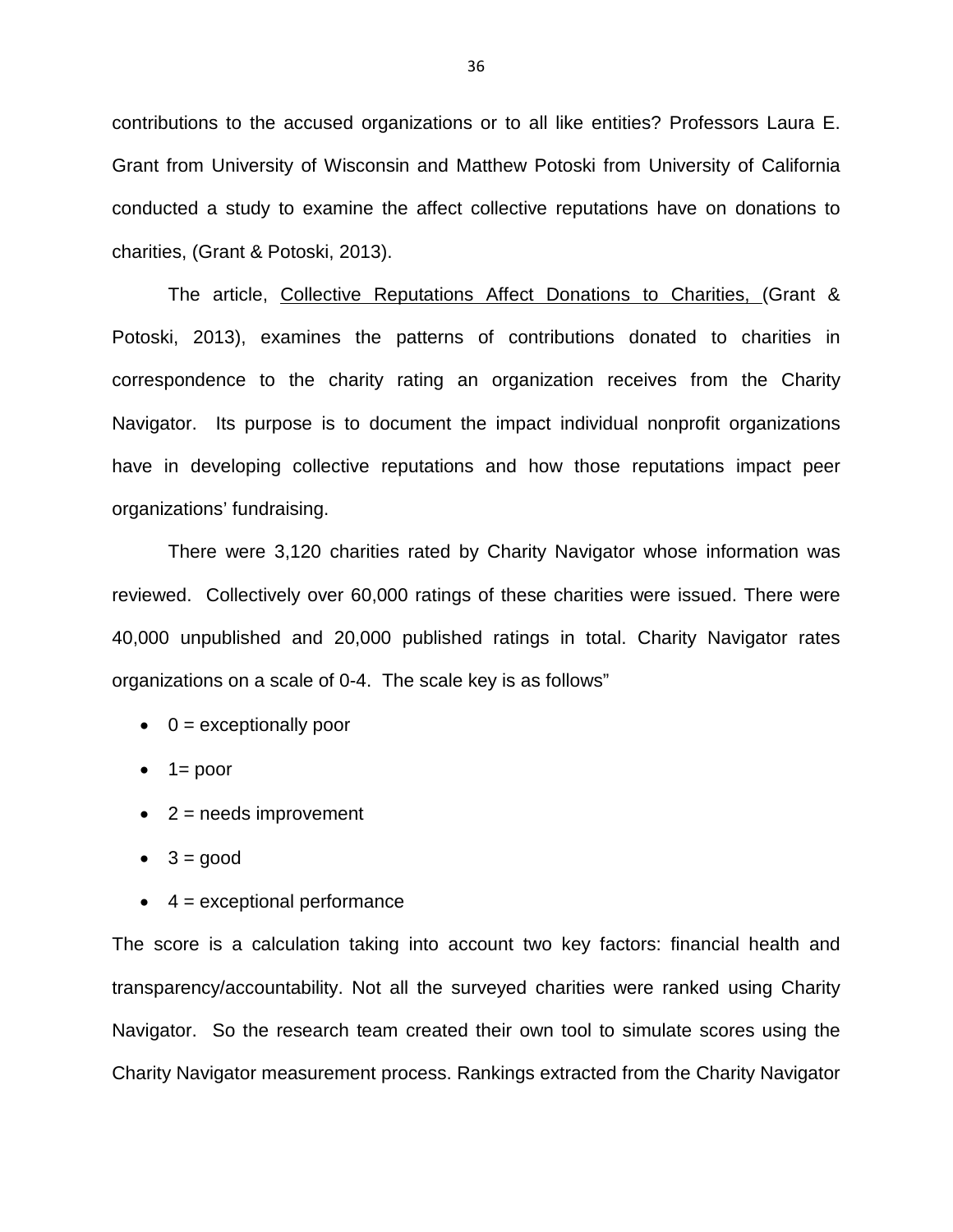contributions to the accused organizations or to all like entities? Professors Laura E. Grant from University of Wisconsin and Matthew Potoski from University of California conducted a study to examine the affect collective reputations have on donations to charities, (Grant & Potoski, 2013).

The article, <u>Collective Reputations Affect Donations to Charities,</u> (Grant & Potoski, 2013), examines the patterns of contributions donated to charities in correspondence to the charity rating an organization receives from the Charity Navigator. Its purpose is to document the impact individual nonprofit organizations have in developing collective reputations and how those reputations impact peer organizations' fundraising.

There were 3,120 charities rated by Charity Navigator whose information was reviewed. Collectively over 60,000 ratings of these charities were issued. There were 40,000 unpublished and 20,000 published ratings in total. Charity Navigator rates organizations on a scale of 0-4. The scale key is as follows"

- 0 = exceptionally poor
- 1= poor
- 2 = needs improvement
- 3 = good
- 4 = exceptional performance

The score is a calculation taking into account two key factors: financial health and transparency/accountability. Not all the surveyed charities were ranked using Charity Navigator. So the research team created their own tool to simulate scores using the Charity Navigator measurement process. Rankings extracted from the Charity Navigator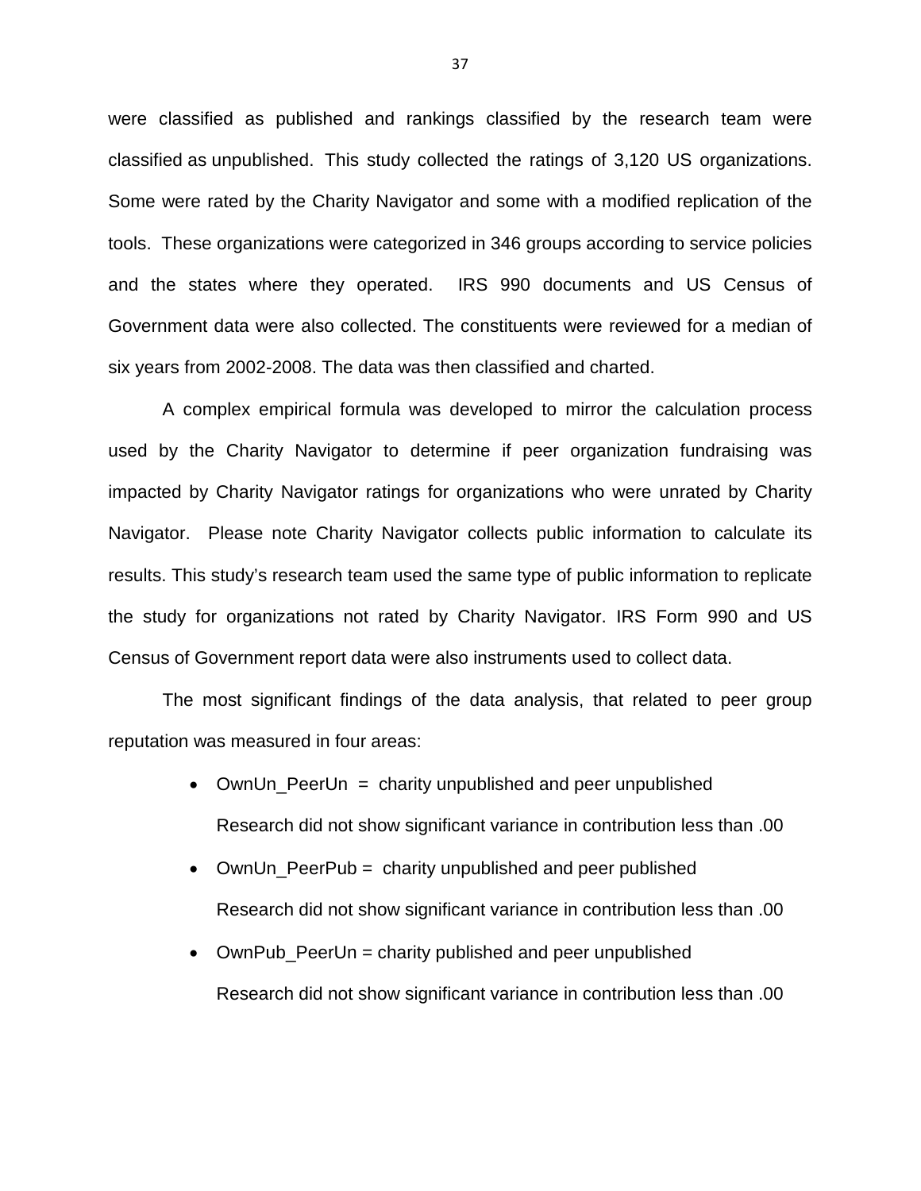were classified as published and rankings classified by the research team were classified as unpublished. This study collected the ratings of 3,120 US organizations. Some were rated by the Charity Navigator and some with a modified replication of the tools. These organizations were categorized in 346 groups according to service policies and the states where they operated. IRS 990 documents and US Census of Government data were also collected. The constituents were reviewed for a median of six years from 2002-2008. The data was then classified and charted.

A complex empirical formula was developed to mirror the calculation process used by the Charity Navigator to determine if peer organization fundraising was impacted by Charity Navigator ratings for organizations who were unrated by Charity Navigator. Please note Charity Navigator collects public information to calculate its results. This study's research team used the same type of public information to replicate the study for organizations not rated by Charity Navigator. IRS Form 990 and US Census of Government report data were also instruments used to collect data.

The most significant findings of the data analysis, that related to peer group reputation was measured in four areas:

- OwnUn_PeerUn = charity unpublished and peer unpublished

  Research did not show significant variance in contribution less than .00
- OwnUn_PeerPub = charity unpublished and peer published

  Research did not show significant variance in contribution less than .00
- OwnPub_PeerUn = charity published and peer unpublished

  Research did not show significant variance in contribution less than .00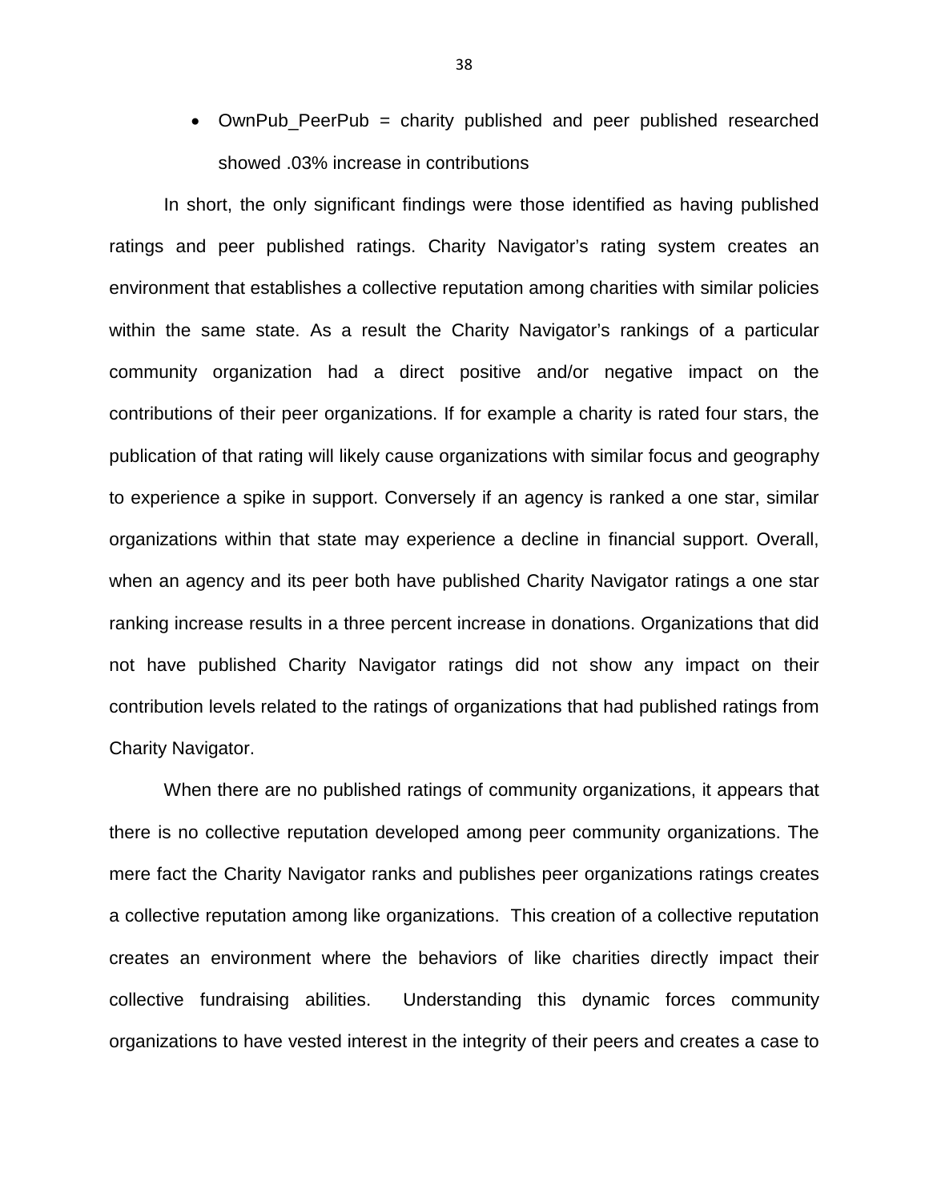- OwnPub_PeerPub = charity published and peer published researched showed .03% increase in contributions

In short, the only significant findings were those identified as having published ratings and peer published ratings. Charity Navigator's rating system creates an environment that establishes a collective reputation among charities with similar policies within the same state. As a result the Charity Navigator's rankings of a particular community organization had a direct positive and/or negative impact on the contributions of their peer organizations. If for example a charity is rated four stars, the publication of that rating will likely cause organizations with similar focus and geography to experience a spike in support. Conversely if an agency is ranked a one star, similar organizations within that state may experience a decline in financial support. Overall, when an agency and its peer both have published Charity Navigator ratings a one star ranking increase results in a three percent increase in donations. Organizations that did not have published Charity Navigator ratings did not show any impact on their contribution levels related to the ratings of organizations that had published ratings from Charity Navigator.

When there are no published ratings of community organizations, it appears that there is no collective reputation developed among peer community organizations. The mere fact the Charity Navigator ranks and publishes peer organizations ratings creates a collective reputation among like organizations. This creation of a collective reputation creates an environment where the behaviors of like charities directly impact their collective fundraising abilities. Understanding this dynamic forces community organizations to have vested interest in the integrity of their peers and creates a case to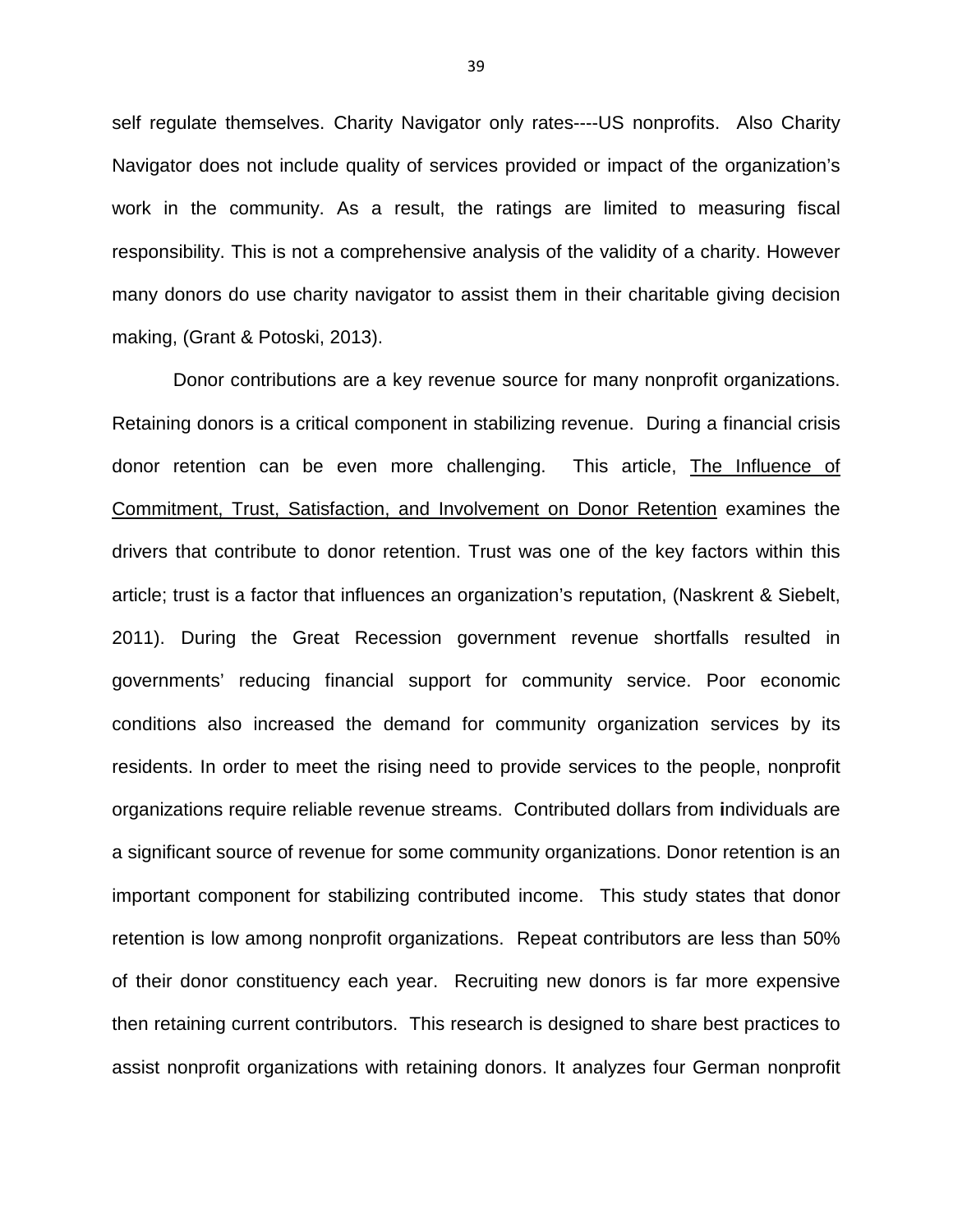self regulate themselves. Charity Navigator only rates----US nonprofits. Also Charity Navigator does not include quality of services provided or impact of the organization's work in the community. As a result, the ratings are limited to measuring fiscal responsibility. This is not a comprehensive analysis of the validity of a charity. However many donors do use charity navigator to assist them in their charitable giving decision making, (Grant & Potoski, 2013).

Donor contributions are a key revenue source for many nonprofit organizations. Retaining donors is a critical component in stabilizing revenue. During a financial crisis donor retention can be even more challenging. This article, The Influence of Commitment, Trust, Satisfaction, and Involvement on Donor Retention examines the drivers that contribute to donor retention. Trust was one of the key factors within this article; trust is a factor that influences an organization's reputation, (Naskrent & Siebelt, 2011). During the Great Recession government revenue shortfalls resulted in governments' reducing financial support for community service. Poor economic conditions also increased the demand for community organization services by its residents. In order to meet the rising need to provide services to the people, nonprofit organizations require reliable revenue streams. Contributed dollars from **i**ndividuals are a significant source of revenue for some community organizations. Donor retention is an important component for stabilizing contributed income. This study states that donor retention is low among nonprofit organizations. Repeat contributors are less than 50% of their donor constituency each year. Recruiting new donors is far more expensive then retaining current contributors. This research is designed to share best practices to assist nonprofit organizations with retaining donors. It analyzes four German nonprofit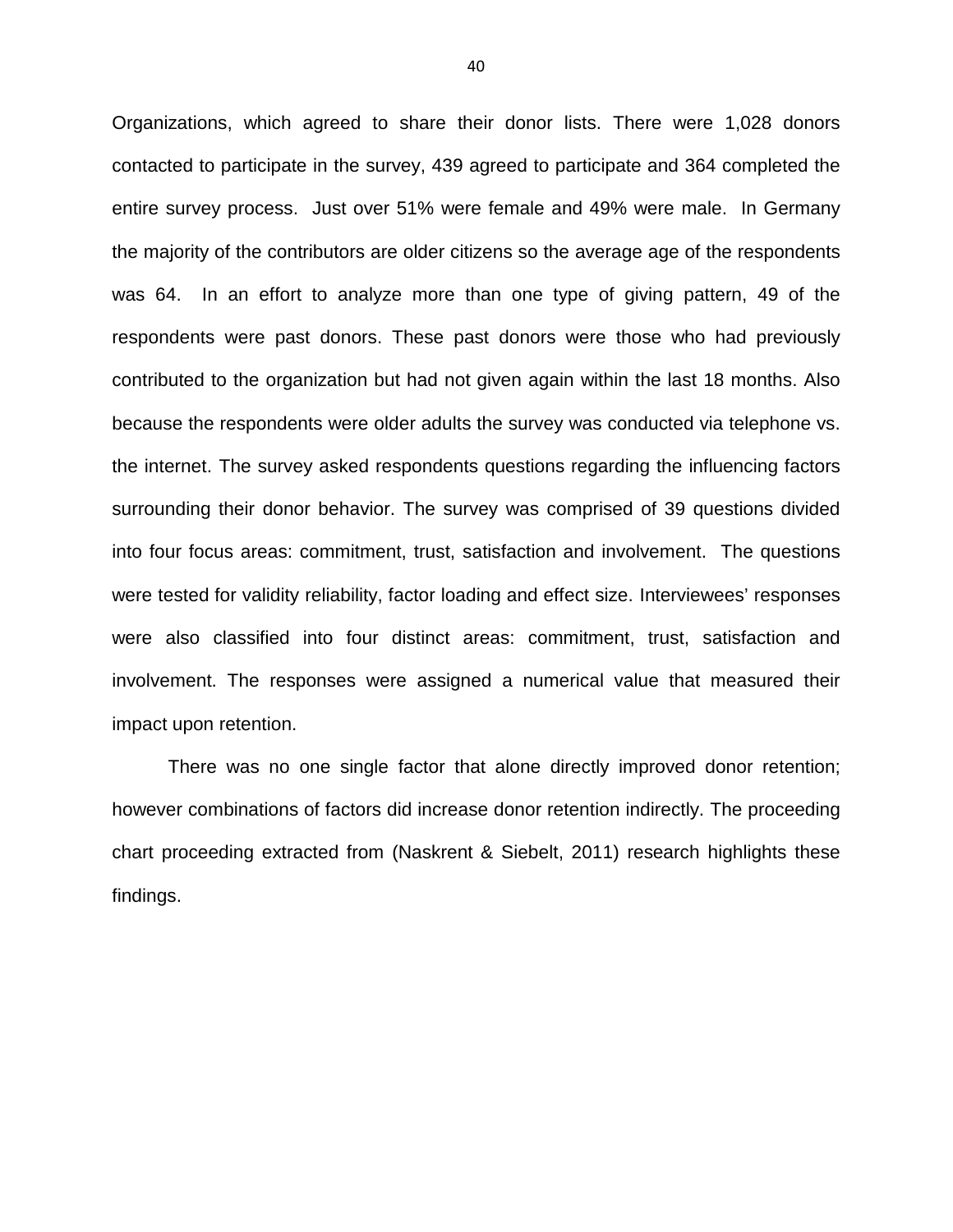Organizations, which agreed to share their donor lists. There were 1,028 donors contacted to participate in the survey, 439 agreed to participate and 364 completed the entire survey process. Just over 51% were female and 49% were male. In Germany the majority of the contributors are older citizens so the average age of the respondents was 64. In an effort to analyze more than one type of giving pattern, 49 of the respondents were past donors. These past donors were those who had previously contributed to the organization but had not given again within the last 18 months. Also because the respondents were older adults the survey was conducted via telephone vs. the internet. The survey asked respondents questions regarding the influencing factors surrounding their donor behavior. The survey was comprised of 39 questions divided into four focus areas: commitment, trust, satisfaction and involvement. The questions were tested for validity reliability, factor loading and effect size. Interviewees' responses were also classified into four distinct areas: commitment, trust, satisfaction and involvement. The responses were assigned a numerical value that measured their impact upon retention.

There was no one single factor that alone directly improved donor retention; however combinations of factors did increase donor retention indirectly. The proceeding chart proceeding extracted from (Naskrent & Siebelt, 2011) research highlights these findings.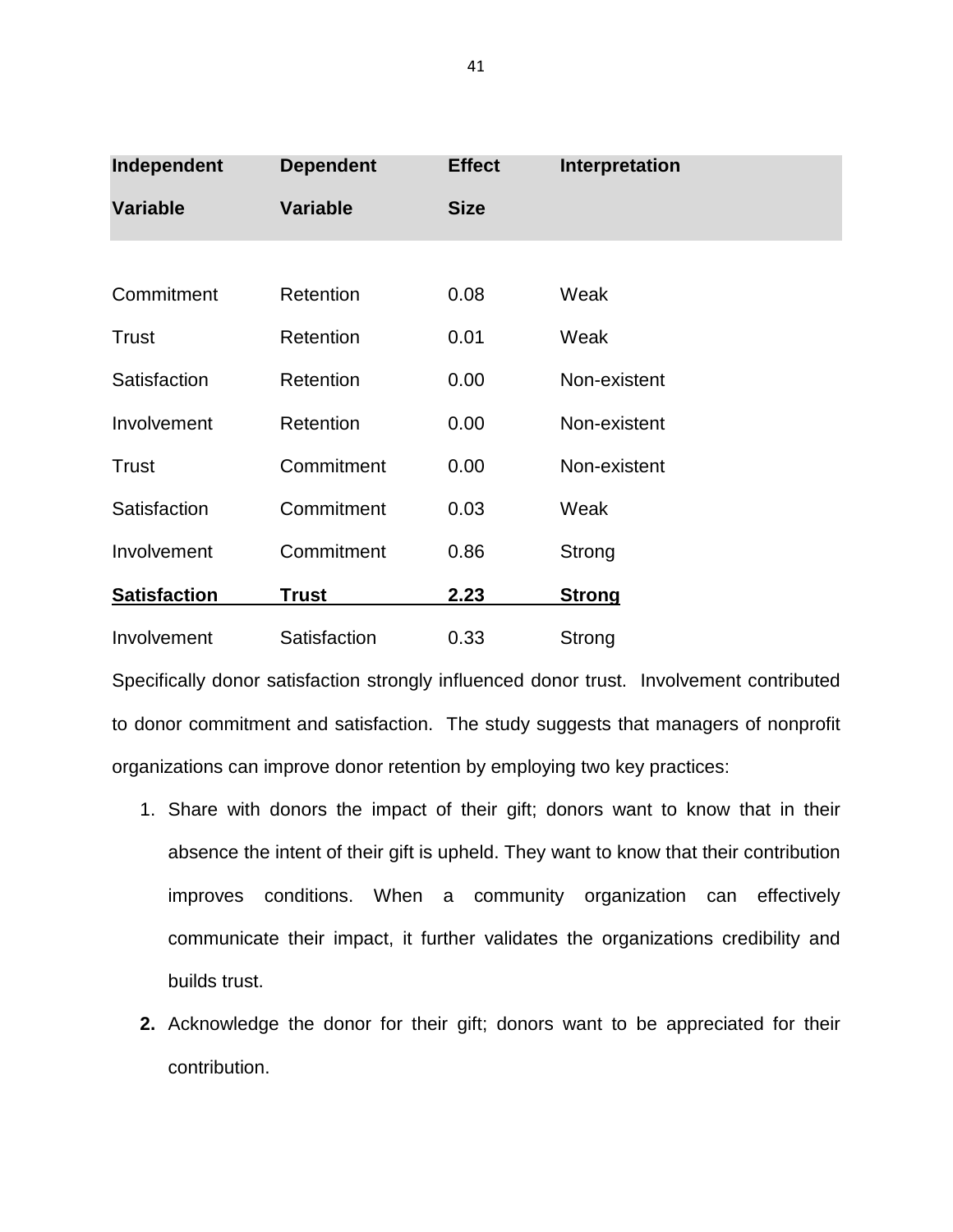| Independent Variable | Dependent Variable | Effect Size | Interpretation |
| --- | --- | --- | --- |
| Commitment | Retention | 0.08 | Weak |
| Trust | Retention | 0.01 | Weak |
| Satisfaction | Retention | 0.00 | Non-existent |
| Involvement | Retention | 0.00 | Non-existent |
| Trust | Commitment | 0.00 | Non-existent |
| Satisfaction | Commitment | 0.03 | Weak |
| Involvement | Commitment | 0.86 | Strong |
| **Satisfaction** | **Trust** | **2.23** | **Strong** |
| Involvement | Satisfaction | 0.33 | Strong |

Specifically donor satisfaction strongly influenced donor trust. Involvement contributed to donor commitment and satisfaction. The study suggests that managers of nonprofit organizations can improve donor retention by employing two key practices:

1. Share with donors the impact of their gift; donors want to know that in their absence the intent of their gift is upheld. They want to know that their contribution improves conditions. When a community organization can effectively communicate their impact, it further validates the organizations credibility and builds trust.
2. Acknowledge the donor for their gift; donors want to be appreciated for their contribution.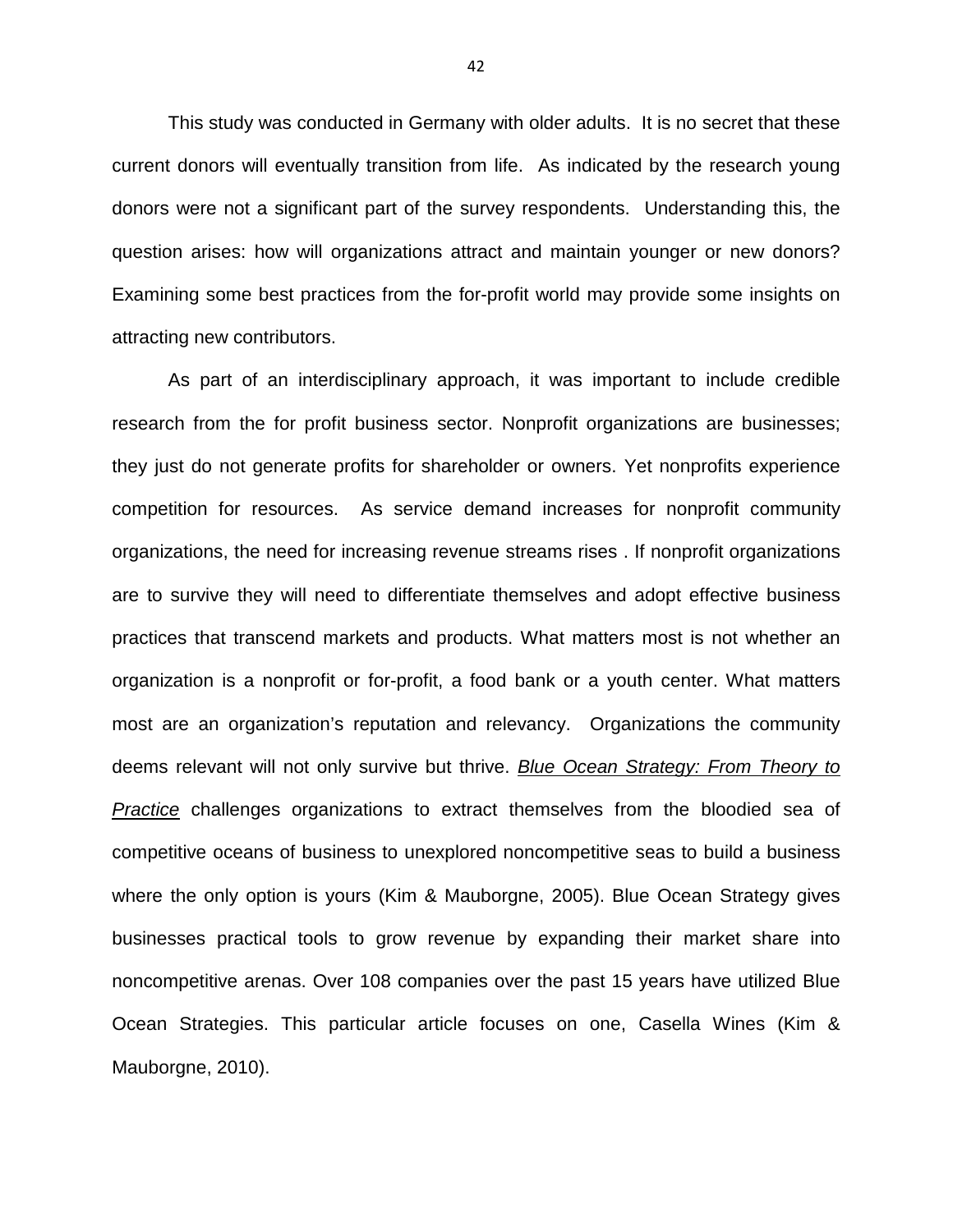This study was conducted in Germany with older adults. It is no secret that these current donors will eventually transition from life. As indicated by the research young donors were not a significant part of the survey respondents. Understanding this, the question arises: how will organizations attract and maintain younger or new donors? Examining some best practices from the for-profit world may provide some insights on attracting new contributors.

As part of an interdisciplinary approach, it was important to include credible research from the for profit business sector. Nonprofit organizations are businesses; they just do not generate profits for shareholder or owners. Yet nonprofits experience competition for resources. As service demand increases for nonprofit community organizations, the need for increasing revenue streams rises . If nonprofit organizations are to survive they will need to differentiate themselves and adopt effective business practices that transcend markets and products. What matters most is not whether an organization is a nonprofit or for-profit, a food bank or a youth center. What matters most are an organization's reputation and relevancy. Organizations the community deems relevant will not only survive but thrive. *Blue Ocean Strategy: From Theory to Practice* challenges organizations to extract themselves from the bloodied sea of competitive oceans of business to unexplored noncompetitive seas to build a business where the only option is yours (Kim & Mauborgne, 2005). Blue Ocean Strategy gives businesses practical tools to grow revenue by expanding their market share into noncompetitive arenas. Over 108 companies over the past 15 years have utilized Blue Ocean Strategies. This particular article focuses on one, Casella Wines (Kim & Mauborgne, 2010).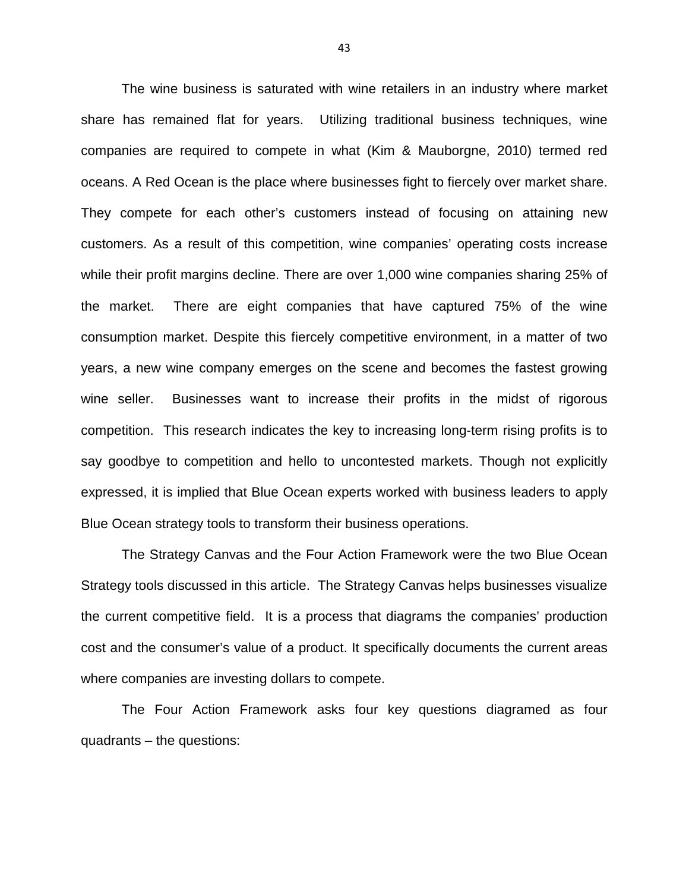The wine business is saturated with wine retailers in an industry where market share has remained flat for years. Utilizing traditional business techniques, wine companies are required to compete in what (Kim & Mauborgne, 2010) termed red oceans. A Red Ocean is the place where businesses fight to fiercely over market share. They compete for each other's customers instead of focusing on attaining new customers. As a result of this competition, wine companies' operating costs increase while their profit margins decline. There are over 1,000 wine companies sharing 25% of the market. There are eight companies that have captured 75% of the wine consumption market. Despite this fiercely competitive environment, in a matter of two years, a new wine company emerges on the scene and becomes the fastest growing wine seller. Businesses want to increase their profits in the midst of rigorous competition. This research indicates the key to increasing long-term rising profits is to say goodbye to competition and hello to uncontested markets. Though not explicitly expressed, it is implied that Blue Ocean experts worked with business leaders to apply Blue Ocean strategy tools to transform their business operations.

The Strategy Canvas and the Four Action Framework were the two Blue Ocean Strategy tools discussed in this article. The Strategy Canvas helps businesses visualize the current competitive field. It is a process that diagrams the companies' production cost and the consumer's value of a product. It specifically documents the current areas where companies are investing dollars to compete.

The Four Action Framework asks four key questions diagramed as four quadrants – the questions: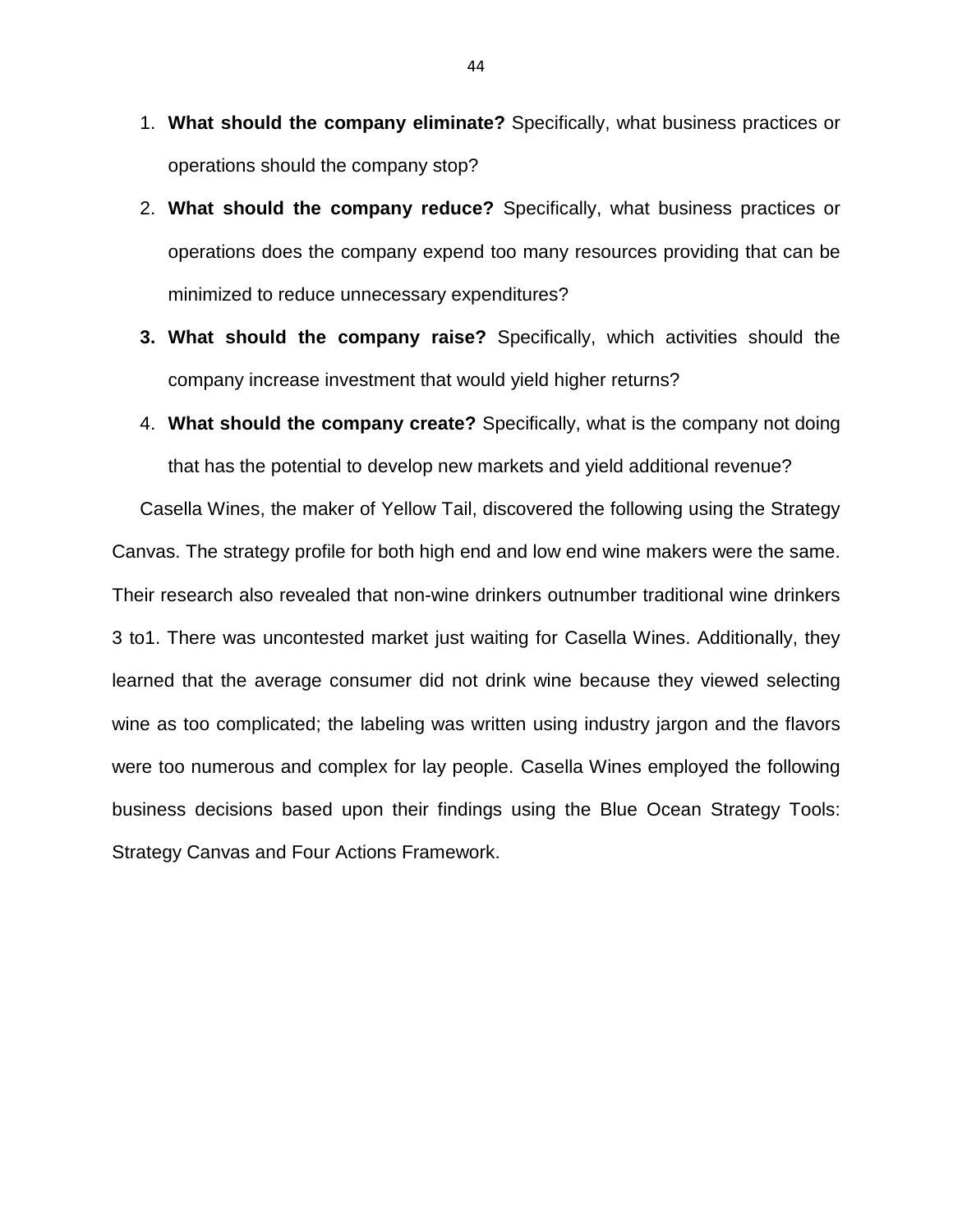1. **What should the company eliminate?** Specifically, what business practices or operations should the company stop?
2. **What should the company reduce?** Specifically, what business practices or operations does the company expend too many resources providing that can be minimized to reduce unnecessary expenditures?
3. **What should the company raise? Specifically, which activities should the company increase investment that would yield higher returns?**
4. **What should the company create?** Specifically, what is the company not doing that has the potential to develop new markets and yield additional revenue?

Casella Wines, the maker of Yellow Tail, discovered the following using the Strategy Canvas. The strategy profile for both high end and low end wine makers were the same. Their research also revealed that non-wine drinkers outnumber traditional wine drinkers 3 to1. There was uncontested market just waiting for Casella Wines. Additionally, they learned that the average consumer did not drink wine because they viewed selecting wine as too complicated; the labeling was written using industry jargon and the flavors were too numerous and complex for lay people. Casella Wines employed the following business decisions based upon their findings using the Blue Ocean Strategy Tools: Strategy Canvas and Four Actions Framework.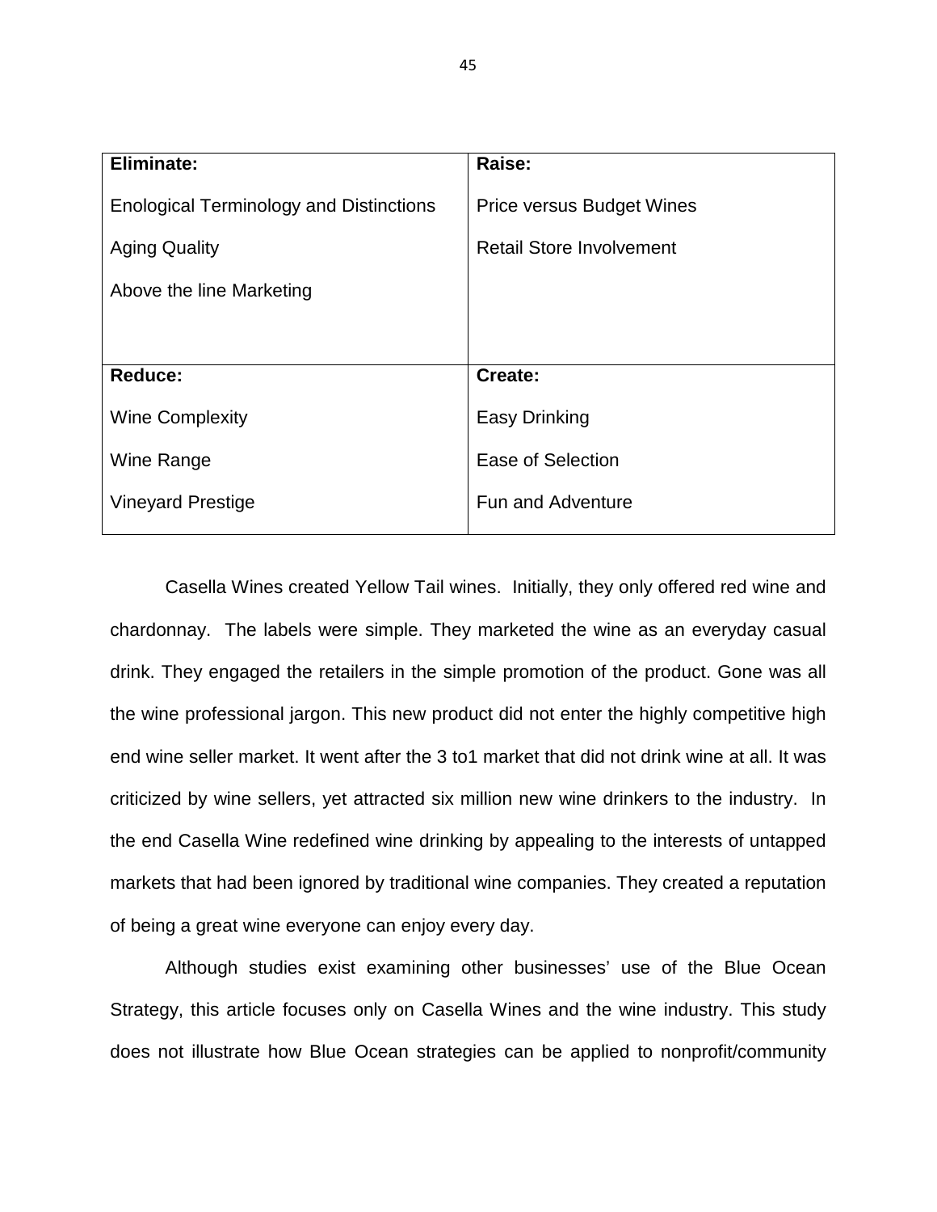| Eliminate: | Raise: |
|---|---|
| Enological Terminology and Distinctions | Price versus Budget Wines |
| Aging Quality | Retail Store Involvement |
| Above the line Marketing | |
| **Reduce:** | **Create:** |
| Wine Complexity | Easy Drinking |
| Wine Range | Ease of Selection |
| Vineyard Prestige | Fun and Adventure |

Casella Wines created Yellow Tail wines. Initially, they only offered red wine and chardonnay. The labels were simple. They marketed the wine as an everyday casual drink. They engaged the retailers in the simple promotion of the product. Gone was all the wine professional jargon. This new product did not enter the highly competitive high end wine seller market. It went after the 3 to1 market that did not drink wine at all. It was criticized by wine sellers, yet attracted six million new wine drinkers to the industry. In the end Casella Wine redefined wine drinking by appealing to the interests of untapped markets that had been ignored by traditional wine companies. They created a reputation of being a great wine everyone can enjoy every day.

Although studies exist examining other businesses' use of the Blue Ocean Strategy, this article focuses only on Casella Wines and the wine industry. This study does not illustrate how Blue Ocean strategies can be applied to nonprofit/community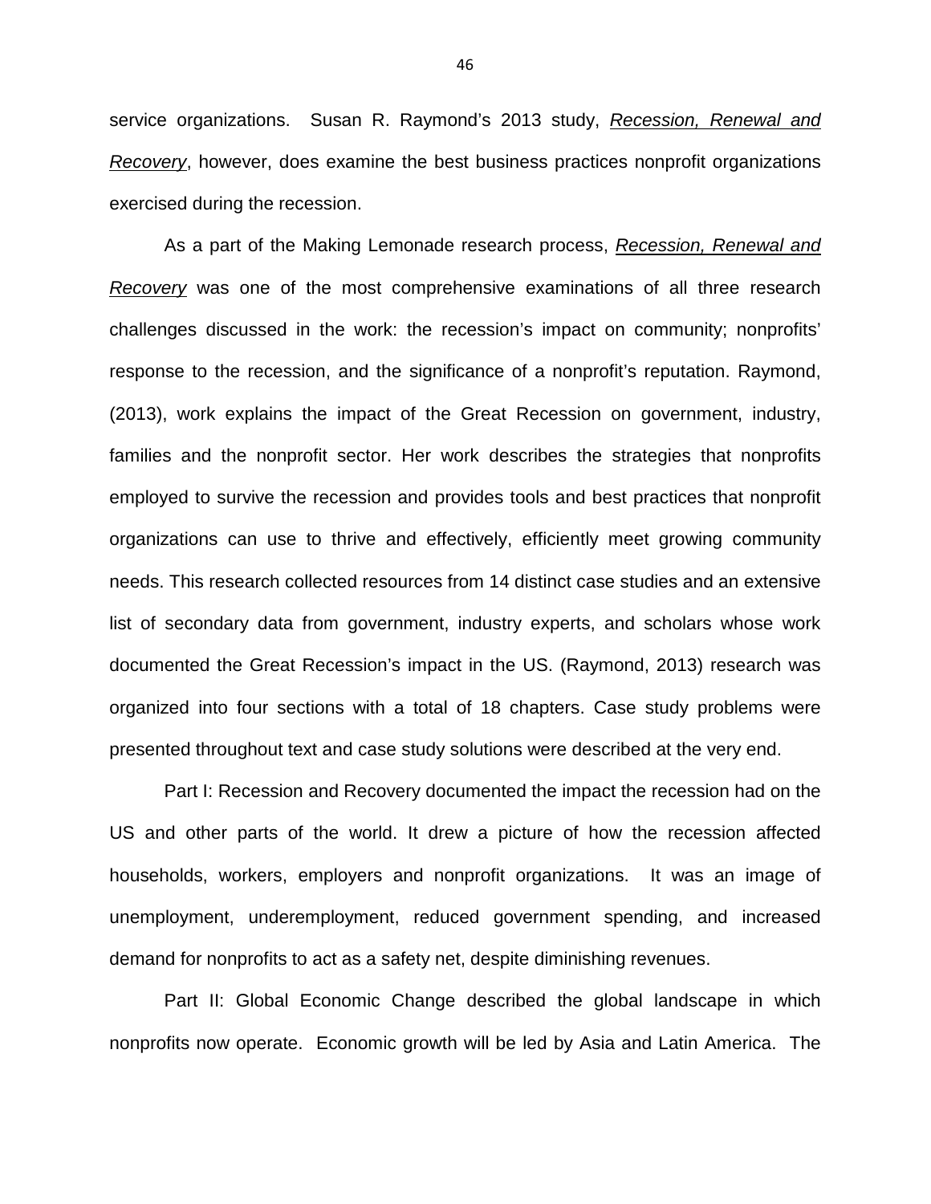service organizations. Susan R. Raymond's 2013 study, *Recession, Renewal and Recovery*, however, does examine the best business practices nonprofit organizations exercised during the recession.

As a part of the Making Lemonade research process, *Recession, Renewal and Recovery* was one of the most comprehensive examinations of all three research challenges discussed in the work: the recession's impact on community; nonprofits' response to the recession, and the significance of a nonprofit's reputation. Raymond, (2013), work explains the impact of the Great Recession on government, industry, families and the nonprofit sector. Her work describes the strategies that nonprofits employed to survive the recession and provides tools and best practices that nonprofit organizations can use to thrive and effectively, efficiently meet growing community needs. This research collected resources from 14 distinct case studies and an extensive list of secondary data from government, industry experts, and scholars whose work documented the Great Recession's impact in the US. (Raymond, 2013) research was organized into four sections with a total of 18 chapters. Case study problems were presented throughout text and case study solutions were described at the very end.

Part I: Recession and Recovery documented the impact the recession had on the US and other parts of the world. It drew a picture of how the recession affected households, workers, employers and nonprofit organizations. It was an image of unemployment, underemployment, reduced government spending, and increased demand for nonprofits to act as a safety net, despite diminishing revenues.

Part II: Global Economic Change described the global landscape in which nonprofits now operate. Economic growth will be led by Asia and Latin America. The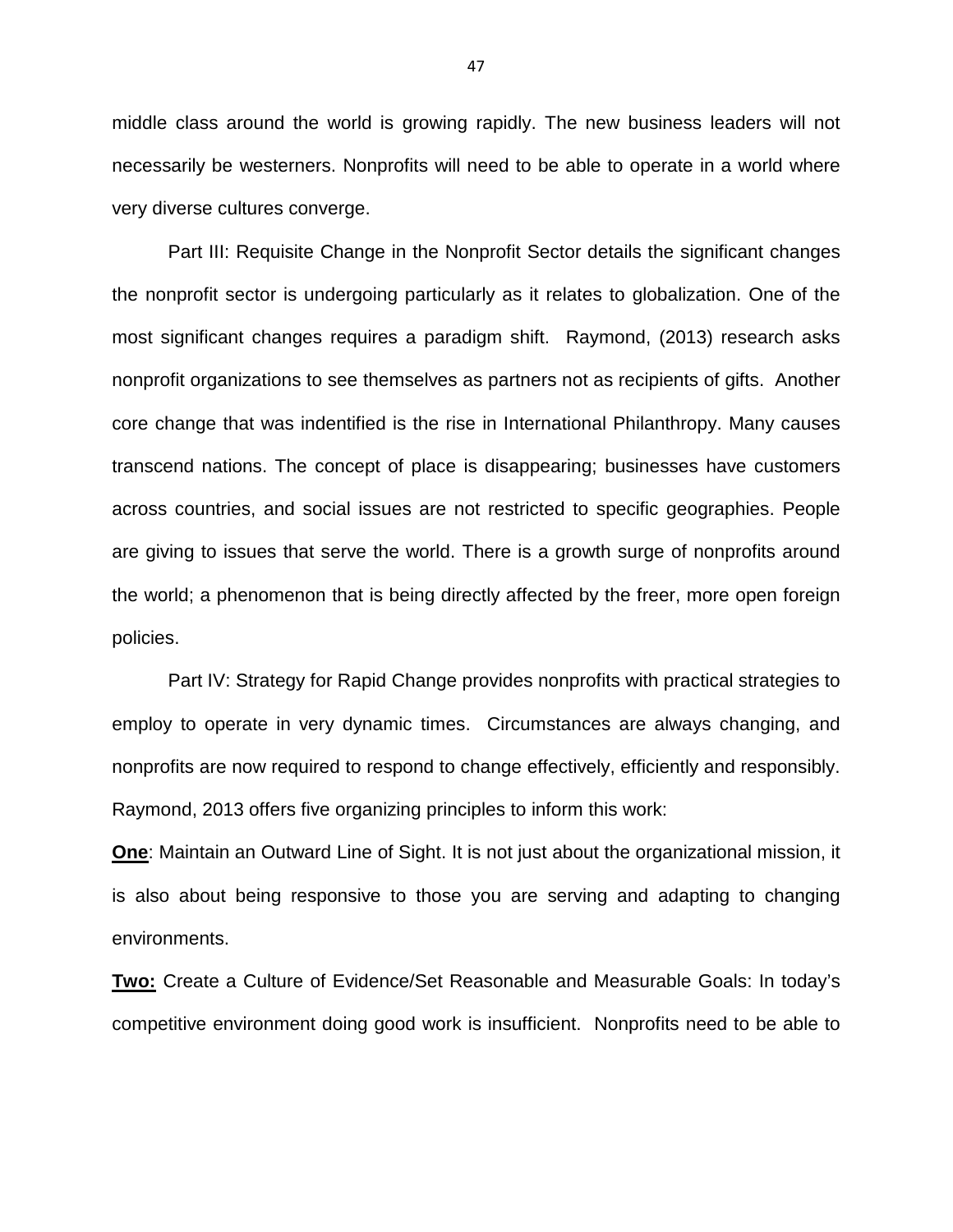middle class around the world is growing rapidly. The new business leaders will not necessarily be westerners. Nonprofits will need to be able to operate in a world where very diverse cultures converge.

Part III: Requisite Change in the Nonprofit Sector details the significant changes the nonprofit sector is undergoing particularly as it relates to globalization. One of the most significant changes requires a paradigm shift. Raymond, (2013) research asks nonprofit organizations to see themselves as partners not as recipients of gifts. Another core change that was indentified is the rise in International Philanthropy. Many causes transcend nations. The concept of place is disappearing; businesses have customers across countries, and social issues are not restricted to specific geographies. People are giving to issues that serve the world. There is a growth surge of nonprofits around the world; a phenomenon that is being directly affected by the freer, more open foreign policies.

Part IV: Strategy for Rapid Change provides nonprofits with practical strategies to employ to operate in very dynamic times. Circumstances are always changing, and nonprofits are now required to respond to change effectively, efficiently and responsibly. Raymond, 2013 offers five organizing principles to inform this work:

<u>**One**</u>: Maintain an Outward Line of Sight. It is not just about the organizational mission, it is also about being responsive to those you are serving and adapting to changing environments.

<u>**Two:**</u> Create a Culture of Evidence/Set Reasonable and Measurable Goals: In today's competitive environment doing good work is insufficient. Nonprofits need to be able to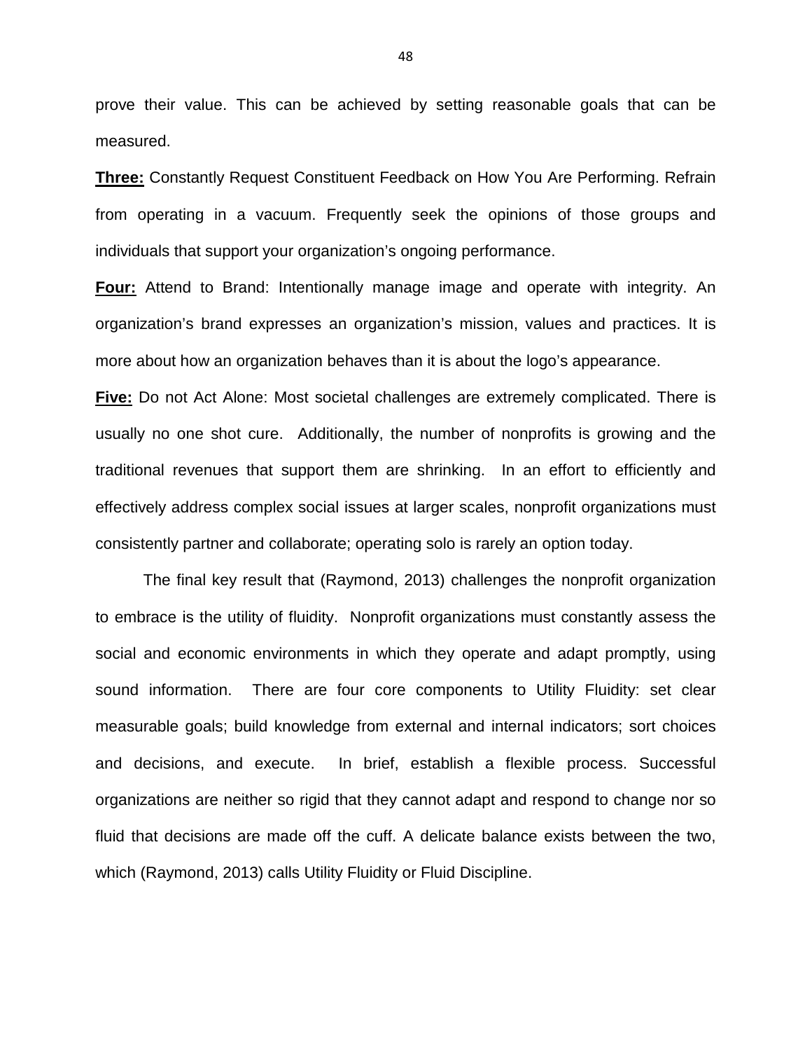prove their value. This can be achieved by setting reasonable goals that can be measured.

**Three:** Constantly Request Constituent Feedback on How You Are Performing. Refrain from operating in a vacuum. Frequently seek the opinions of those groups and individuals that support your organization's ongoing performance.

**Four:** Attend to Brand: Intentionally manage image and operate with integrity. An organization's brand expresses an organization's mission, values and practices. It is more about how an organization behaves than it is about the logo's appearance.

**Five:** Do not Act Alone: Most societal challenges are extremely complicated. There is usually no one shot cure. Additionally, the number of nonprofits is growing and the traditional revenues that support them are shrinking. In an effort to efficiently and effectively address complex social issues at larger scales, nonprofit organizations must consistently partner and collaborate; operating solo is rarely an option today.

The final key result that (Raymond, 2013) challenges the nonprofit organization to embrace is the utility of fluidity. Nonprofit organizations must constantly assess the social and economic environments in which they operate and adapt promptly, using sound information. There are four core components to Utility Fluidity: set clear measurable goals; build knowledge from external and internal indicators; sort choices and decisions, and execute. In brief, establish a flexible process. Successful organizations are neither so rigid that they cannot adapt and respond to change nor so fluid that decisions are made off the cuff. A delicate balance exists between the two, which (Raymond, 2013) calls Utility Fluidity or Fluid Discipline.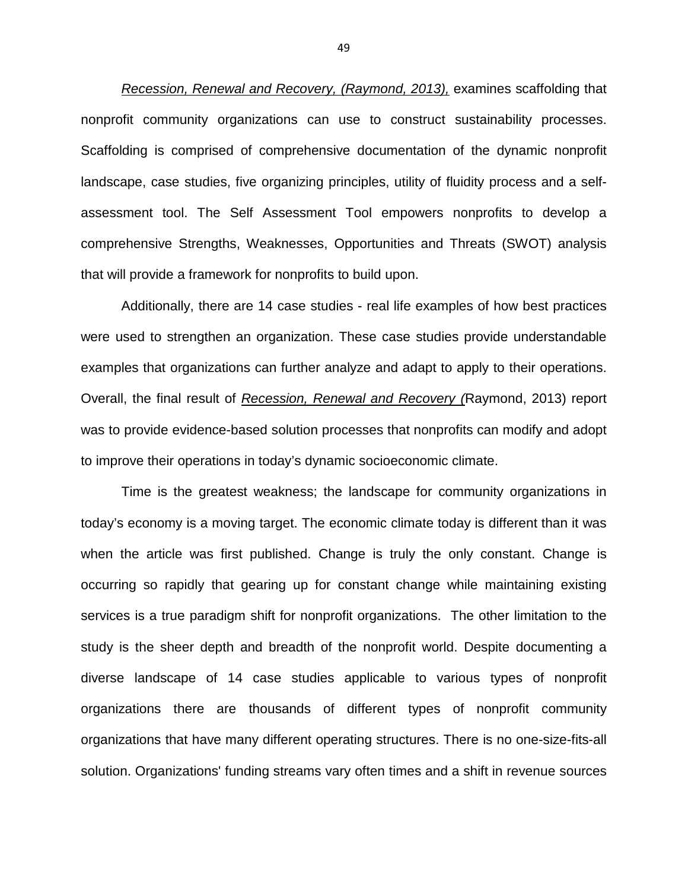*Recession, Renewal and Recovery, (Raymond, 2013),* examines scaffolding that nonprofit community organizations can use to construct sustainability processes. Scaffolding is comprised of comprehensive documentation of the dynamic nonprofit landscape, case studies, five organizing principles, utility of fluidity process and a self-assessment tool. The Self Assessment Tool empowers nonprofits to develop a comprehensive Strengths, Weaknesses, Opportunities and Threats (SWOT) analysis that will provide a framework for nonprofits to build upon.

Additionally, there are 14 case studies - real life examples of how best practices were used to strengthen an organization. These case studies provide understandable examples that organizations can further analyze and adapt to apply to their operations. Overall, the final result of *Recession, Renewal and Recovery (*Raymond, 2013) report was to provide evidence-based solution processes that nonprofits can modify and adopt to improve their operations in today's dynamic socioeconomic climate.

Time is the greatest weakness; the landscape for community organizations in today's economy is a moving target. The economic climate today is different than it was when the article was first published. Change is truly the only constant. Change is occurring so rapidly that gearing up for constant change while maintaining existing services is a true paradigm shift for nonprofit organizations. The other limitation to the study is the sheer depth and breadth of the nonprofit world. Despite documenting a diverse landscape of 14 case studies applicable to various types of nonprofit organizations there are thousands of different types of nonprofit community organizations that have many different operating structures. There is no one-size-fits-all solution. Organizations' funding streams vary often times and a shift in revenue sources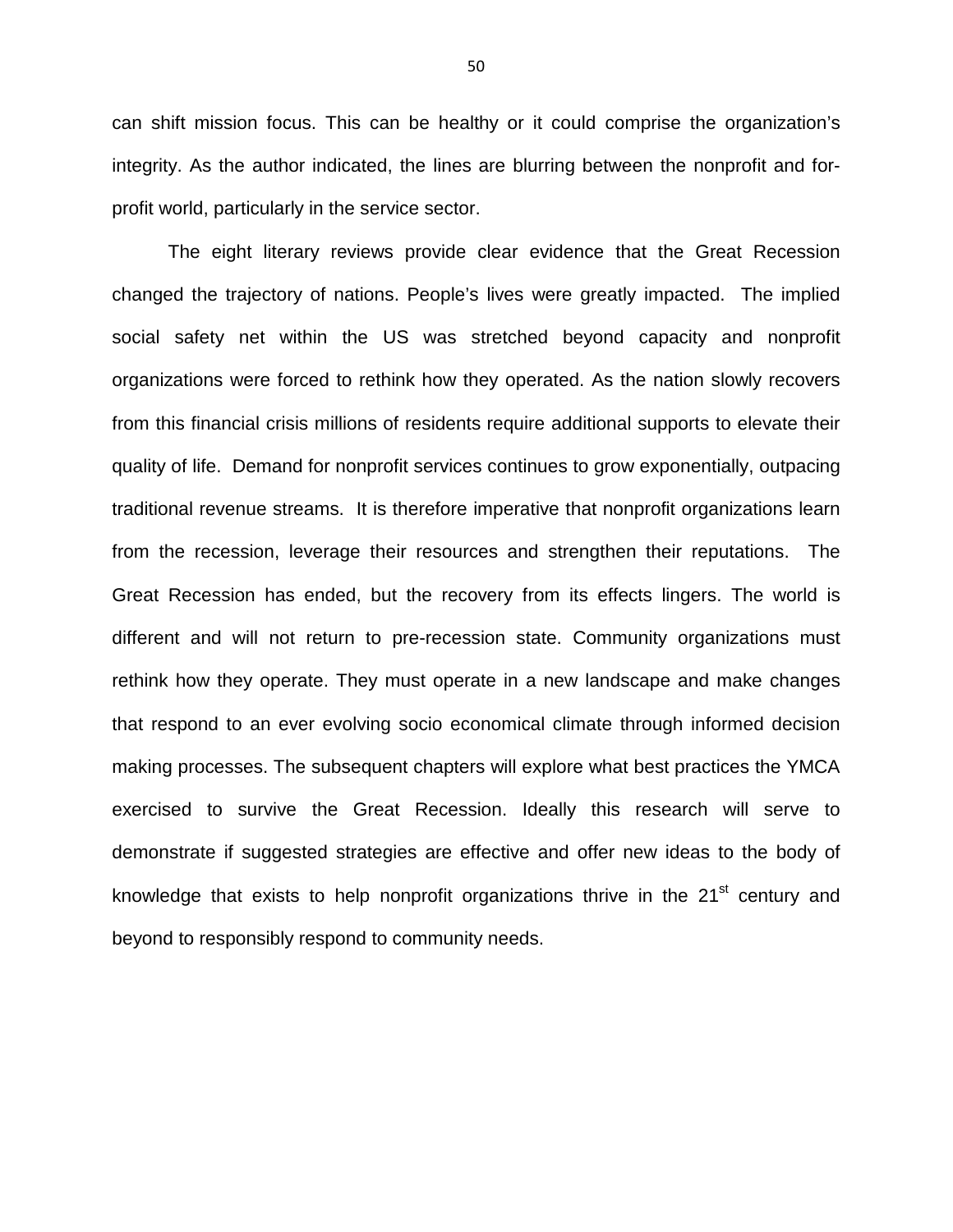can shift mission focus. This can be healthy or it could comprise the organization's integrity. As the author indicated, the lines are blurring between the nonprofit and for-profit world, particularly in the service sector.

The eight literary reviews provide clear evidence that the Great Recession changed the trajectory of nations. People's lives were greatly impacted. The implied social safety net within the US was stretched beyond capacity and nonprofit organizations were forced to rethink how they operated. As the nation slowly recovers from this financial crisis millions of residents require additional supports to elevate their quality of life. Demand for nonprofit services continues to grow exponentially, outpacing traditional revenue streams. It is therefore imperative that nonprofit organizations learn from the recession, leverage their resources and strengthen their reputations. The Great Recession has ended, but the recovery from its effects lingers. The world is different and will not return to pre-recession state. Community organizations must rethink how they operate. They must operate in a new landscape and make changes that respond to an ever evolving socio economical climate through informed decision making processes. The subsequent chapters will explore what best practices the YMCA exercised to survive the Great Recession. Ideally this research will serve to demonstrate if suggested strategies are effective and offer new ideas to the body of knowledge that exists to help nonprofit organizations thrive in the 21st century and beyond to responsibly respond to community needs.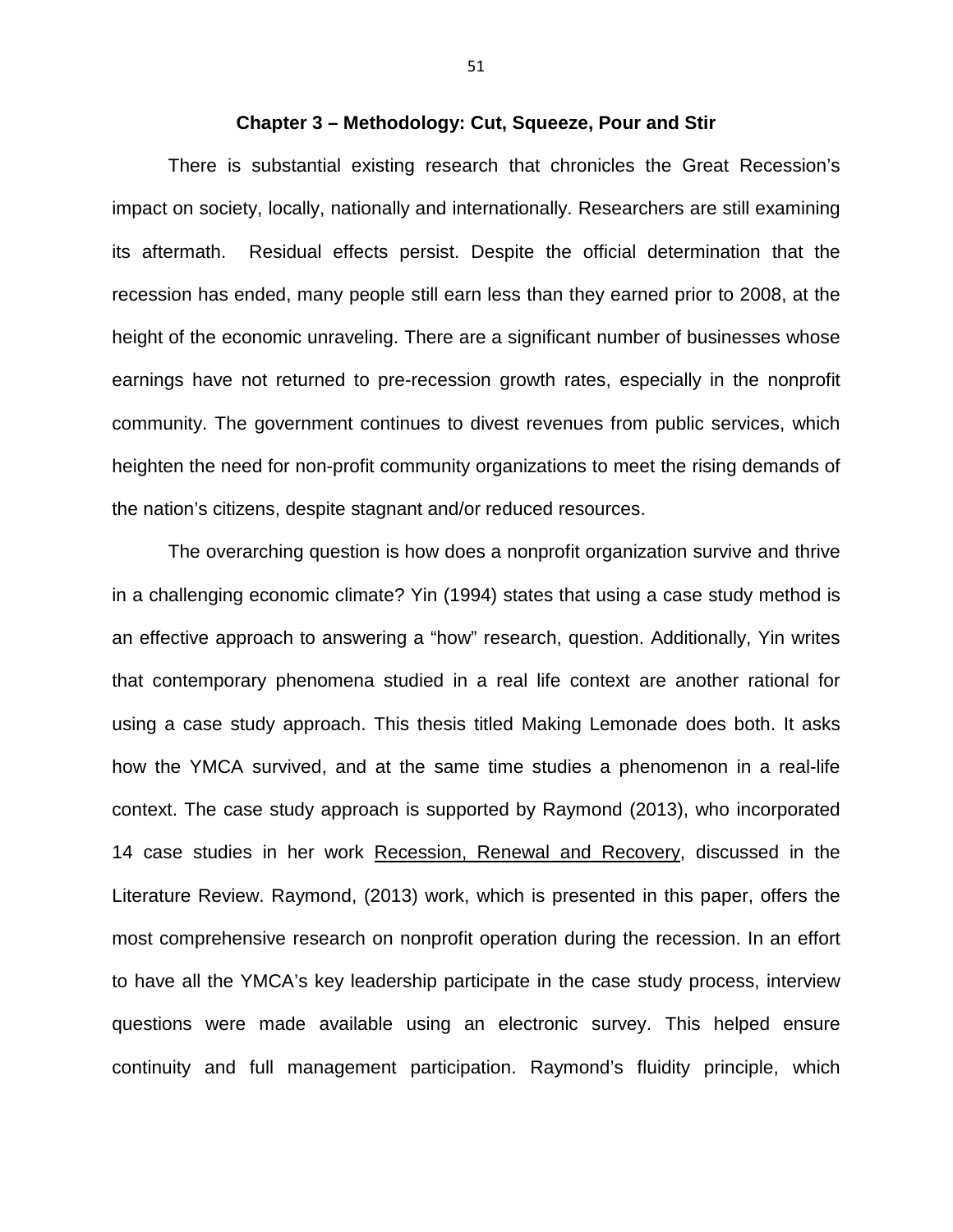## Chapter 3 – Methodology: Cut, Squeeze, Pour and Stir

There is substantial existing research that chronicles the Great Recession's impact on society, locally, nationally and internationally. Researchers are still examining its aftermath. Residual effects persist. Despite the official determination that the recession has ended, many people still earn less than they earned prior to 2008, at the height of the economic unraveling. There are a significant number of businesses whose earnings have not returned to pre-recession growth rates, especially in the nonprofit community. The government continues to divest revenues from public services, which heighten the need for non-profit community organizations to meet the rising demands of the nation's citizens, despite stagnant and/or reduced resources.

The overarching question is how does a nonprofit organization survive and thrive in a challenging economic climate? Yin (1994) states that using a case study method is an effective approach to answering a "how" research, question. Additionally, Yin writes that contemporary phenomena studied in a real life context are another rational for using a case study approach. This thesis titled Making Lemonade does both. It asks how the YMCA survived, and at the same time studies a phenomenon in a real-life context. The case study approach is supported by Raymond (2013), who incorporated 14 case studies in her work <u>Recession, Renewal and Recovery</u>, discussed in the Literature Review. Raymond, (2013) work, which is presented in this paper, offers the most comprehensive research on nonprofit operation during the recession. In an effort to have all the YMCA's key leadership participate in the case study process, interview questions were made available using an electronic survey. This helped ensure continuity and full management participation. Raymond's fluidity principle, which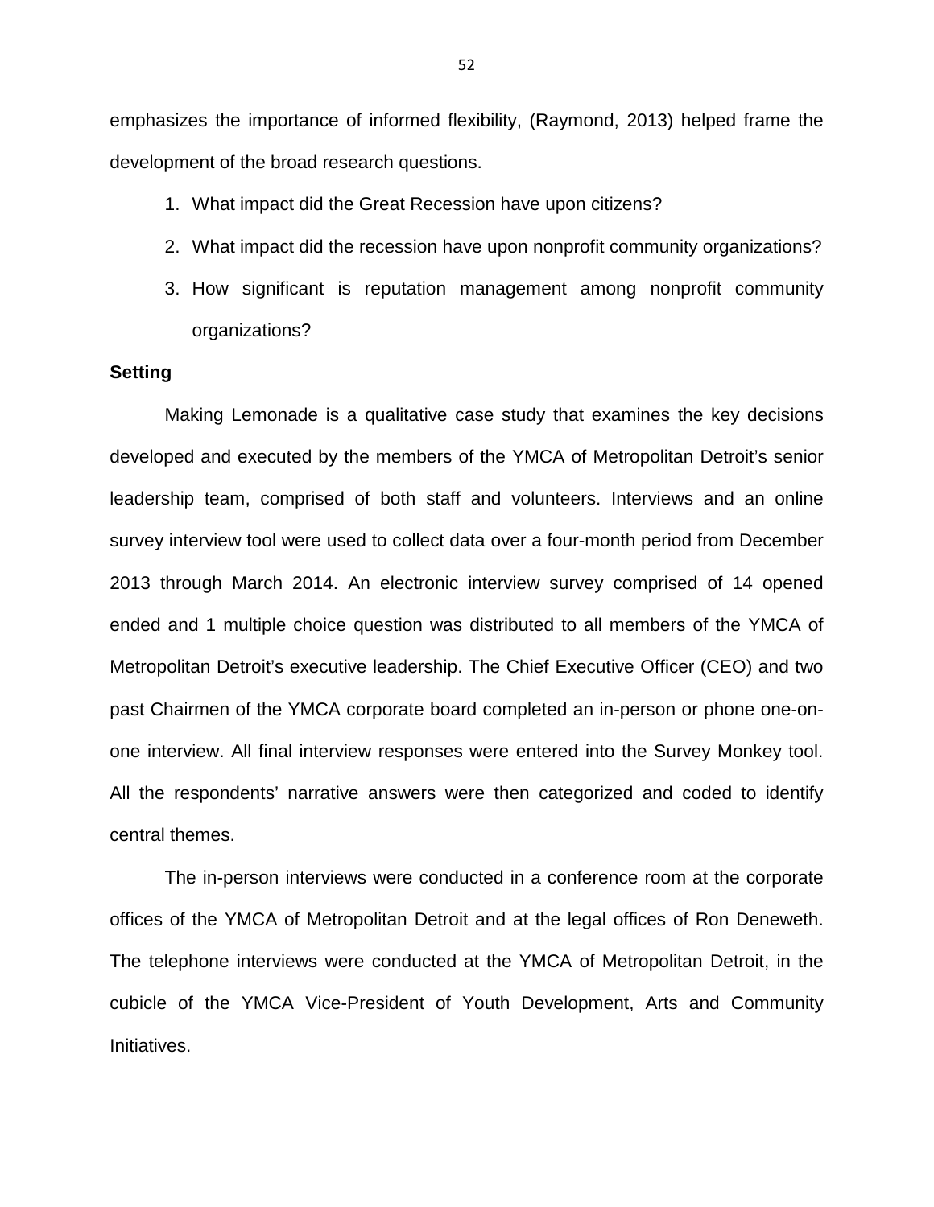emphasizes the importance of informed flexibility, (Raymond, 2013) helped frame the development of the broad research questions.

1. What impact did the Great Recession have upon citizens?
2. What impact did the recession have upon nonprofit community organizations?
3. How significant is reputation management among nonprofit community organizations?

**Setting**

Making Lemonade is a qualitative case study that examines the key decisions developed and executed by the members of the YMCA of Metropolitan Detroit's senior leadership team, comprised of both staff and volunteers. Interviews and an online survey interview tool were used to collect data over a four-month period from December 2013 through March 2014. An electronic interview survey comprised of 14 opened ended and 1 multiple choice question was distributed to all members of the YMCA of Metropolitan Detroit's executive leadership. The Chief Executive Officer (CEO) and two past Chairmen of the YMCA corporate board completed an in-person or phone one-on-one interview. All final interview responses were entered into the Survey Monkey tool. All the respondents' narrative answers were then categorized and coded to identify central themes.

The in-person interviews were conducted in a conference room at the corporate offices of the YMCA of Metropolitan Detroit and at the legal offices of Ron Deneweth. The telephone interviews were conducted at the YMCA of Metropolitan Detroit, in the cubicle of the YMCA Vice-President of Youth Development, Arts and Community Initiatives.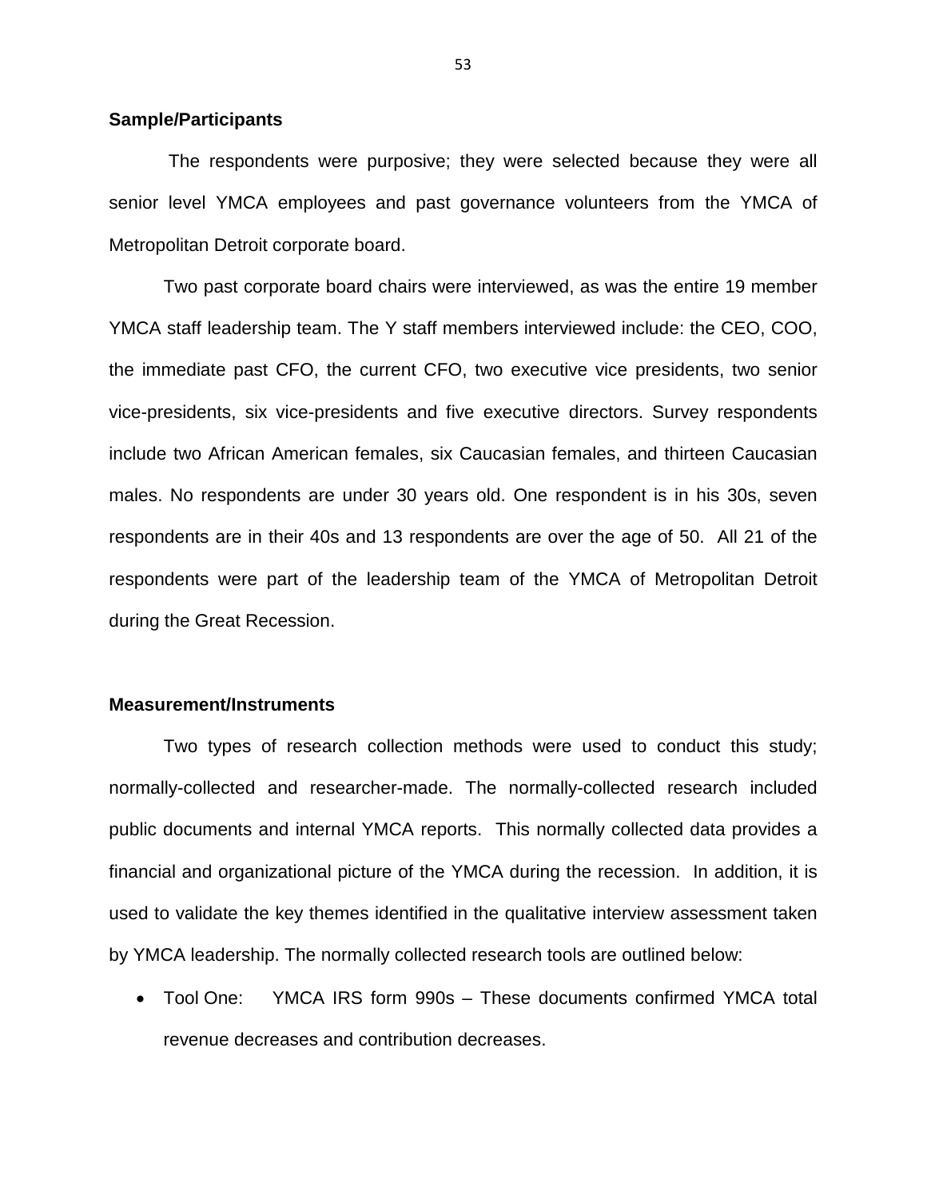**Sample/Participants**

The respondents were purposive; they were selected because they were all senior level YMCA employees and past governance volunteers from the YMCA of Metropolitan Detroit corporate board.

Two past corporate board chairs were interviewed, as was the entire 19 member YMCA staff leadership team. The Y staff members interviewed include: the CEO, COO, the immediate past CFO, the current CFO, two executive vice presidents, two senior vice-presidents, six vice-presidents and five executive directors. Survey respondents include two African American females, six Caucasian females, and thirteen Caucasian males. No respondents are under 30 years old. One respondent is in his 30s, seven respondents are in their 40s and 13 respondents are over the age of 50. All 21 of the respondents were part of the leadership team of the YMCA of Metropolitan Detroit during the Great Recession.

**Measurement/Instruments**

Two types of research collection methods were used to conduct this study; normally-collected and researcher-made. The normally-collected research included public documents and internal YMCA reports. This normally collected data provides a financial and organizational picture of the YMCA during the recession. In addition, it is used to validate the key themes identified in the qualitative interview assessment taken by YMCA leadership. The normally collected research tools are outlined below:

- Tool One: YMCA IRS form 990s – These documents confirmed YMCA total revenue decreases and contribution decreases.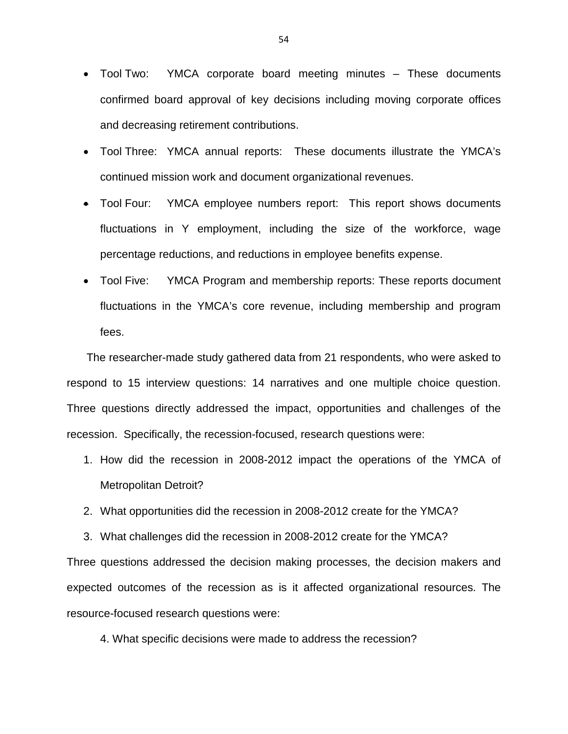- Tool Two: YMCA corporate board meeting minutes – These documents confirmed board approval of key decisions including moving corporate offices and decreasing retirement contributions.
- Tool Three: YMCA annual reports: These documents illustrate the YMCA's continued mission work and document organizational revenues.
- Tool Four: YMCA employee numbers report: This report shows documents fluctuations in Y employment, including the size of the workforce, wage percentage reductions, and reductions in employee benefits expense.
- Tool Five: YMCA Program and membership reports: These reports document fluctuations in the YMCA's core revenue, including membership and program fees.

The researcher-made study gathered data from 21 respondents, who were asked to respond to 15 interview questions: 14 narratives and one multiple choice question. Three questions directly addressed the impact, opportunities and challenges of the recession. Specifically, the recession-focused, research questions were:

1. How did the recession in 2008-2012 impact the operations of the YMCA of Metropolitan Detroit?
2. What opportunities did the recession in 2008-2012 create for the YMCA?
3. What challenges did the recession in 2008-2012 create for the YMCA?

Three questions addressed the decision making processes, the decision makers and expected outcomes of the recession as is it affected organizational resources. The resource-focused research questions were:

4. What specific decisions were made to address the recession?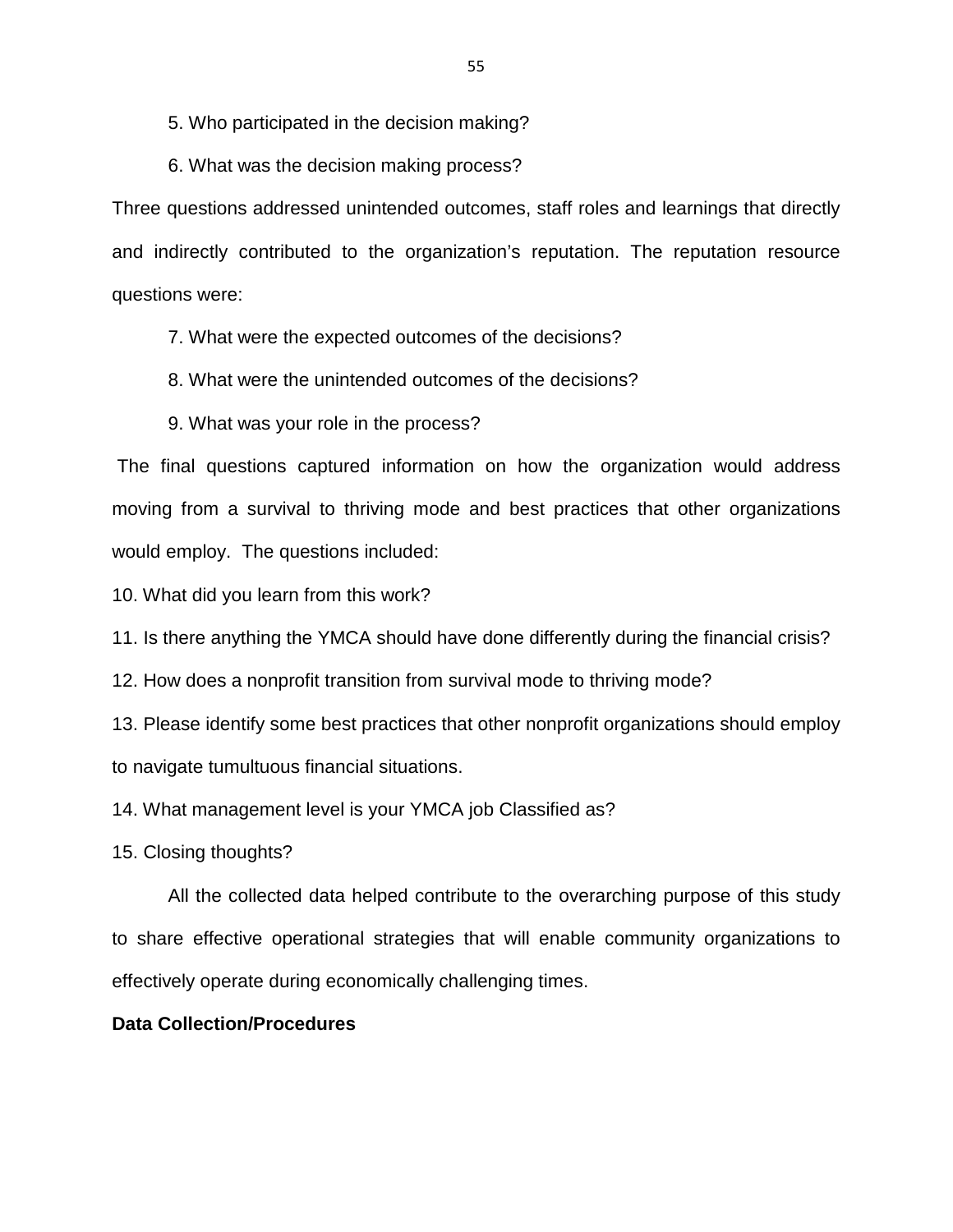5. Who participated in the decision making?

6. What was the decision making process?

Three questions addressed unintended outcomes, staff roles and learnings that directly and indirectly contributed to the organization's reputation. The reputation resource questions were:

7. What were the expected outcomes of the decisions?

8. What were the unintended outcomes of the decisions?

9. What was your role in the process?

The final questions captured information on how the organization would address moving from a survival to thriving mode and best practices that other organizations would employ. The questions included:

10. What did you learn from this work?

11. Is there anything the YMCA should have done differently during the financial crisis?

12. How does a nonprofit transition from survival mode to thriving mode?

13. Please identify some best practices that other nonprofit organizations should employ to navigate tumultuous financial situations.

14. What management level is your YMCA job Classified as?

15. Closing thoughts?

All the collected data helped contribute to the overarching purpose of this study to share effective operational strategies that will enable community organizations to effectively operate during economically challenging times.

**Data Collection/Procedures**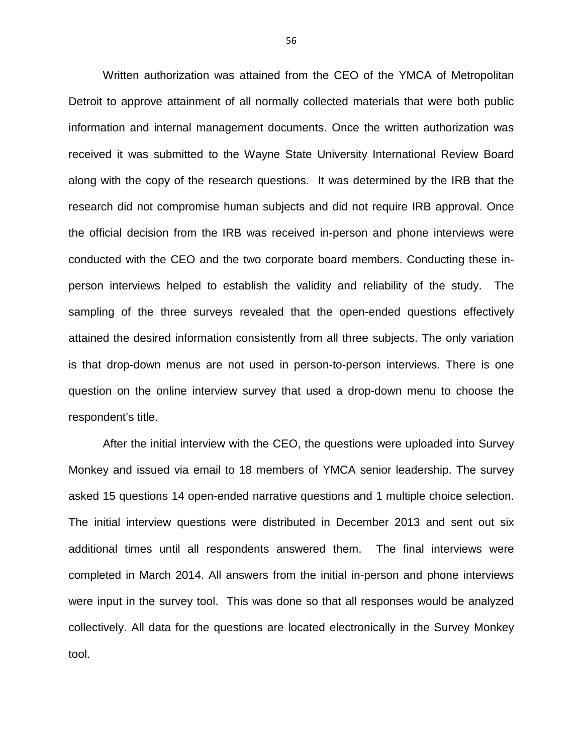Written authorization was attained from the CEO of the YMCA of Metropolitan Detroit to approve attainment of all normally collected materials that were both public information and internal management documents. Once the written authorization was received it was submitted to the Wayne State University International Review Board along with the copy of the research questions. It was determined by the IRB that the research did not compromise human subjects and did not require IRB approval. Once the official decision from the IRB was received in-person and phone interviews were conducted with the CEO and the two corporate board members. Conducting these in-person interviews helped to establish the validity and reliability of the study. The sampling of the three surveys revealed that the open-ended questions effectively attained the desired information consistently from all three subjects. The only variation is that drop-down menus are not used in person-to-person interviews. There is one question on the online interview survey that used a drop-down menu to choose the respondent's title.

After the initial interview with the CEO, the questions were uploaded into Survey Monkey and issued via email to 18 members of YMCA senior leadership. The survey asked 15 questions 14 open-ended narrative questions and 1 multiple choice selection. The initial interview questions were distributed in December 2013 and sent out six additional times until all respondents answered them. The final interviews were completed in March 2014. All answers from the initial in-person and phone interviews were input in the survey tool. This was done so that all responses would be analyzed collectively. All data for the questions are located electronically in the Survey Monkey tool.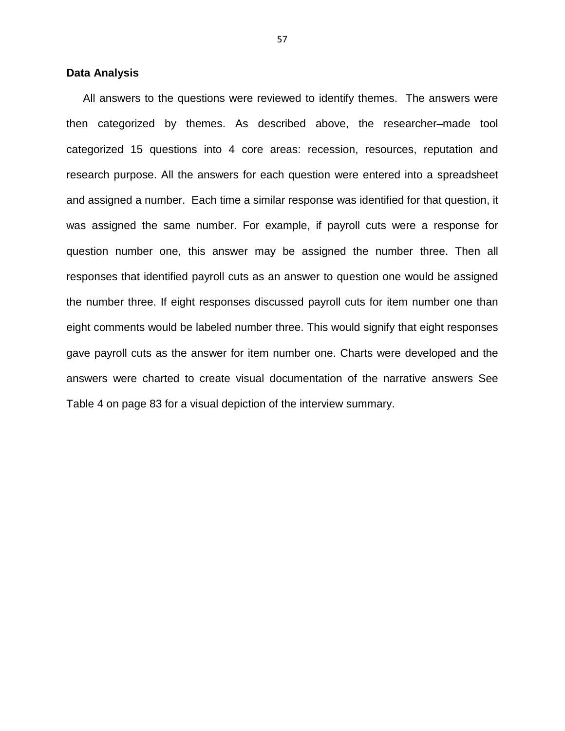**Data Analysis**

All answers to the questions were reviewed to identify themes. The answers were then categorized by themes. As described above, the researcher–made tool categorized 15 questions into 4 core areas: recession, resources, reputation and research purpose. All the answers for each question were entered into a spreadsheet and assigned a number. Each time a similar response was identified for that question, it was assigned the same number. For example, if payroll cuts were a response for question number one, this answer may be assigned the number three. Then all responses that identified payroll cuts as an answer to question one would be assigned the number three. If eight responses discussed payroll cuts for item number one than eight comments would be labeled number three. This would signify that eight responses gave payroll cuts as the answer for item number one. Charts were developed and the answers were charted to create visual documentation of the narrative answers See Table 4 on page 83 for a visual depiction of the interview summary.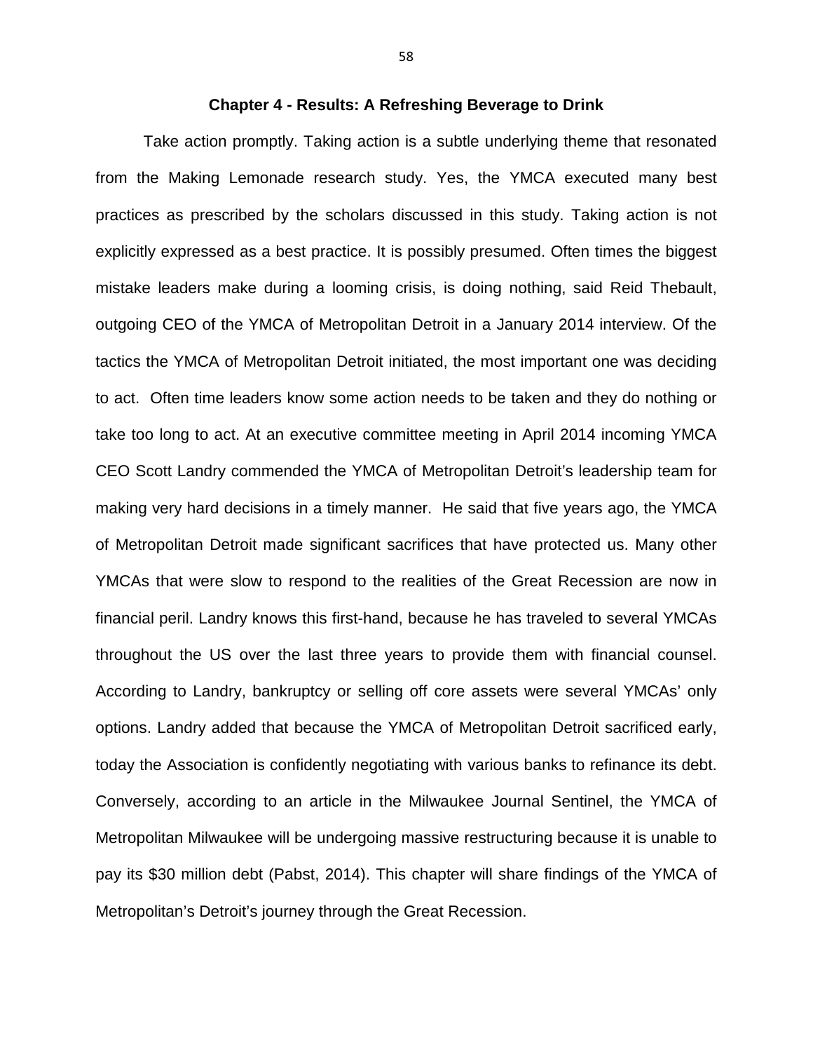# Chapter 4 - Results: A Refreshing Beverage to Drink

Take action promptly. Taking action is a subtle underlying theme that resonated from the Making Lemonade research study. Yes, the YMCA executed many best practices as prescribed by the scholars discussed in this study. Taking action is not explicitly expressed as a best practice. It is possibly presumed. Often times the biggest mistake leaders make during a looming crisis, is doing nothing, said Reid Thebault, outgoing CEO of the YMCA of Metropolitan Detroit in a January 2014 interview. Of the tactics the YMCA of Metropolitan Detroit initiated, the most important one was deciding to act. Often time leaders know some action needs to be taken and they do nothing or take too long to act. At an executive committee meeting in April 2014 incoming YMCA CEO Scott Landry commended the YMCA of Metropolitan Detroit's leadership team for making very hard decisions in a timely manner. He said that five years ago, the YMCA of Metropolitan Detroit made significant sacrifices that have protected us. Many other YMCAs that were slow to respond to the realities of the Great Recession are now in financial peril. Landry knows this first-hand, because he has traveled to several YMCAs throughout the US over the last three years to provide them with financial counsel. According to Landry, bankruptcy or selling off core assets were several YMCAs' only options. Landry added that because the YMCA of Metropolitan Detroit sacrificed early, today the Association is confidently negotiating with various banks to refinance its debt. Conversely, according to an article in the Milwaukee Journal Sentinel, the YMCA of Metropolitan Milwaukee will be undergoing massive restructuring because it is unable to pay its $30 million debt (Pabst, 2014). This chapter will share findings of the YMCA of Metropolitan's Detroit's journey through the Great Recession.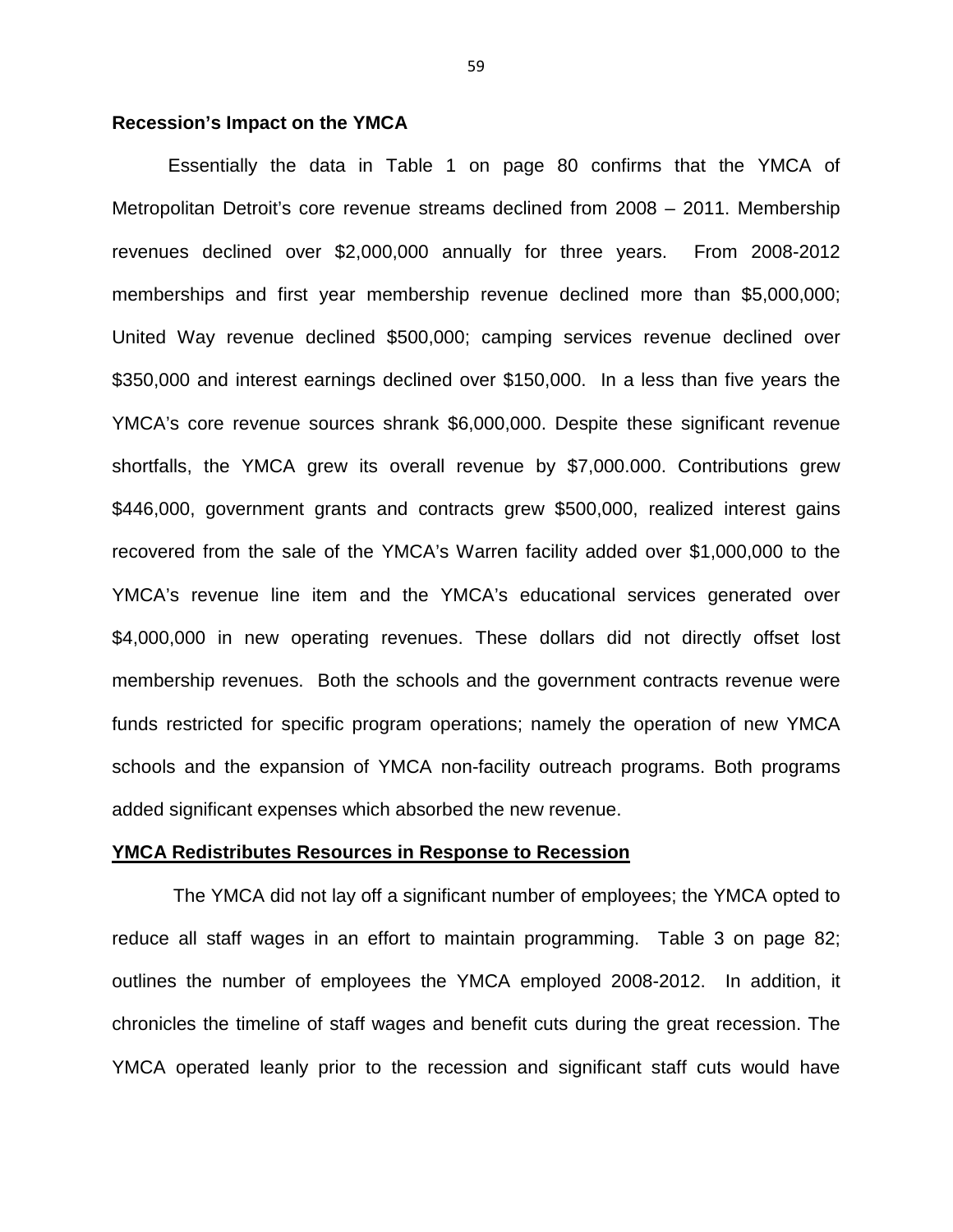**Recession's Impact on the YMCA**

Essentially the data in Table 1 on page 80 confirms that the YMCA of Metropolitan Detroit's core revenue streams declined from 2008 – 2011. Membership revenues declined over $2,000,000 annually for three years. From 2008-2012 memberships and first year membership revenue declined more than $5,000,000; United Way revenue declined $500,000; camping services revenue declined over $350,000 and interest earnings declined over $150,000. In a less than five years the YMCA's core revenue sources shrank $6,000,000. Despite these significant revenue shortfalls, the YMCA grew its overall revenue by $7,000.000. Contributions grew $446,000, government grants and contracts grew $500,000, realized interest gains recovered from the sale of the YMCA's Warren facility added over $1,000,000 to the YMCA's revenue line item and the YMCA's educational services generated over $4,000,000 in new operating revenues. These dollars did not directly offset lost membership revenues. Both the schools and the government contracts revenue were funds restricted for specific program operations; namely the operation of new YMCA schools and the expansion of YMCA non-facility outreach programs. Both programs added significant expenses which absorbed the new revenue.

**YMCA Redistributes Resources in Response to Recession**

The YMCA did not lay off a significant number of employees; the YMCA opted to reduce all staff wages in an effort to maintain programming. Table 3 on page 82; outlines the number of employees the YMCA employed 2008-2012. In addition, it chronicles the timeline of staff wages and benefit cuts during the great recession. The YMCA operated leanly prior to the recession and significant staff cuts would have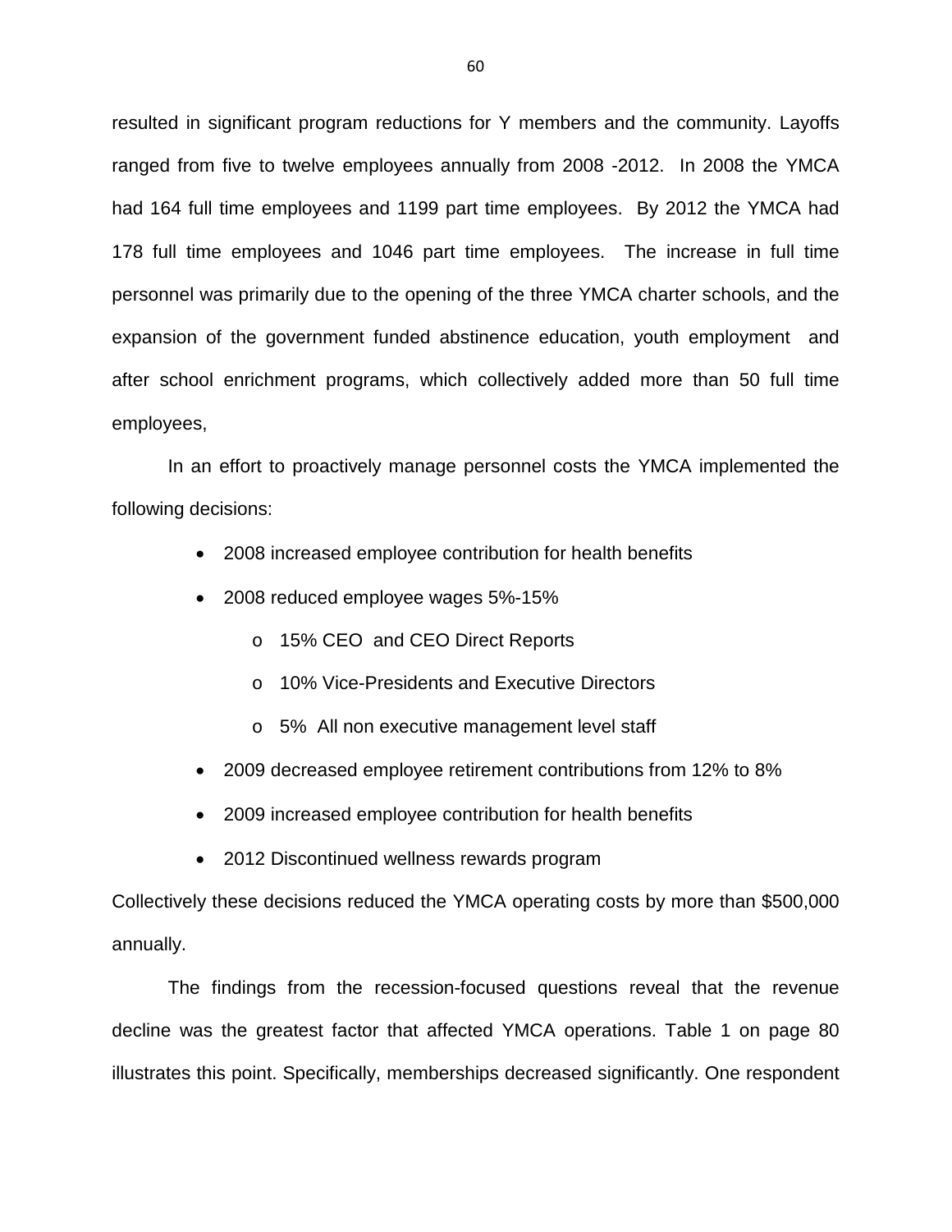resulted in significant program reductions for Y members and the community. Layoffs ranged from five to twelve employees annually from 2008 -2012. In 2008 the YMCA had 164 full time employees and 1199 part time employees. By 2012 the YMCA had 178 full time employees and 1046 part time employees. The increase in full time personnel was primarily due to the opening of the three YMCA charter schools, and the expansion of the government funded abstinence education, youth employment and after school enrichment programs, which collectively added more than 50 full time employees,

In an effort to proactively manage personnel costs the YMCA implemented the following decisions:

- 2008 increased employee contribution for health benefits
- 2008 reduced employee wages 5%-15%
  - 15% CEO and CEO Direct Reports
  - 10% Vice-Presidents and Executive Directors
  - 5% All non executive management level staff
- 2009 decreased employee retirement contributions from 12% to 8%
- 2009 increased employee contribution for health benefits
- 2012 Discontinued wellness rewards program

Collectively these decisions reduced the YMCA operating costs by more than $500,000 annually.

The findings from the recession-focused questions reveal that the revenue decline was the greatest factor that affected YMCA operations. Table 1 on page 80 illustrates this point. Specifically, memberships decreased significantly. One respondent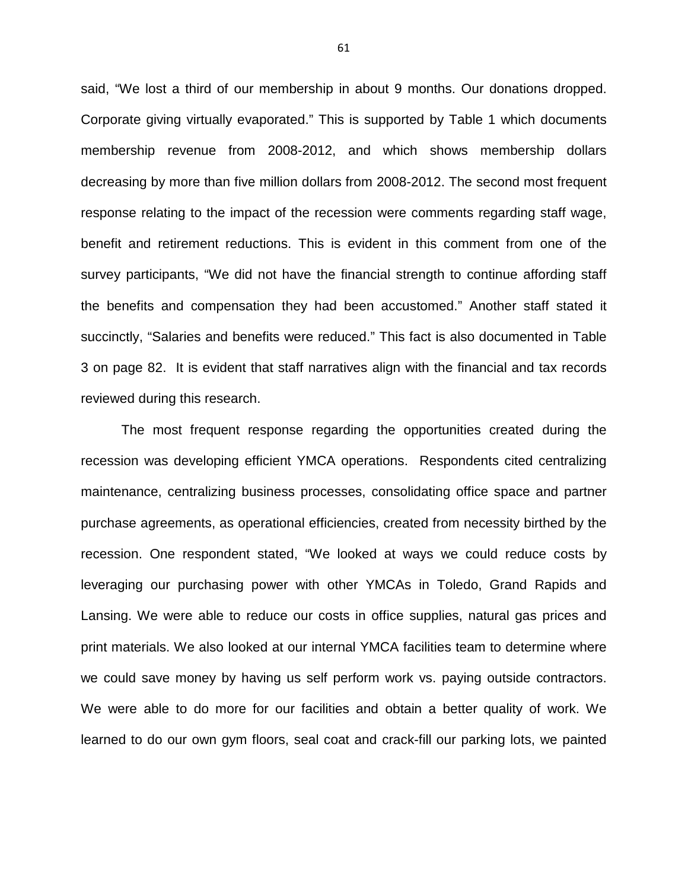said, "We lost a third of our membership in about 9 months. Our donations dropped. Corporate giving virtually evaporated." This is supported by Table 1 which documents membership revenue from 2008-2012, and which shows membership dollars decreasing by more than five million dollars from 2008-2012. The second most frequent response relating to the impact of the recession were comments regarding staff wage, benefit and retirement reductions. This is evident in this comment from one of the survey participants, "We did not have the financial strength to continue affording staff the benefits and compensation they had been accustomed." Another staff stated it succinctly, "Salaries and benefits were reduced." This fact is also documented in Table 3 on page 82. It is evident that staff narratives align with the financial and tax records reviewed during this research.

The most frequent response regarding the opportunities created during the recession was developing efficient YMCA operations. Respondents cited centralizing maintenance, centralizing business processes, consolidating office space and partner purchase agreements, as operational efficiencies, created from necessity birthed by the recession. One respondent stated, "We looked at ways we could reduce costs by leveraging our purchasing power with other YMCAs in Toledo, Grand Rapids and Lansing. We were able to reduce our costs in office supplies, natural gas prices and print materials. We also looked at our internal YMCA facilities team to determine where we could save money by having us self perform work vs. paying outside contractors. We were able to do more for our facilities and obtain a better quality of work. We learned to do our own gym floors, seal coat and crack-fill our parking lots, we painted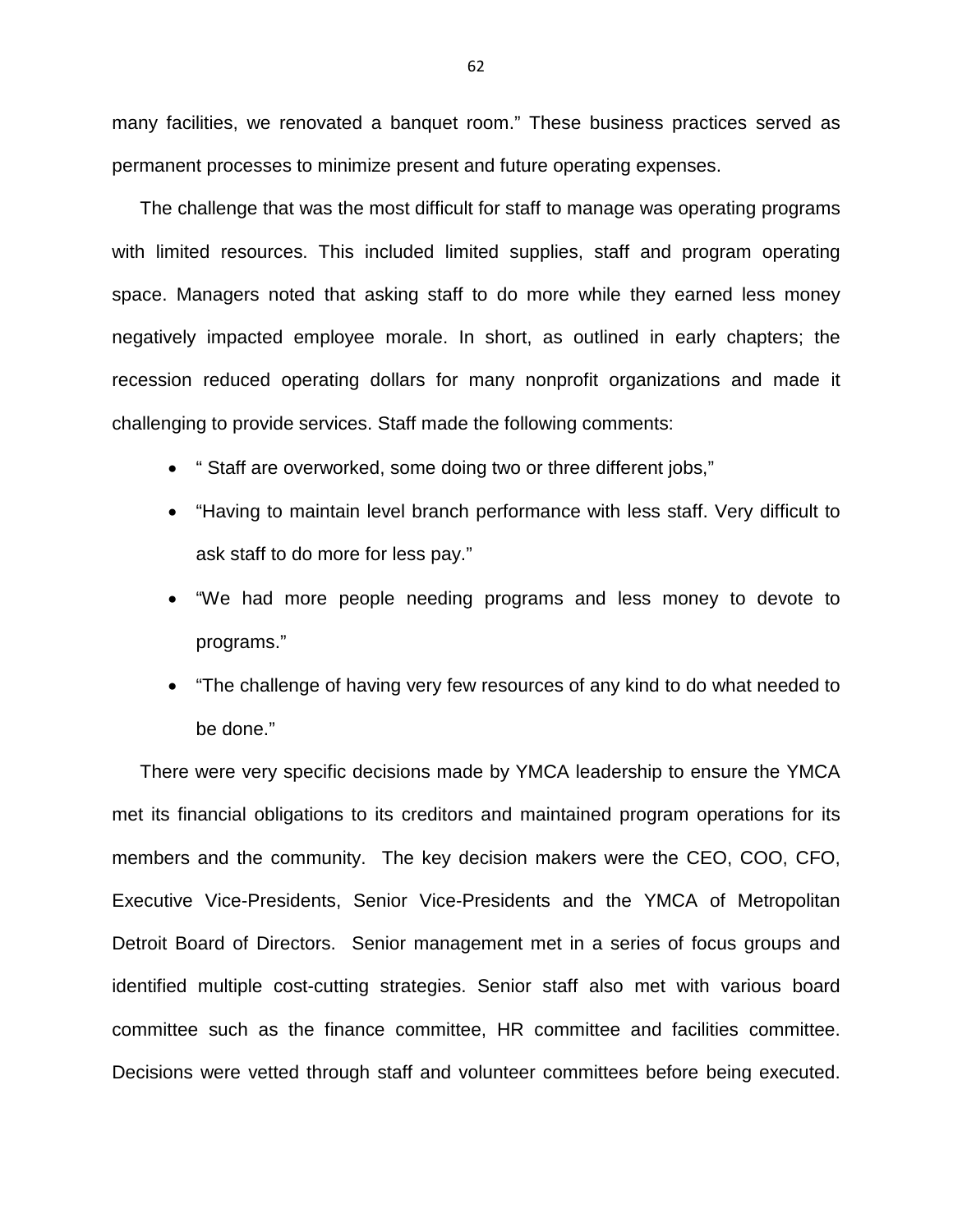many facilities, we renovated a banquet room." These business practices served as permanent processes to minimize present and future operating expenses.

The challenge that was the most difficult for staff to manage was operating programs with limited resources. This included limited supplies, staff and program operating space. Managers noted that asking staff to do more while they earned less money negatively impacted employee morale. In short, as outlined in early chapters; the recession reduced operating dollars for many nonprofit organizations and made it challenging to provide services. Staff made the following comments:

- " Staff are overworked, some doing two or three different jobs,"
- "Having to maintain level branch performance with less staff. Very difficult to ask staff to do more for less pay."
- "We had more people needing programs and less money to devote to programs."
- "The challenge of having very few resources of any kind to do what needed to be done."

There were very specific decisions made by YMCA leadership to ensure the YMCA met its financial obligations to its creditors and maintained program operations for its members and the community. The key decision makers were the CEO, COO, CFO, Executive Vice-Presidents, Senior Vice-Presidents and the YMCA of Metropolitan Detroit Board of Directors. Senior management met in a series of focus groups and identified multiple cost-cutting strategies. Senior staff also met with various board committee such as the finance committee, HR committee and facilities committee. Decisions were vetted through staff and volunteer committees before being executed.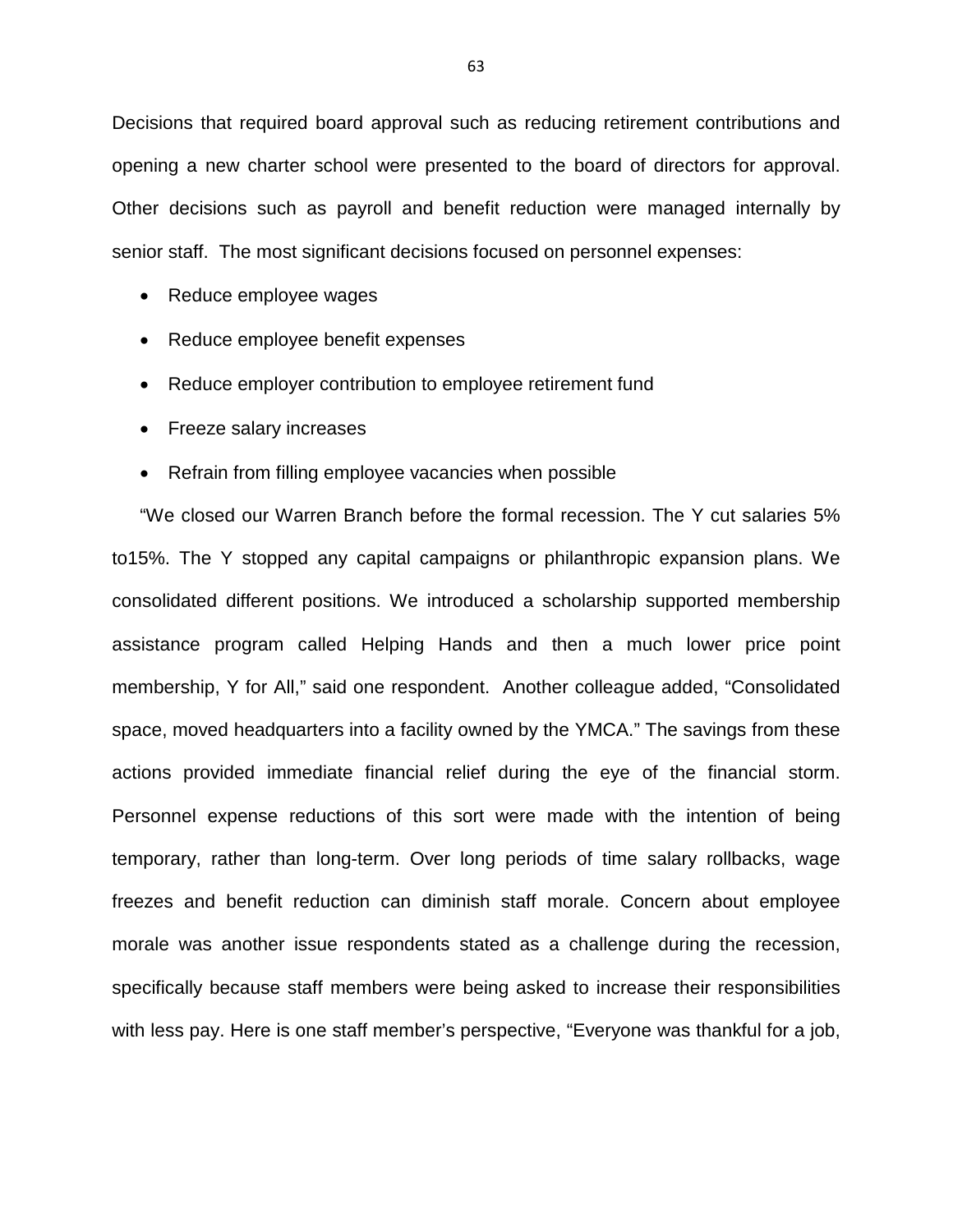Decisions that required board approval such as reducing retirement contributions and opening a new charter school were presented to the board of directors for approval. Other decisions such as payroll and benefit reduction were managed internally by senior staff. The most significant decisions focused on personnel expenses:

- Reduce employee wages
- Reduce employee benefit expenses
- Reduce employer contribution to employee retirement fund
- Freeze salary increases
- Refrain from filling employee vacancies when possible

"We closed our Warren Branch before the formal recession. The Y cut salaries 5% to15%. The Y stopped any capital campaigns or philanthropic expansion plans. We consolidated different positions. We introduced a scholarship supported membership assistance program called Helping Hands and then a much lower price point membership, Y for All," said one respondent. Another colleague added, "Consolidated space, moved headquarters into a facility owned by the YMCA." The savings from these actions provided immediate financial relief during the eye of the financial storm. Personnel expense reductions of this sort were made with the intention of being temporary, rather than long-term. Over long periods of time salary rollbacks, wage freezes and benefit reduction can diminish staff morale. Concern about employee morale was another issue respondents stated as a challenge during the recession, specifically because staff members were being asked to increase their responsibilities with less pay. Here is one staff member's perspective, "Everyone was thankful for a job,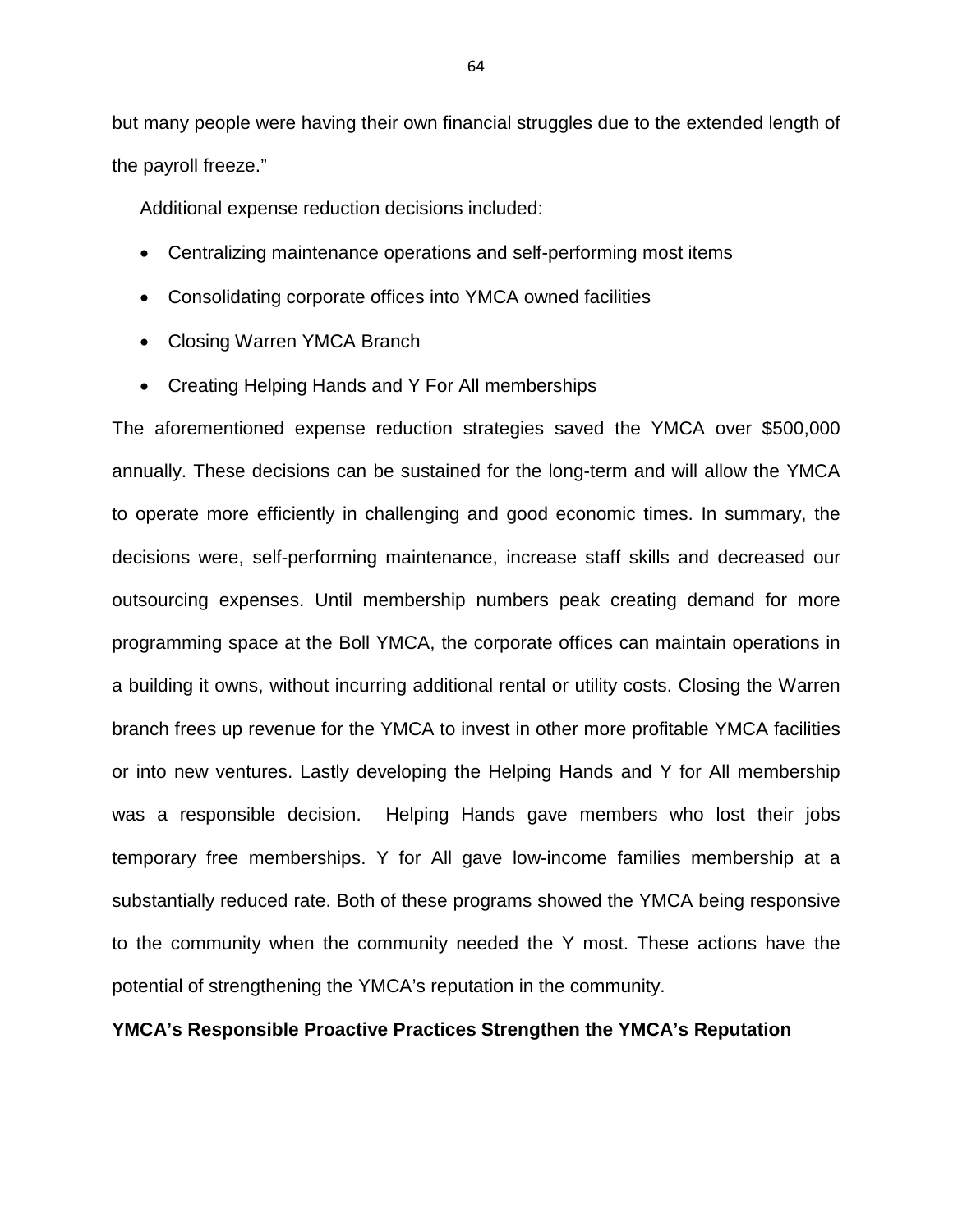but many people were having their own financial struggles due to the extended length of the payroll freeze."

Additional expense reduction decisions included:

- Centralizing maintenance operations and self-performing most items
- Consolidating corporate offices into YMCA owned facilities
- Closing Warren YMCA Branch
- Creating Helping Hands and Y For All memberships

The aforementioned expense reduction strategies saved the YMCA over $500,000 annually. These decisions can be sustained for the long-term and will allow the YMCA to operate more efficiently in challenging and good economic times. In summary, the decisions were, self-performing maintenance, increase staff skills and decreased our outsourcing expenses. Until membership numbers peak creating demand for more programming space at the Boll YMCA, the corporate offices can maintain operations in a building it owns, without incurring additional rental or utility costs. Closing the Warren branch frees up revenue for the YMCA to invest in other more profitable YMCA facilities or into new ventures. Lastly developing the Helping Hands and Y for All membership was a responsible decision. Helping Hands gave members who lost their jobs temporary free memberships. Y for All gave low-income families membership at a substantially reduced rate. Both of these programs showed the YMCA being responsive to the community when the community needed the Y most. These actions have the potential of strengthening the YMCA's reputation in the community.

**YMCA's Responsible Proactive Practices Strengthen the YMCA's Reputation**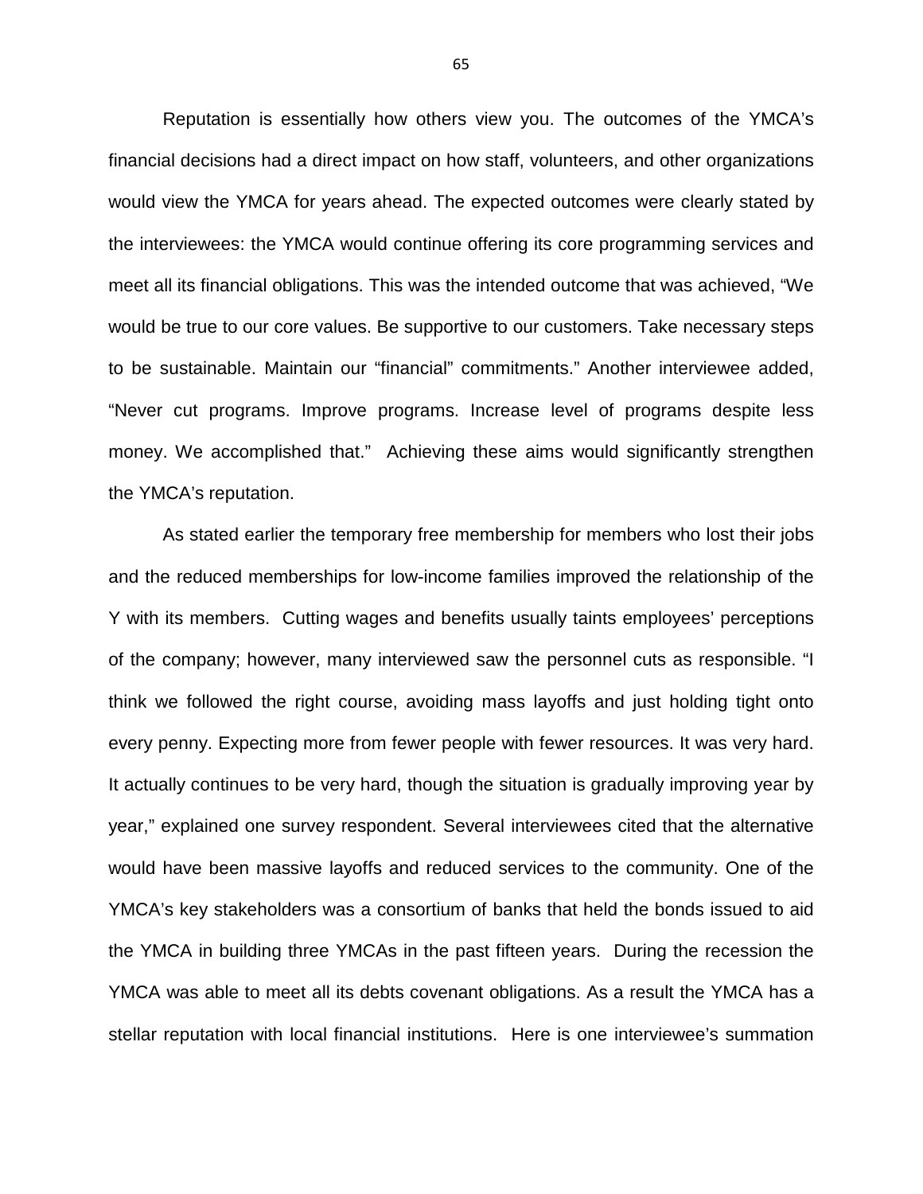Reputation is essentially how others view you. The outcomes of the YMCA's financial decisions had a direct impact on how staff, volunteers, and other organizations would view the YMCA for years ahead. The expected outcomes were clearly stated by the interviewees: the YMCA would continue offering its core programming services and meet all its financial obligations. This was the intended outcome that was achieved, "We would be true to our core values. Be supportive to our customers. Take necessary steps to be sustainable. Maintain our "financial" commitments." Another interviewee added, "Never cut programs. Improve programs. Increase level of programs despite less money. We accomplished that." Achieving these aims would significantly strengthen the YMCA's reputation.

As stated earlier the temporary free membership for members who lost their jobs and the reduced memberships for low-income families improved the relationship of the Y with its members. Cutting wages and benefits usually taints employees' perceptions of the company; however, many interviewed saw the personnel cuts as responsible. "I think we followed the right course, avoiding mass layoffs and just holding tight onto every penny. Expecting more from fewer people with fewer resources. It was very hard. It actually continues to be very hard, though the situation is gradually improving year by year," explained one survey respondent. Several interviewees cited that the alternative would have been massive layoffs and reduced services to the community. One of the YMCA's key stakeholders was a consortium of banks that held the bonds issued to aid the YMCA in building three YMCAs in the past fifteen years. During the recession the YMCA was able to meet all its debts covenant obligations. As a result the YMCA has a stellar reputation with local financial institutions. Here is one interviewee's summation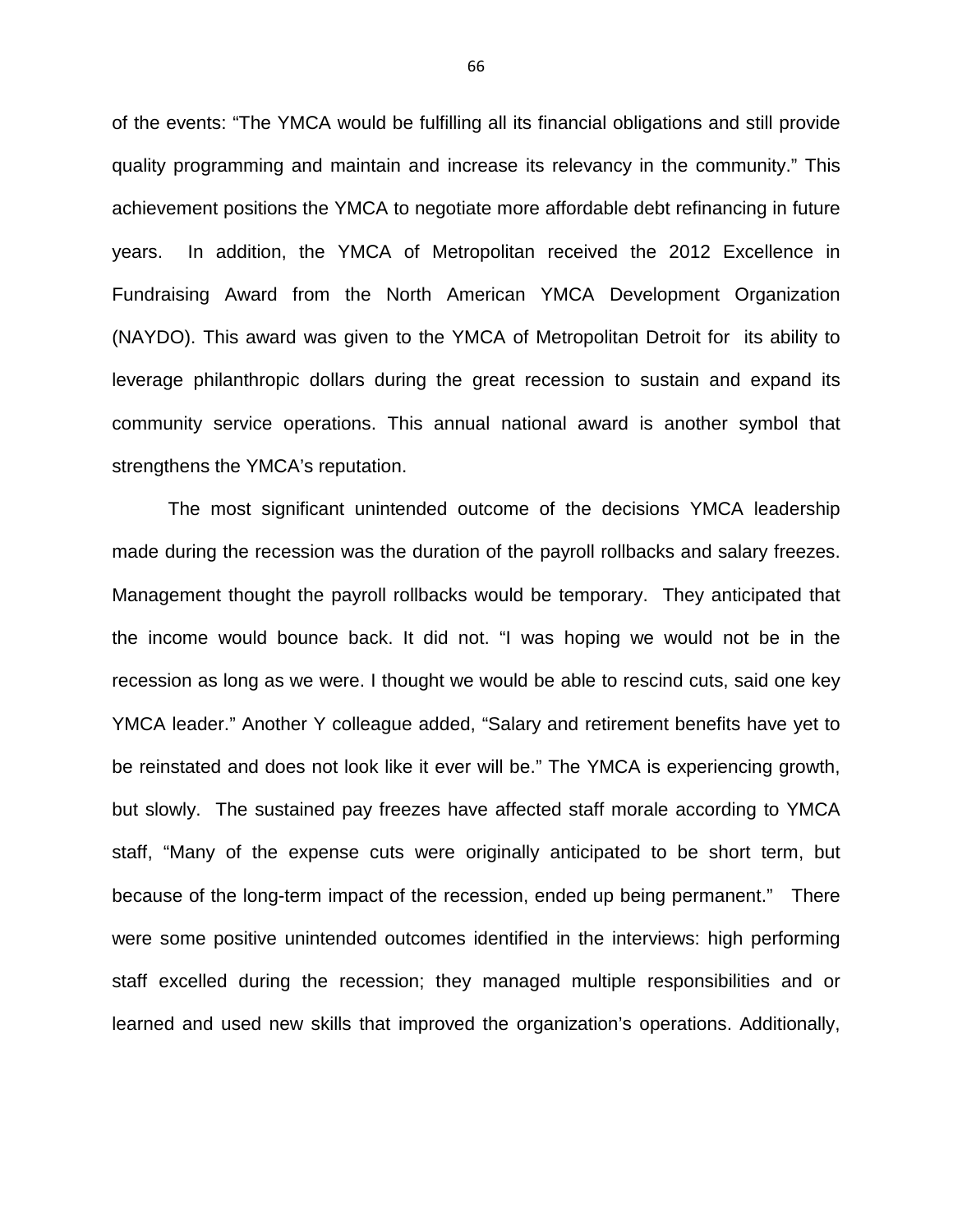of the events: "The YMCA would be fulfilling all its financial obligations and still provide quality programming and maintain and increase its relevancy in the community." This achievement positions the YMCA to negotiate more affordable debt refinancing in future years. In addition, the YMCA of Metropolitan received the 2012 Excellence in Fundraising Award from the North American YMCA Development Organization (NAYDO). This award was given to the YMCA of Metropolitan Detroit for its ability to leverage philanthropic dollars during the great recession to sustain and expand its community service operations. This annual national award is another symbol that strengthens the YMCA's reputation.

The most significant unintended outcome of the decisions YMCA leadership made during the recession was the duration of the payroll rollbacks and salary freezes. Management thought the payroll rollbacks would be temporary. They anticipated that the income would bounce back. It did not. "I was hoping we would not be in the recession as long as we were. I thought we would be able to rescind cuts, said one key YMCA leader." Another Y colleague added, "Salary and retirement benefits have yet to be reinstated and does not look like it ever will be." The YMCA is experiencing growth, but slowly. The sustained pay freezes have affected staff morale according to YMCA staff, "Many of the expense cuts were originally anticipated to be short term, but because of the long-term impact of the recession, ended up being permanent." There were some positive unintended outcomes identified in the interviews: high performing staff excelled during the recession; they managed multiple responsibilities and or learned and used new skills that improved the organization's operations. Additionally,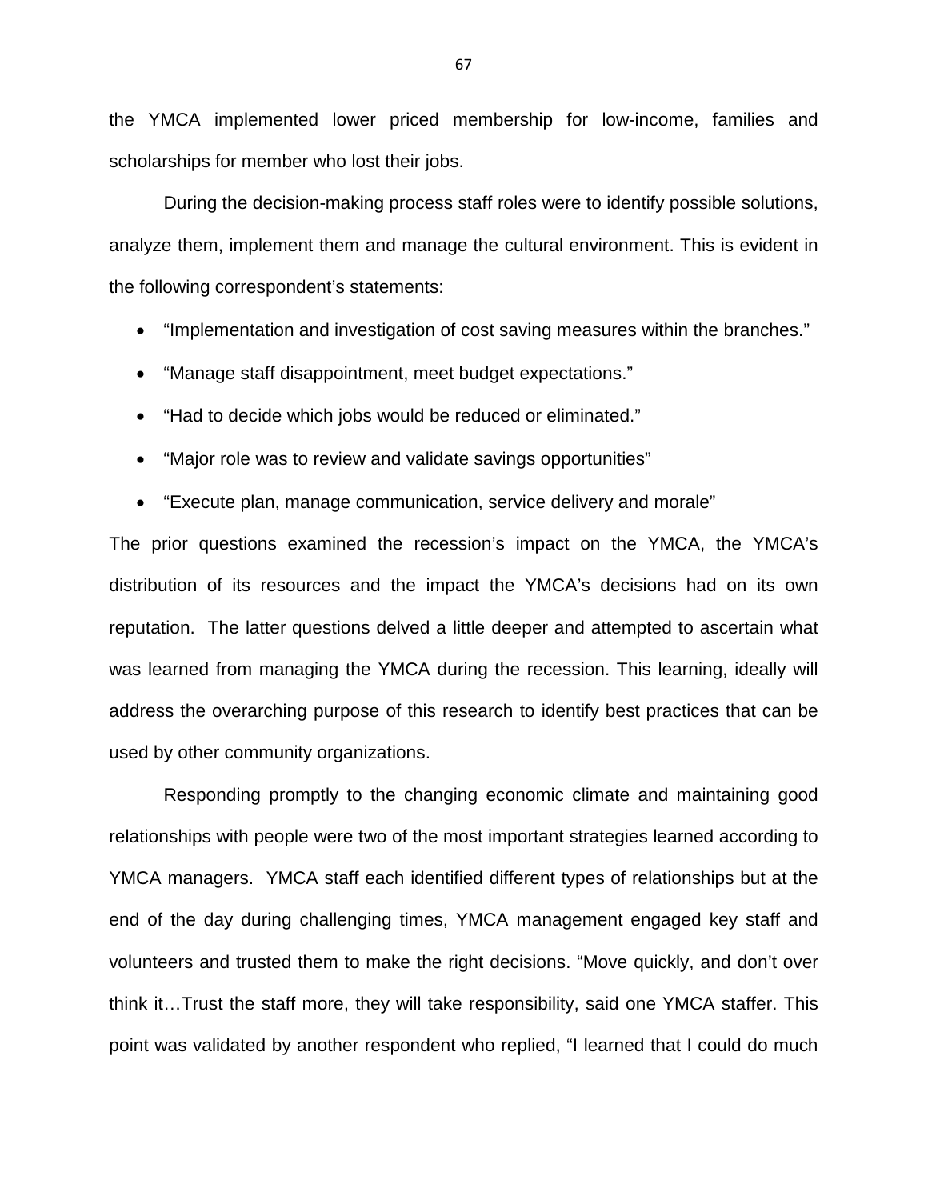the YMCA implemented lower priced membership for low-income, families and scholarships for member who lost their jobs.

During the decision-making process staff roles were to identify possible solutions, analyze them, implement them and manage the cultural environment. This is evident in the following correspondent's statements:

- "Implementation and investigation of cost saving measures within the branches."
- "Manage staff disappointment, meet budget expectations."
- "Had to decide which jobs would be reduced or eliminated."
- "Major role was to review and validate savings opportunities"
- "Execute plan, manage communication, service delivery and morale"

The prior questions examined the recession's impact on the YMCA, the YMCA's distribution of its resources and the impact the YMCA's decisions had on its own reputation. The latter questions delved a little deeper and attempted to ascertain what was learned from managing the YMCA during the recession. This learning, ideally will address the overarching purpose of this research to identify best practices that can be used by other community organizations.

Responding promptly to the changing economic climate and maintaining good relationships with people were two of the most important strategies learned according to YMCA managers. YMCA staff each identified different types of relationships but at the end of the day during challenging times, YMCA management engaged key staff and volunteers and trusted them to make the right decisions. "Move quickly, and don't over think it…Trust the staff more, they will take responsibility, said one YMCA staffer. This point was validated by another respondent who replied, "I learned that I could do much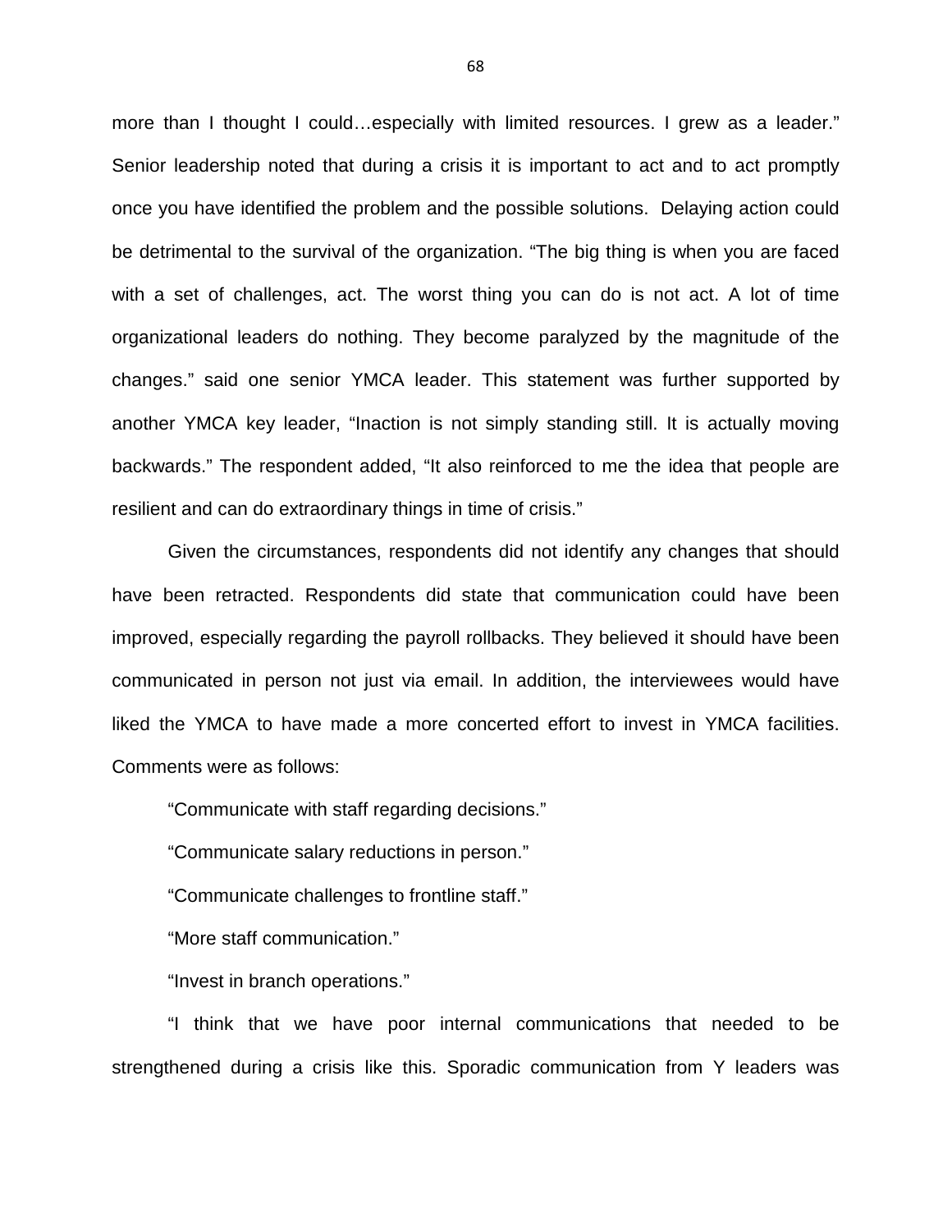more than I thought I could…especially with limited resources. I grew as a leader." Senior leadership noted that during a crisis it is important to act and to act promptly once you have identified the problem and the possible solutions. Delaying action could be detrimental to the survival of the organization. "The big thing is when you are faced with a set of challenges, act. The worst thing you can do is not act. A lot of time organizational leaders do nothing. They become paralyzed by the magnitude of the changes." said one senior YMCA leader. This statement was further supported by another YMCA key leader, "Inaction is not simply standing still. It is actually moving backwards." The respondent added, "It also reinforced to me the idea that people are resilient and can do extraordinary things in time of crisis."

Given the circumstances, respondents did not identify any changes that should have been retracted. Respondents did state that communication could have been improved, especially regarding the payroll rollbacks. They believed it should have been communicated in person not just via email. In addition, the interviewees would have liked the YMCA to have made a more concerted effort to invest in YMCA facilities. Comments were as follows:

"Communicate with staff regarding decisions."

"Communicate salary reductions in person."

"Communicate challenges to frontline staff."

"More staff communication."

"Invest in branch operations."

"I think that we have poor internal communications that needed to be strengthened during a crisis like this. Sporadic communication from Y leaders was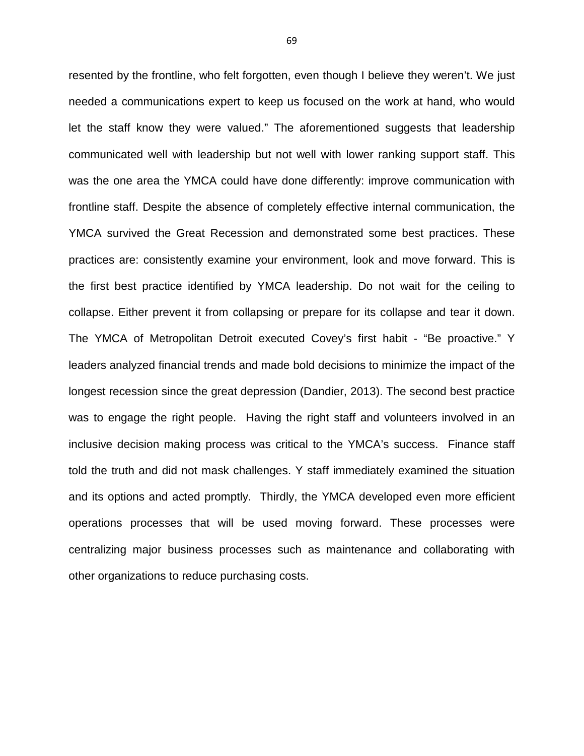resented by the frontline, who felt forgotten, even though I believe they weren't. We just needed a communications expert to keep us focused on the work at hand, who would let the staff know they were valued." The aforementioned suggests that leadership communicated well with leadership but not well with lower ranking support staff. This was the one area the YMCA could have done differently: improve communication with frontline staff. Despite the absence of completely effective internal communication, the YMCA survived the Great Recession and demonstrated some best practices. These practices are: consistently examine your environment, look and move forward. This is the first best practice identified by YMCA leadership. Do not wait for the ceiling to collapse. Either prevent it from collapsing or prepare for its collapse and tear it down. The YMCA of Metropolitan Detroit executed Covey's first habit - "Be proactive." Y leaders analyzed financial trends and made bold decisions to minimize the impact of the longest recession since the great depression (Dandier, 2013). The second best practice was to engage the right people. Having the right staff and volunteers involved in an inclusive decision making process was critical to the YMCA's success. Finance staff told the truth and did not mask challenges. Y staff immediately examined the situation and its options and acted promptly. Thirdly, the YMCA developed even more efficient operations processes that will be used moving forward. These processes were centralizing major business processes such as maintenance and collaborating with other organizations to reduce purchasing costs.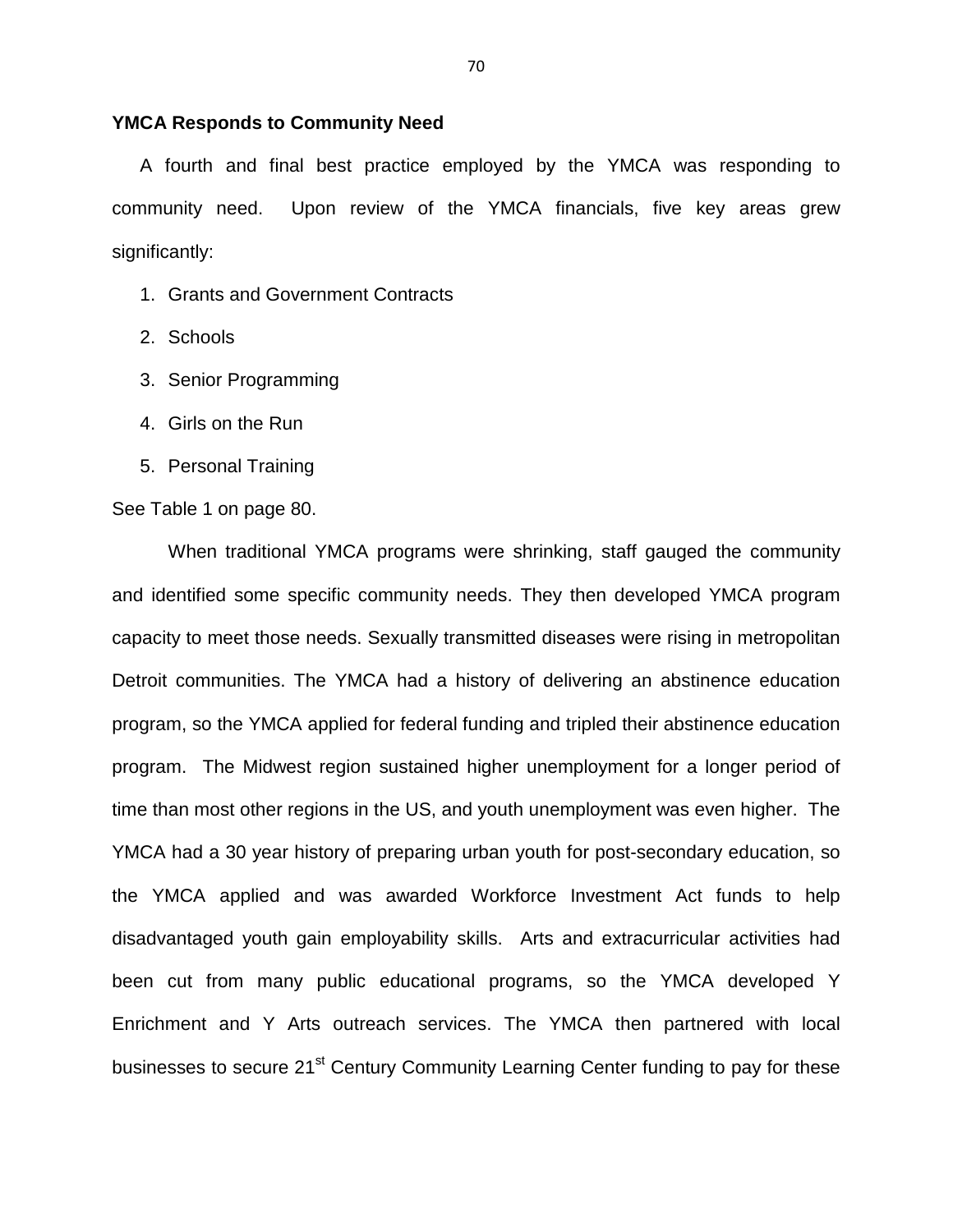**YMCA Responds to Community Need**

A fourth and final best practice employed by the YMCA was responding to community need. Upon review of the YMCA financials, five key areas grew significantly:

1. Grants and Government Contracts
2. Schools
3. Senior Programming
4. Girls on the Run
5. Personal Training

See Table 1 on page 80.

When traditional YMCA programs were shrinking, staff gauged the community and identified some specific community needs. They then developed YMCA program capacity to meet those needs. Sexually transmitted diseases were rising in metropolitan Detroit communities. The YMCA had a history of delivering an abstinence education program, so the YMCA applied for federal funding and tripled their abstinence education program. The Midwest region sustained higher unemployment for a longer period of time than most other regions in the US, and youth unemployment was even higher. The YMCA had a 30 year history of preparing urban youth for post-secondary education, so the YMCA applied and was awarded Workforce Investment Act funds to help disadvantaged youth gain employability skills. Arts and extracurricular activities had been cut from many public educational programs, so the YMCA developed Y Enrichment and Y Arts outreach services. The YMCA then partnered with local businesses to secure 21st Century Community Learning Center funding to pay for these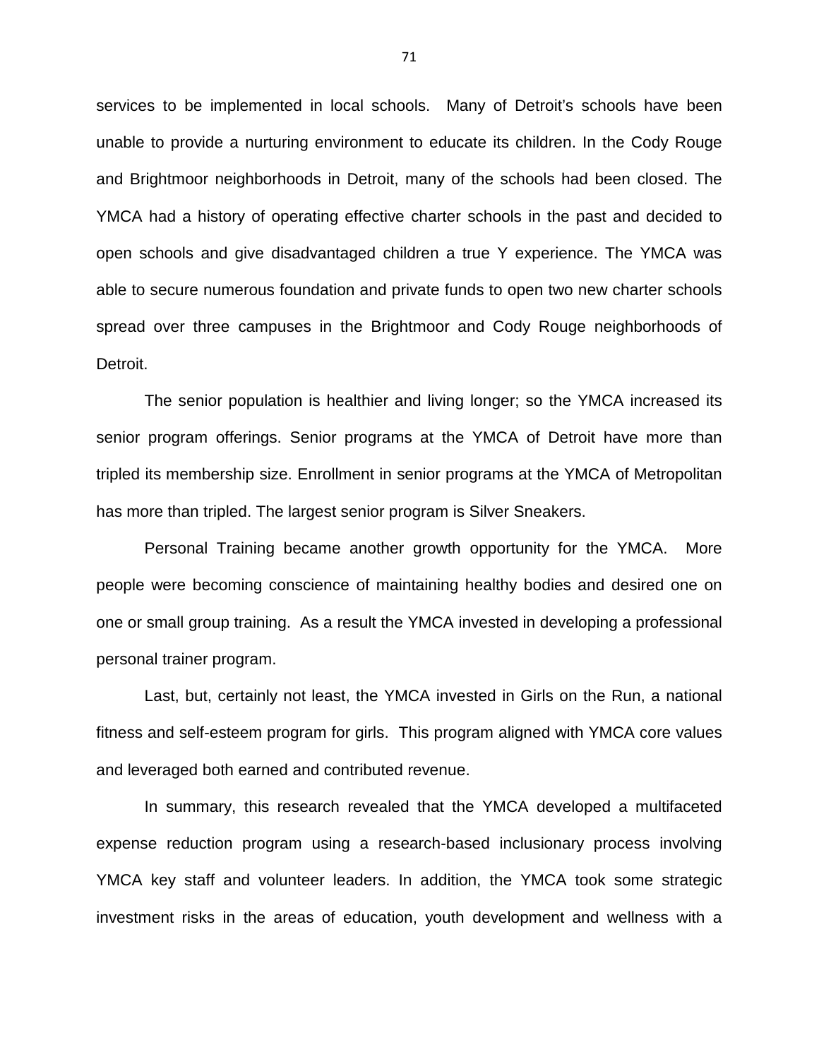services to be implemented in local schools. Many of Detroit's schools have been unable to provide a nurturing environment to educate its children. In the Cody Rouge and Brightmoor neighborhoods in Detroit, many of the schools had been closed. The YMCA had a history of operating effective charter schools in the past and decided to open schools and give disadvantaged children a true Y experience. The YMCA was able to secure numerous foundation and private funds to open two new charter schools spread over three campuses in the Brightmoor and Cody Rouge neighborhoods of Detroit.

The senior population is healthier and living longer; so the YMCA increased its senior program offerings. Senior programs at the YMCA of Detroit have more than tripled its membership size. Enrollment in senior programs at the YMCA of Metropolitan has more than tripled. The largest senior program is Silver Sneakers.

Personal Training became another growth opportunity for the YMCA. More people were becoming conscience of maintaining healthy bodies and desired one on one or small group training. As a result the YMCA invested in developing a professional personal trainer program.

Last, but, certainly not least, the YMCA invested in Girls on the Run, a national fitness and self-esteem program for girls. This program aligned with YMCA core values and leveraged both earned and contributed revenue.

In summary, this research revealed that the YMCA developed a multifaceted expense reduction program using a research-based inclusionary process involving YMCA key staff and volunteer leaders. In addition, the YMCA took some strategic investment risks in the areas of education, youth development and wellness with a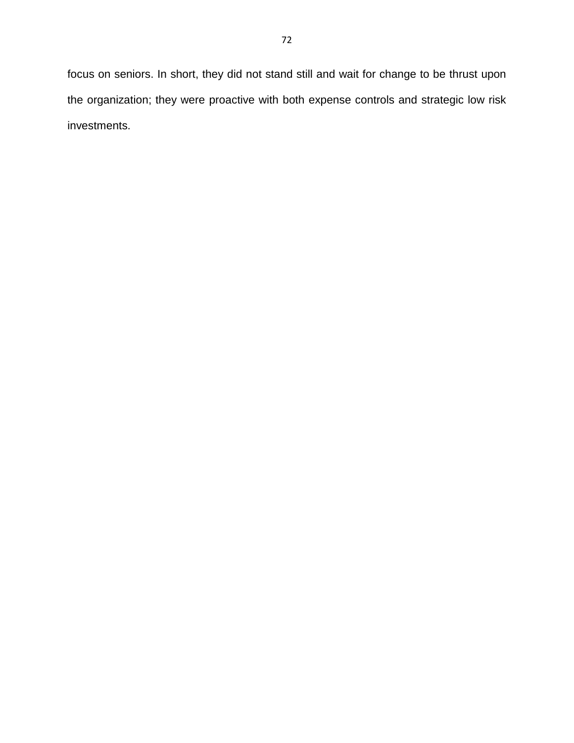focus on seniors. In short, they did not stand still and wait for change to be thrust upon the organization; they were proactive with both expense controls and strategic low risk investments.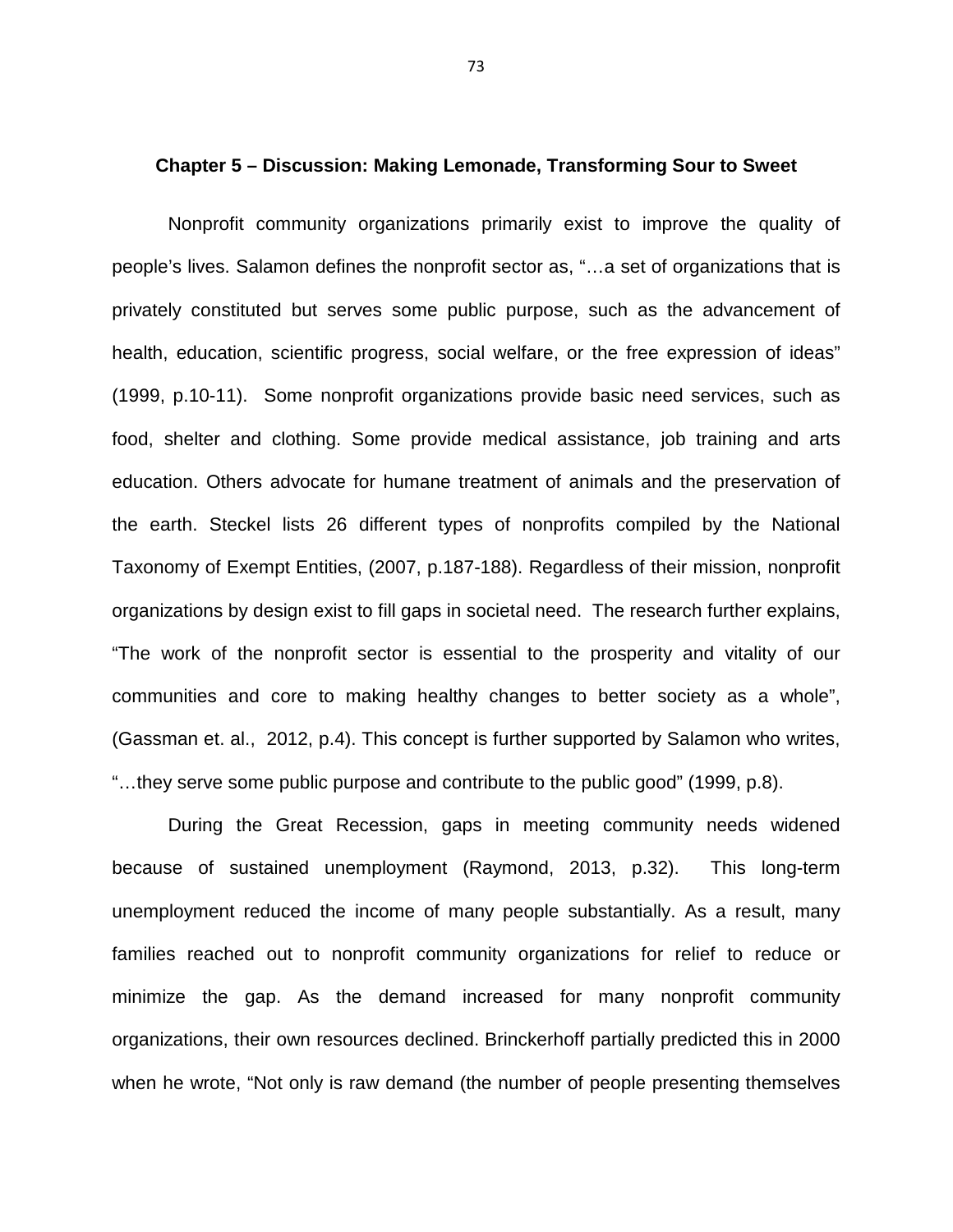## Chapter 5 – Discussion: Making Lemonade, Transforming Sour to Sweet

Nonprofit community organizations primarily exist to improve the quality of people's lives. Salamon defines the nonprofit sector as, "…a set of organizations that is privately constituted but serves some public purpose, such as the advancement of health, education, scientific progress, social welfare, or the free expression of ideas" (1999, p.10-11). Some nonprofit organizations provide basic need services, such as food, shelter and clothing. Some provide medical assistance, job training and arts education. Others advocate for humane treatment of animals and the preservation of the earth. Steckel lists 26 different types of nonprofits compiled by the National Taxonomy of Exempt Entities, (2007, p.187-188). Regardless of their mission, nonprofit organizations by design exist to fill gaps in societal need. The research further explains, "The work of the nonprofit sector is essential to the prosperity and vitality of our communities and core to making healthy changes to better society as a whole", (Gassman et. al., 2012, p.4). This concept is further supported by Salamon who writes, "…they serve some public purpose and contribute to the public good" (1999, p.8).

During the Great Recession, gaps in meeting community needs widened because of sustained unemployment (Raymond, 2013, p.32). This long-term unemployment reduced the income of many people substantially. As a result, many families reached out to nonprofit community organizations for relief to reduce or minimize the gap. As the demand increased for many nonprofit community organizations, their own resources declined. Brinckerhoff partially predicted this in 2000 when he wrote, "Not only is raw demand (the number of people presenting themselves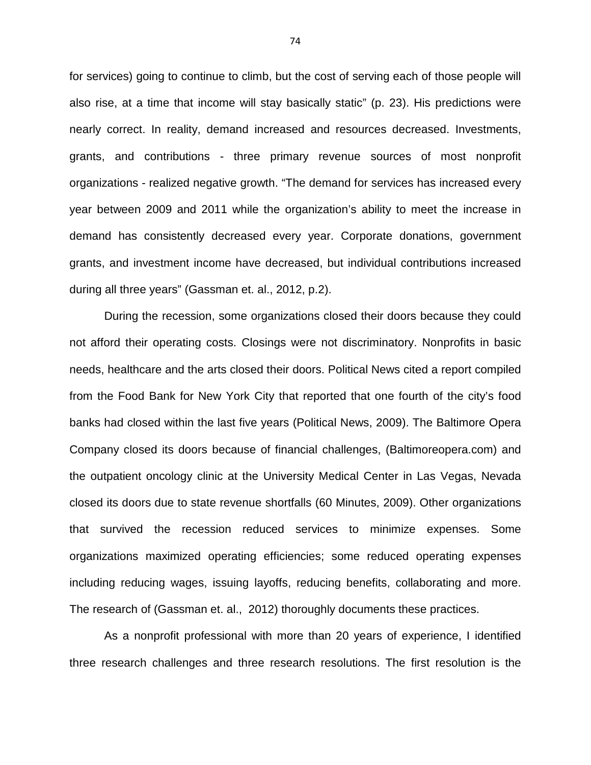for services) going to continue to climb, but the cost of serving each of those people will also rise, at a time that income will stay basically static" (p. 23). His predictions were nearly correct. In reality, demand increased and resources decreased. Investments, grants, and contributions - three primary revenue sources of most nonprofit organizations - realized negative growth. "The demand for services has increased every year between 2009 and 2011 while the organization's ability to meet the increase in demand has consistently decreased every year. Corporate donations, government grants, and investment income have decreased, but individual contributions increased during all three years" (Gassman et. al., 2012, p.2).

During the recession, some organizations closed their doors because they could not afford their operating costs. Closings were not discriminatory. Nonprofits in basic needs, healthcare and the arts closed their doors. Political News cited a report compiled from the Food Bank for New York City that reported that one fourth of the city's food banks had closed within the last five years (Political News, 2009). The Baltimore Opera Company closed its doors because of financial challenges, (Baltimoreopera.com) and the outpatient oncology clinic at the University Medical Center in Las Vegas, Nevada closed its doors due to state revenue shortfalls (60 Minutes, 2009). Other organizations that survived the recession reduced services to minimize expenses. Some organizations maximized operating efficiencies; some reduced operating expenses including reducing wages, issuing layoffs, reducing benefits, collaborating and more. The research of (Gassman et. al., 2012) thoroughly documents these practices.

As a nonprofit professional with more than 20 years of experience, I identified three research challenges and three research resolutions. The first resolution is the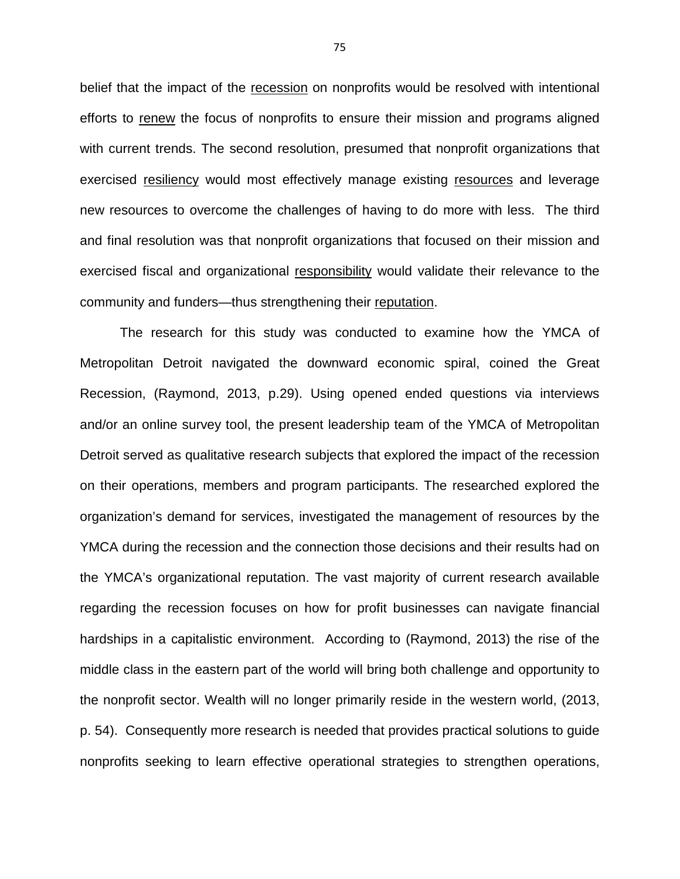belief that the impact of the <u>recession</u> on nonprofits would be resolved with intentional efforts to <u>renew</u> the focus of nonprofits to ensure their mission and programs aligned with current trends. The second resolution, presumed that nonprofit organizations that exercised <u>resiliency</u> would most effectively manage existing <u>resources</u> and leverage new resources to overcome the challenges of having to do more with less. The third and final resolution was that nonprofit organizations that focused on their mission and exercised fiscal and organizational <u>responsibility</u> would validate their relevance to the community and funders—thus strengthening their <u>reputation</u>.

The research for this study was conducted to examine how the YMCA of Metropolitan Detroit navigated the downward economic spiral, coined the Great Recession, (Raymond, 2013, p.29). Using opened ended questions via interviews and/or an online survey tool, the present leadership team of the YMCA of Metropolitan Detroit served as qualitative research subjects that explored the impact of the recession on their operations, members and program participants. The researched explored the organization's demand for services, investigated the management of resources by the YMCA during the recession and the connection those decisions and their results had on the YMCA's organizational reputation. The vast majority of current research available regarding the recession focuses on how for profit businesses can navigate financial hardships in a capitalistic environment. According to (Raymond, 2013) the rise of the middle class in the eastern part of the world will bring both challenge and opportunity to the nonprofit sector. Wealth will no longer primarily reside in the western world, (2013, p. 54). Consequently more research is needed that provides practical solutions to guide nonprofits seeking to learn effective operational strategies to strengthen operations,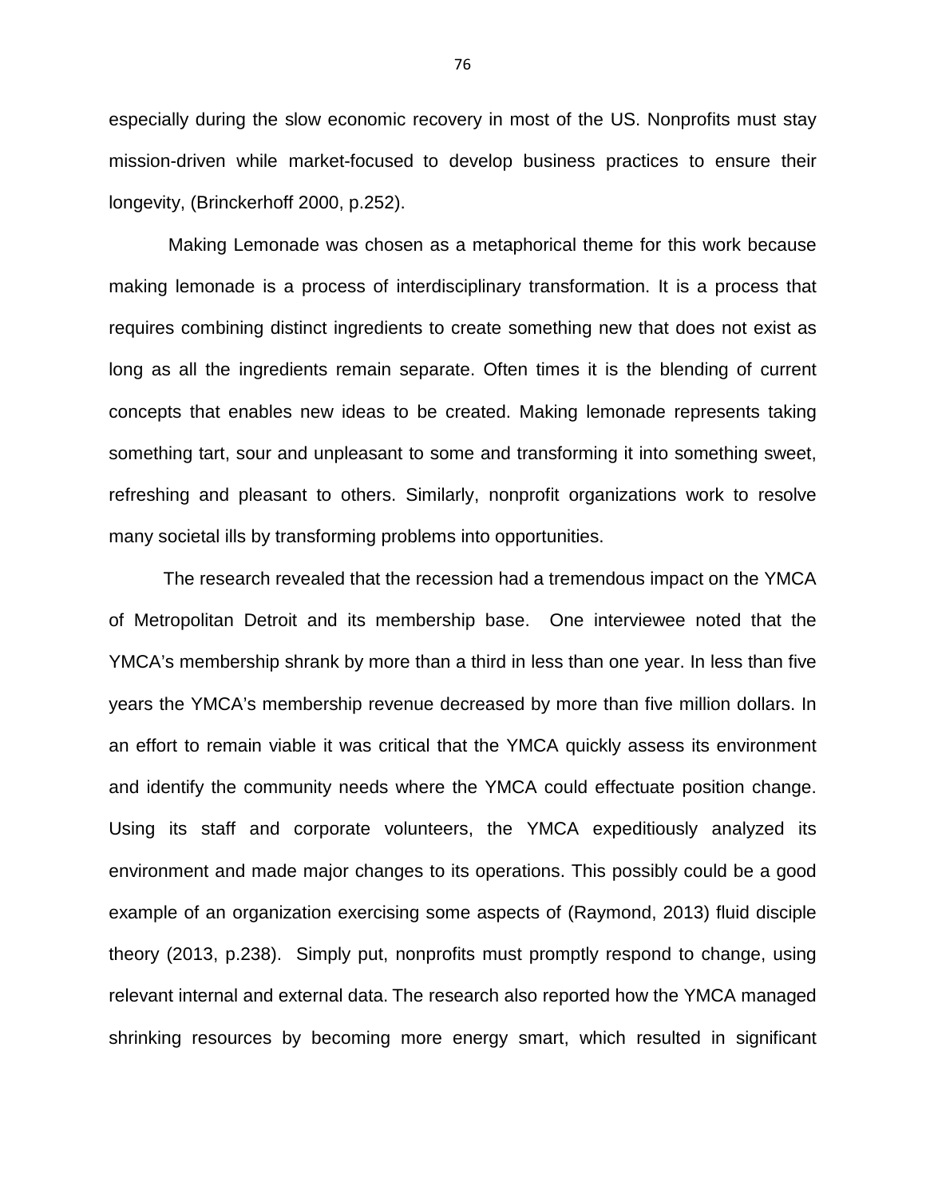especially during the slow economic recovery in most of the US. Nonprofits must stay mission-driven while market-focused to develop business practices to ensure their longevity, (Brinckerhoff 2000, p.252).

Making Lemonade was chosen as a metaphorical theme for this work because making lemonade is a process of interdisciplinary transformation. It is a process that requires combining distinct ingredients to create something new that does not exist as long as all the ingredients remain separate. Often times it is the blending of current concepts that enables new ideas to be created. Making lemonade represents taking something tart, sour and unpleasant to some and transforming it into something sweet, refreshing and pleasant to others. Similarly, nonprofit organizations work to resolve many societal ills by transforming problems into opportunities.

The research revealed that the recession had a tremendous impact on the YMCA of Metropolitan Detroit and its membership base. One interviewee noted that the YMCA's membership shrank by more than a third in less than one year. In less than five years the YMCA's membership revenue decreased by more than five million dollars. In an effort to remain viable it was critical that the YMCA quickly assess its environment and identify the community needs where the YMCA could effectuate position change. Using its staff and corporate volunteers, the YMCA expeditiously analyzed its environment and made major changes to its operations. This possibly could be a good example of an organization exercising some aspects of (Raymond, 2013) fluid disciple theory (2013, p.238). Simply put, nonprofits must promptly respond to change, using relevant internal and external data. The research also reported how the YMCA managed shrinking resources by becoming more energy smart, which resulted in significant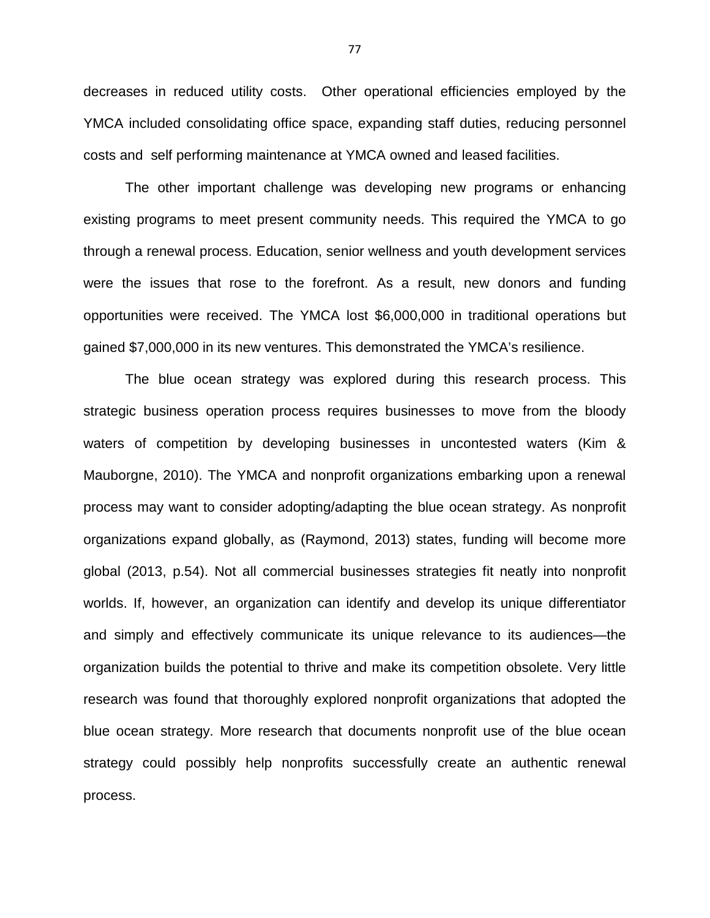decreases in reduced utility costs.  Other operational efficiencies employed by the YMCA included consolidating office space, expanding staff duties, reducing personnel costs and  self performing maintenance at YMCA owned and leased facilities.

The other important challenge was developing new programs or enhancing existing programs to meet present community needs. This required the YMCA to go through a renewal process. Education, senior wellness and youth development services were the issues that rose to the forefront. As a result, new donors and funding opportunities were received. The YMCA lost $6,000,000 in traditional operations but gained $7,000,000 in its new ventures. This demonstrated the YMCA's resilience.

The blue ocean strategy was explored during this research process. This strategic business operation process requires businesses to move from the bloody waters of competition by developing businesses in uncontested waters (Kim & Mauborgne, 2010). The YMCA and nonprofit organizations embarking upon a renewal process may want to consider adopting/adapting the blue ocean strategy. As nonprofit organizations expand globally, as (Raymond, 2013) states, funding will become more global (2013, p.54). Not all commercial businesses strategies fit neatly into nonprofit worlds. If, however, an organization can identify and develop its unique differentiator and simply and effectively communicate its unique relevance to its audiences—the organization builds the potential to thrive and make its competition obsolete. Very little research was found that thoroughly explored nonprofit organizations that adopted the blue ocean strategy. More research that documents nonprofit use of the blue ocean strategy could possibly help nonprofits successfully create an authentic renewal process.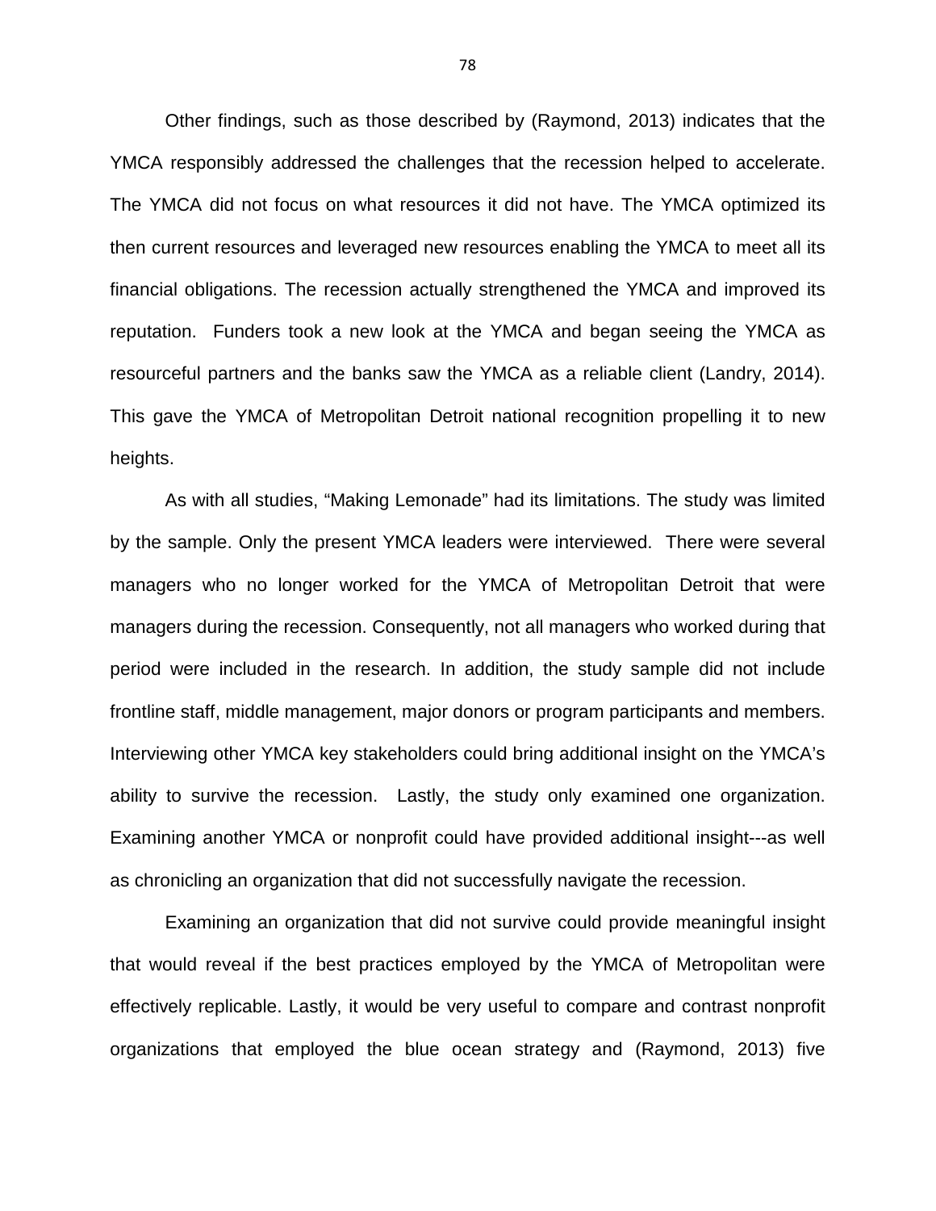Other findings, such as those described by (Raymond, 2013) indicates that the YMCA responsibly addressed the challenges that the recession helped to accelerate. The YMCA did not focus on what resources it did not have. The YMCA optimized its then current resources and leveraged new resources enabling the YMCA to meet all its financial obligations. The recession actually strengthened the YMCA and improved its reputation. Funders took a new look at the YMCA and began seeing the YMCA as resourceful partners and the banks saw the YMCA as a reliable client (Landry, 2014). This gave the YMCA of Metropolitan Detroit national recognition propelling it to new heights.

As with all studies, “Making Lemonade” had its limitations. The study was limited by the sample. Only the present YMCA leaders were interviewed. There were several managers who no longer worked for the YMCA of Metropolitan Detroit that were managers during the recession. Consequently, not all managers who worked during that period were included in the research. In addition, the study sample did not include frontline staff, middle management, major donors or program participants and members. Interviewing other YMCA key stakeholders could bring additional insight on the YMCA’s ability to survive the recession. Lastly, the study only examined one organization. Examining another YMCA or nonprofit could have provided additional insight---as well as chronicling an organization that did not successfully navigate the recession.

Examining an organization that did not survive could provide meaningful insight that would reveal if the best practices employed by the YMCA of Metropolitan were effectively replicable. Lastly, it would be very useful to compare and contrast nonprofit organizations that employed the blue ocean strategy and (Raymond, 2013) five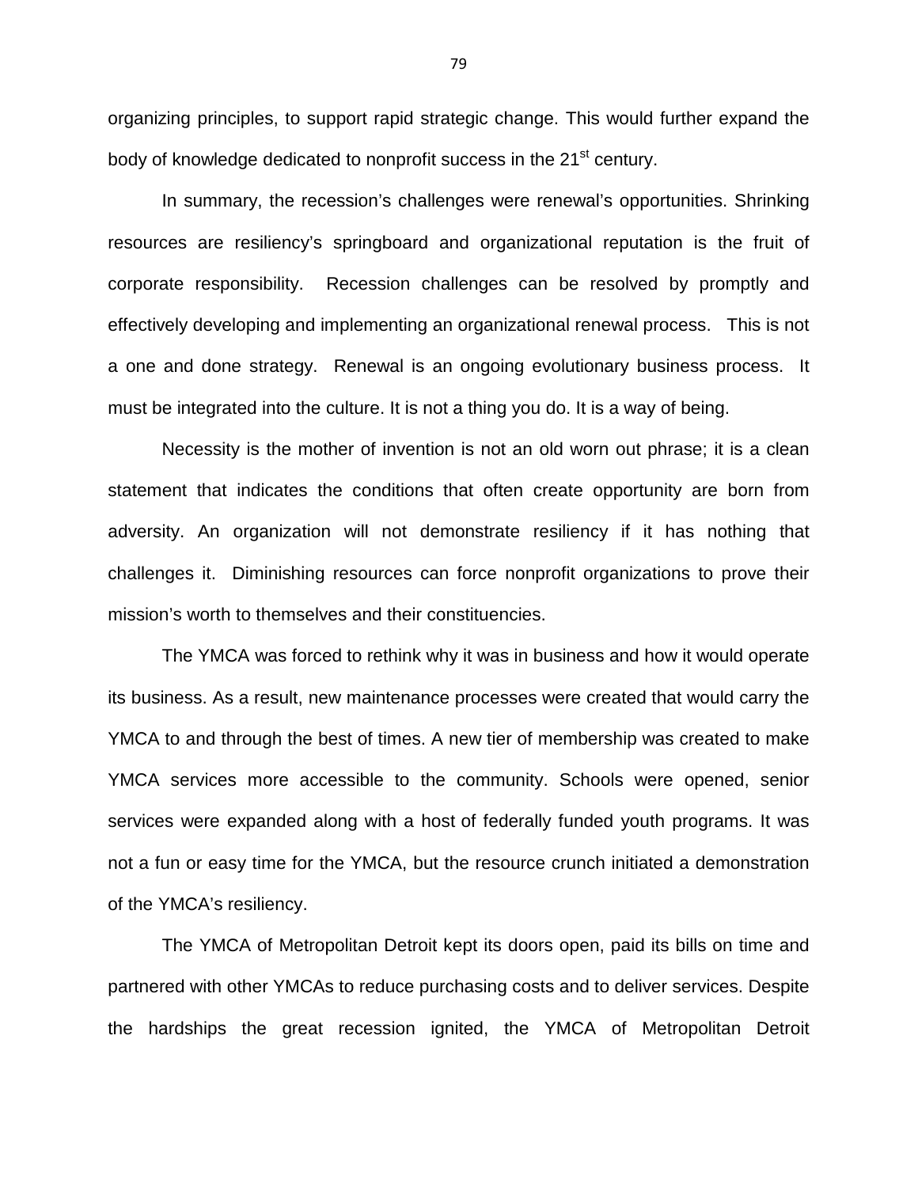organizing principles, to support rapid strategic change. This would further expand the body of knowledge dedicated to nonprofit success in the 21st century.

In summary, the recession's challenges were renewal's opportunities. Shrinking resources are resiliency's springboard and organizational reputation is the fruit of corporate responsibility. Recession challenges can be resolved by promptly and effectively developing and implementing an organizational renewal process. This is not a one and done strategy. Renewal is an ongoing evolutionary business process. It must be integrated into the culture. It is not a thing you do. It is a way of being.

Necessity is the mother of invention is not an old worn out phrase; it is a clean statement that indicates the conditions that often create opportunity are born from adversity. An organization will not demonstrate resiliency if it has nothing that challenges it. Diminishing resources can force nonprofit organizations to prove their mission's worth to themselves and their constituencies.

The YMCA was forced to rethink why it was in business and how it would operate its business. As a result, new maintenance processes were created that would carry the YMCA to and through the best of times. A new tier of membership was created to make YMCA services more accessible to the community. Schools were opened, senior services were expanded along with a host of federally funded youth programs. It was not a fun or easy time for the YMCA, but the resource crunch initiated a demonstration of the YMCA's resiliency.

The YMCA of Metropolitan Detroit kept its doors open, paid its bills on time and partnered with other YMCAs to reduce purchasing costs and to deliver services. Despite the hardships the great recession ignited, the YMCA of Metropolitan Detroit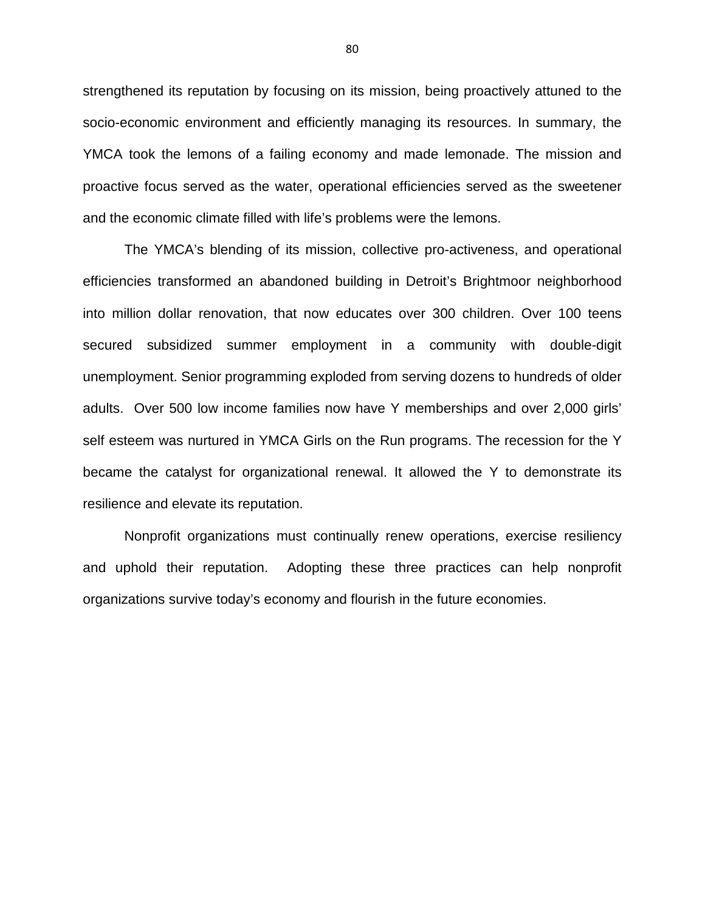strengthened its reputation by focusing on its mission, being proactively attuned to the socio-economic environment and efficiently managing its resources. In summary, the YMCA took the lemons of a failing economy and made lemonade. The mission and proactive focus served as the water, operational efficiencies served as the sweetener and the economic climate filled with life's problems were the lemons.

The YMCA's blending of its mission, collective pro-activeness, and operational efficiencies transformed an abandoned building in Detroit's Brightmoor neighborhood into million dollar renovation, that now educates over 300 children. Over 100 teens secured subsidized summer employment in a community with double-digit unemployment. Senior programming exploded from serving dozens to hundreds of older adults. Over 500 low income families now have Y memberships and over 2,000 girls' self esteem was nurtured in YMCA Girls on the Run programs. The recession for the Y became the catalyst for organizational renewal. It allowed the Y to demonstrate its resilience and elevate its reputation.

Nonprofit organizations must continually renew operations, exercise resiliency and uphold their reputation. Adopting these three practices can help nonprofit organizations survive today's economy and flourish in the future economies.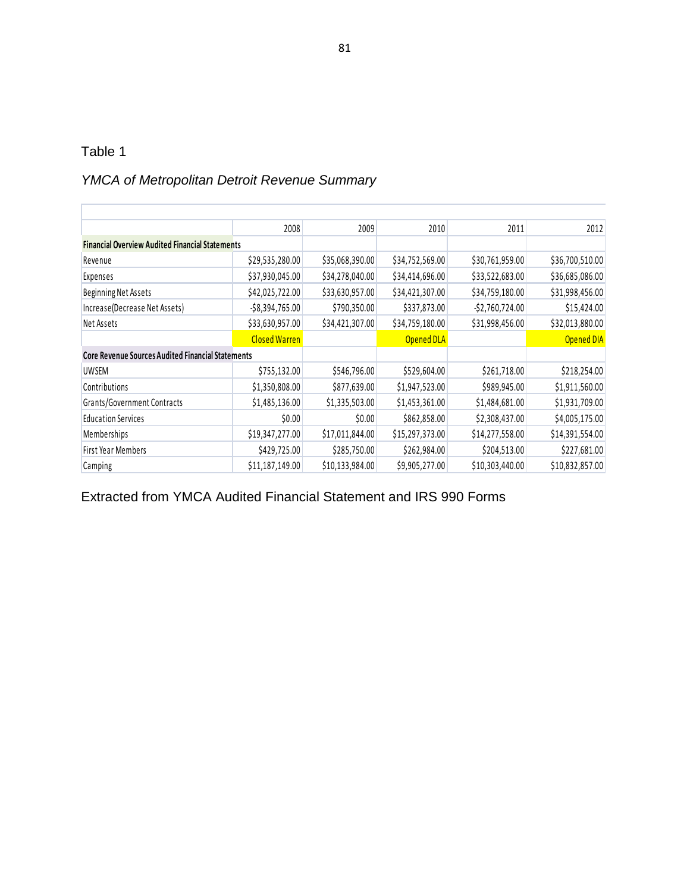Table 1

*YMCA of Metropolitan Detroit Revenue Summary*

| | 2008 | 2009 | 2010 | 2011 | 2012 |
|---|---|---|---|---|---|
| **Financial Overview Audited Financial Statements** | | | | | |
| Revenue | $29,535,280.00 | $35,068,390.00 | $34,752,569.00 | $30,761,959.00 | $36,700,510.00 |
| Expenses | $37,930,045.00 | $34,278,040.00 | $34,414,696.00 | $33,522,683.00 | $36,685,086.00 |
| Beginning Net Assets | $42,025,722.00 | $33,630,957.00 | $34,421,307.00 | $34,759,180.00 | $31,998,456.00 |
| Increase(Decrease Net Assets) | -$8,394,765.00 | $790,350.00 | $337,873.00 | -$2,760,724.00 | $15,424.00 |
| Net Assets | $33,630,957.00 | $34,421,307.00 | $34,759,180.00 | $31,998,456.00 | $32,013,880.00 |
| | Closed Warren | | Opened DLA | | Opened DIA |
| **Core Revenue Sources Audited Financial Statements** | | | | | |
| UWSEM | $755,132.00 | $546,796.00 | $529,604.00 | $261,718.00 | $218,254.00 |
| Contributions | $1,350,808.00 | $877,639.00 | $1,947,523.00 | $989,945.00 | $1,911,560.00 |
| Grants/Government Contracts | $1,485,136.00 | $1,335,503.00 | $1,453,361.00 | $1,484,681.00 | $1,931,709.00 |
| Education Services | $0.00 | $0.00 | $862,858.00 | $2,308,437.00 | $4,005,175.00 |
| Memberships | $19,347,277.00 | $17,011,844.00 | $15,297,373.00 | $14,277,558.00 | $14,391,554.00 |
| First Year Members | $429,725.00 | $285,750.00 | $262,984.00 | $204,513.00 | $227,681.00 |
| Camping | $11,187,149.00 | $10,133,984.00 | $9,905,277.00 | $10,303,440.00 | $10,832,857.00 |

Extracted from YMCA Audited Financial Statement and IRS 990 Forms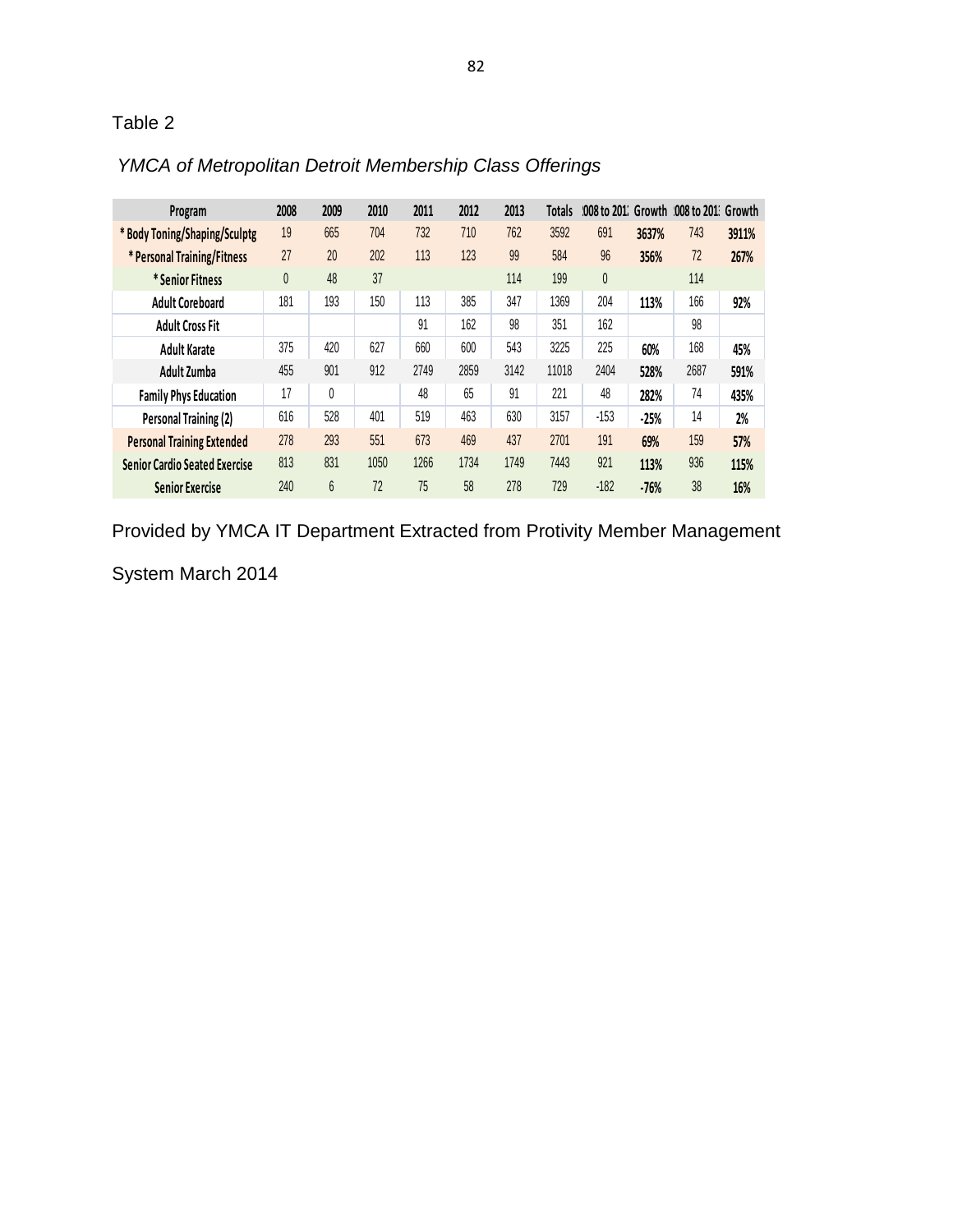Table 2

*YMCA of Metropolitan Detroit Membership Class Offerings*

| Program | 2008 | 2009 | 2010 | 2011 | 2012 | 2013 | Totals | 008 to 201 | Growth | 008 to 201 | Growth |
|---|---|---|---|---|---|---|---|---|---|---|---|
| * Body Toning/Shaping/Sculptg | 19 | 665 | 704 | 732 | 710 | 762 | 3592 | 691 | 3637% | 743 | 3911% |
| * Personal Training/Fitness | 27 | 20 | 202 | 113 | 123 | 99 | 584 | 96 | 356% | 72 | 267% |
| * Senior Fitness | 0 | 48 | 37 | | | 114 | 199 | 0 | | 114 | |
| Adult Coreboard | 181 | 193 | 150 | 113 | 385 | 347 | 1369 | 204 | 113% | 166 | 92% |
| Adult Cross Fit | | | | 91 | 162 | 98 | 351 | 162 | | 98 | |
| Adult Karate | 375 | 420 | 627 | 660 | 600 | 543 | 3225 | 225 | 60% | 168 | 45% |
| Adult Zumba | 455 | 901 | 912 | 2749 | 2859 | 3142 | 11018 | 2404 | 528% | 2687 | 591% |
| Family Phys Education | 17 | 0 | | 48 | 65 | 91 | 221 | 48 | 282% | 74 | 435% |
| Personal Training (2) | 616 | 528 | 401 | 519 | 463 | 630 | 3157 | -153 | -25% | 14 | 2% |
| Personal Training Extended | 278 | 293 | 551 | 673 | 469 | 437 | 2701 | 191 | 69% | 159 | 57% |
| Senior Cardio Seated Exercise | 813 | 831 | 1050 | 1266 | 1734 | 1749 | 7443 | 921 | 113% | 936 | 115% |
| Senior Exercise | 240 | 6 | 72 | 75 | 58 | 278 | 729 | -182 | -76% | 38 | 16% |

Provided by YMCA IT Department Extracted from Protivity Member Management System March 2014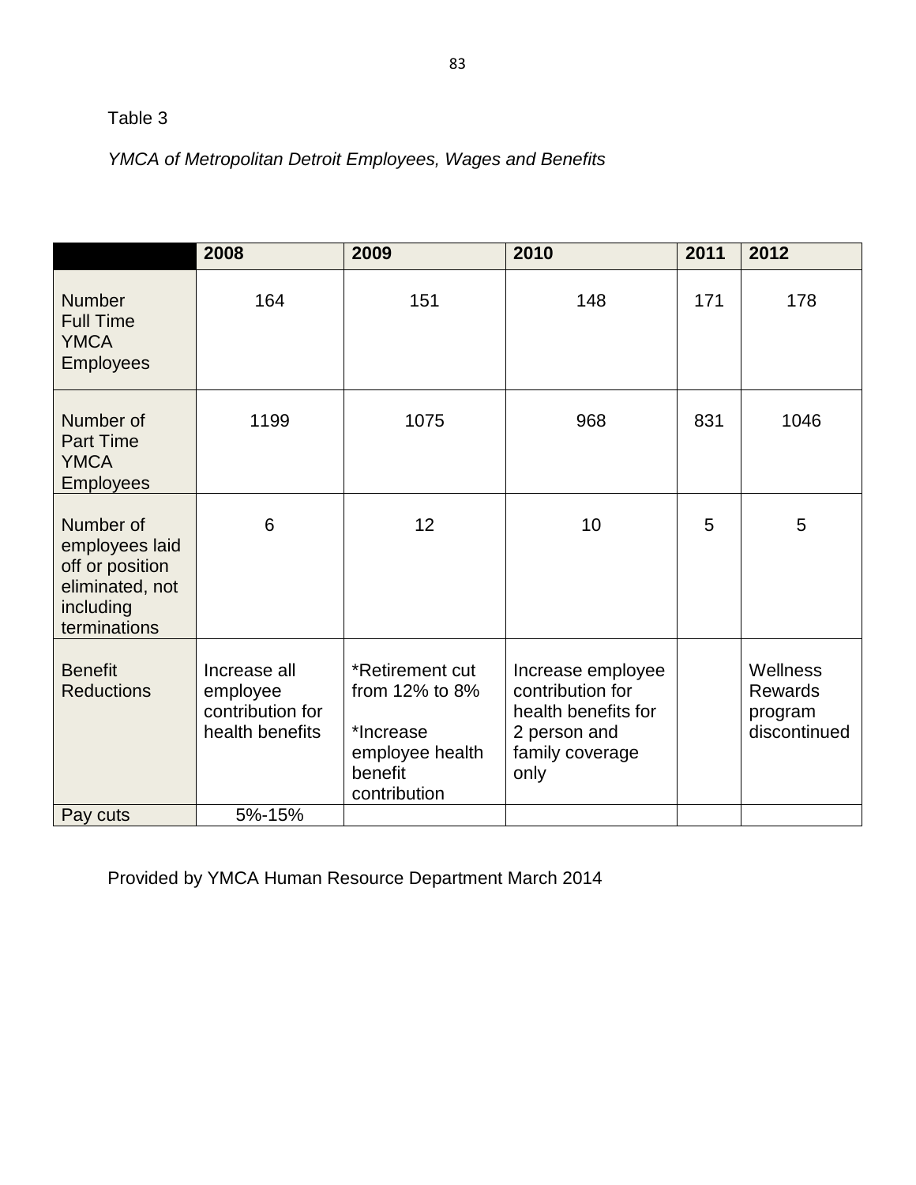Table 3

*YMCA of Metropolitan Detroit Employees, Wages and Benefits*

| | 2008 | 2009 | 2010 | 2011 | 2012 |
|---|---|---|---|---|---|
| Number Full Time YMCA Employees | 164 | 151 | 148 | 171 | 178 |
| Number of Part Time YMCA Employees | 1199 | 1075 | 968 | 831 | 1046 |
| Number of employees laid off or position eliminated, not including terminations | 6 | 12 | 10 | 5 | 5 |
| Benefit Reductions | Increase all employee contribution for health benefits | *Retirement cut from 12% to 8%<br>*Increase employee health benefit contribution | Increase employee contribution for health benefits for 2 person and family coverage only | | Wellness Rewards program discontinued |
| Pay cuts | 5%-15% | | | | |

Provided by YMCA Human Resource Department March 2014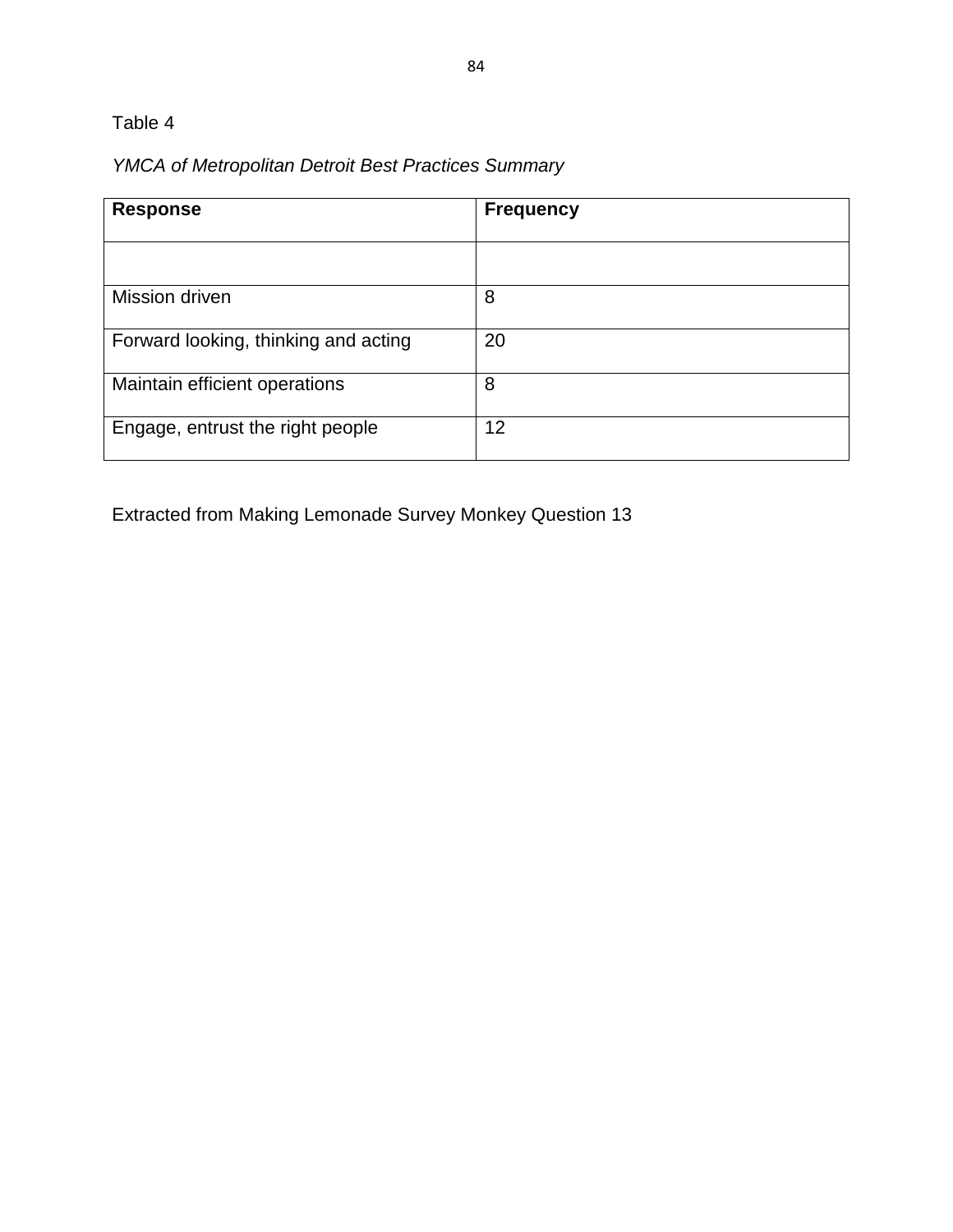Table 4

*YMCA of Metropolitan Detroit Best Practices Summary*

| **Response** | **Frequency** |
| --- | --- |
| | |
| Mission driven | 8 |
| Forward looking, thinking and acting | 20 |
| Maintain efficient operations | 8 |
| Engage, entrust the right people | 12 |

Extracted from Making Lemonade Survey Monkey Question 13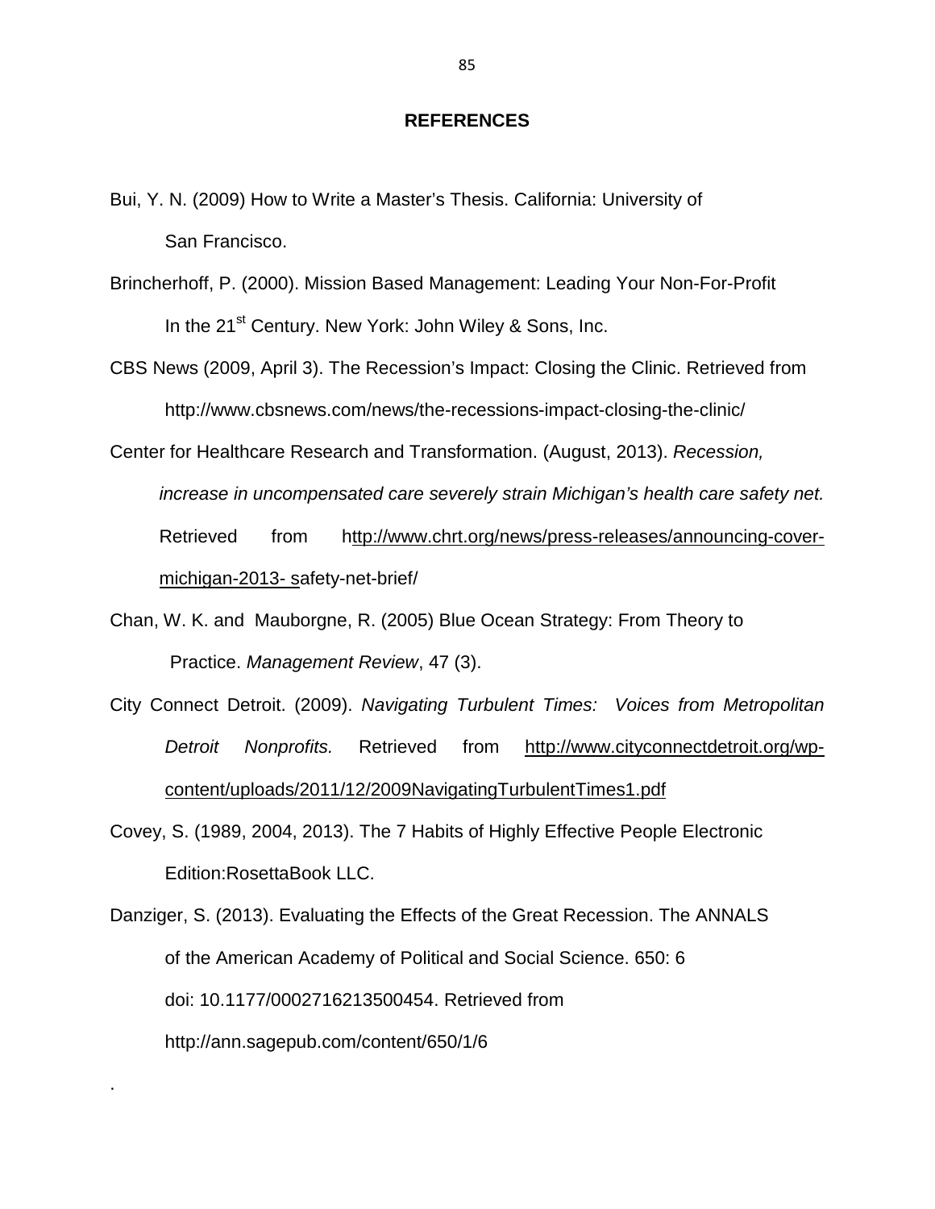# REFERENCES

Bui, Y. N. (2009) How to Write a Master's Thesis. California: University of San Francisco.

Brincherhoff, P. (2000). Mission Based Management: Leading Your Non-For-Profit In the 21st Century. New York: John Wiley & Sons, Inc.

CBS News (2009, April 3). The Recession's Impact: Closing the Clinic. Retrieved from http://www.cbsnews.com/news/the-recessions-impact-closing-the-clinic/

Center for Healthcare Research and Transformation. (August, 2013). *Recession, increase in uncompensated care severely strain Michigan's health care safety net.* Retrieved from http://www.chrt.org/news/press-releases/announcing-cover-michigan-2013- safety-net-brief/

Chan, W. K. and Mauborgne, R. (2005) Blue Ocean Strategy: From Theory to Practice. *Management Review*, 47 (3).

City Connect Detroit. (2009). *Navigating Turbulent Times: Voices from Metropolitan Detroit Nonprofits.* Retrieved from http://www.cityconnectdetroit.org/wp-content/uploads/2011/12/2009NavigatingTurbulentTimes1.pdf

Covey, S. (1989, 2004, 2013). The 7 Habits of Highly Effective People Electronic Edition:RosettaBook LLC.

Danziger, S. (2013). Evaluating the Effects of the Great Recession. The ANNALS of the American Academy of Political and Social Science. 650: 6 doi: 10.1177/0002716213500454. Retrieved from http://ann.sagepub.com/content/650/1/6

.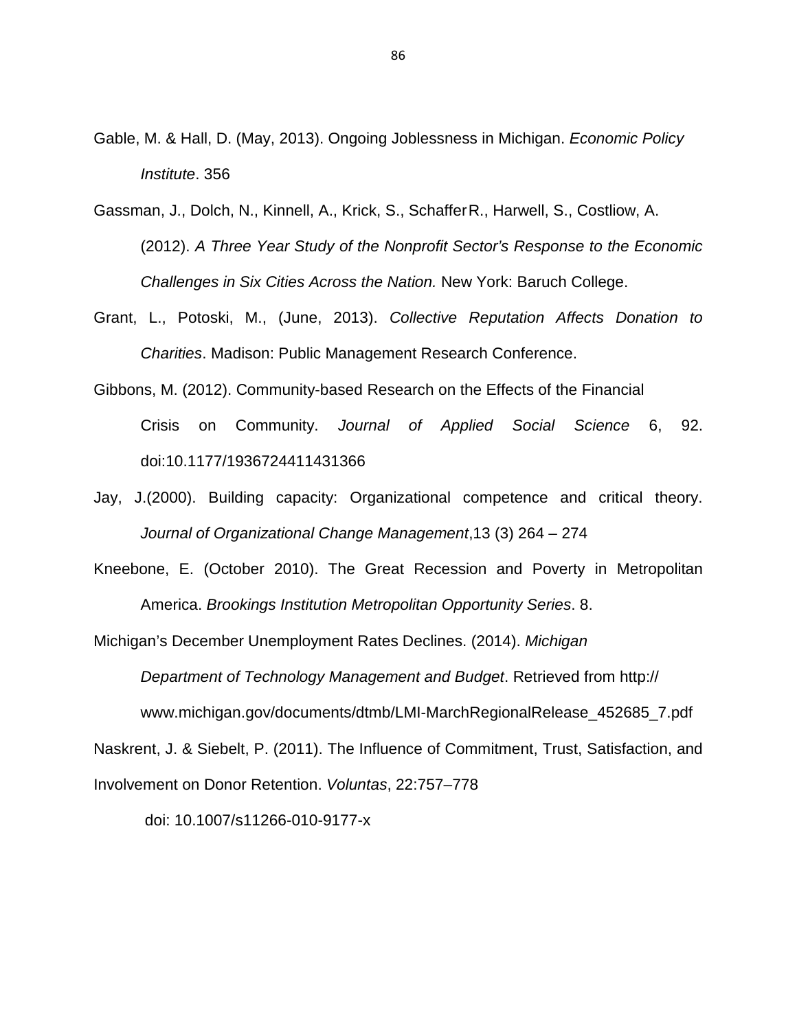Gable, M. & Hall, D. (May, 2013). Ongoing Joblessness in Michigan. *Economic Policy Institute*. 356

Gassman, J., Dolch, N., Kinnell, A., Krick, S., Schaffer R., Harwell, S., Costliow, A. (2012). *A Three Year Study of the Nonprofit Sector's Response to the Economic Challenges in Six Cities Across the Nation.* New York: Baruch College.

Grant, L., Potoski, M., (June, 2013). *Collective Reputation Affects Donation to Charities*. Madison: Public Management Research Conference.

Gibbons, M. (2012). Community-based Research on the Effects of the Financial Crisis on Community. *Journal of Applied Social Science* 6, 92. doi:10.1177/1936724411431366

Jay, J.(2000). Building capacity: Organizational competence and critical theory. *Journal of Organizational Change Management*,13 (3) 264 – 274

Kneebone, E. (October 2010). The Great Recession and Poverty in Metropolitan America. *Brookings Institution Metropolitan Opportunity Series*. 8.

Michigan's December Unemployment Rates Declines. (2014). *Michigan Department of Technology Management and Budget*. Retrieved from http://www.michigan.gov/documents/dtmb/LMI-MarchRegionalRelease_452685_7.pdf

Naskrent, J. & Siebelt, P. (2011). The Influence of Commitment, Trust, Satisfaction, and Involvement on Donor Retention. *Voluntas*, 22:757–778

doi: 10.1007/s11266-010-9177-x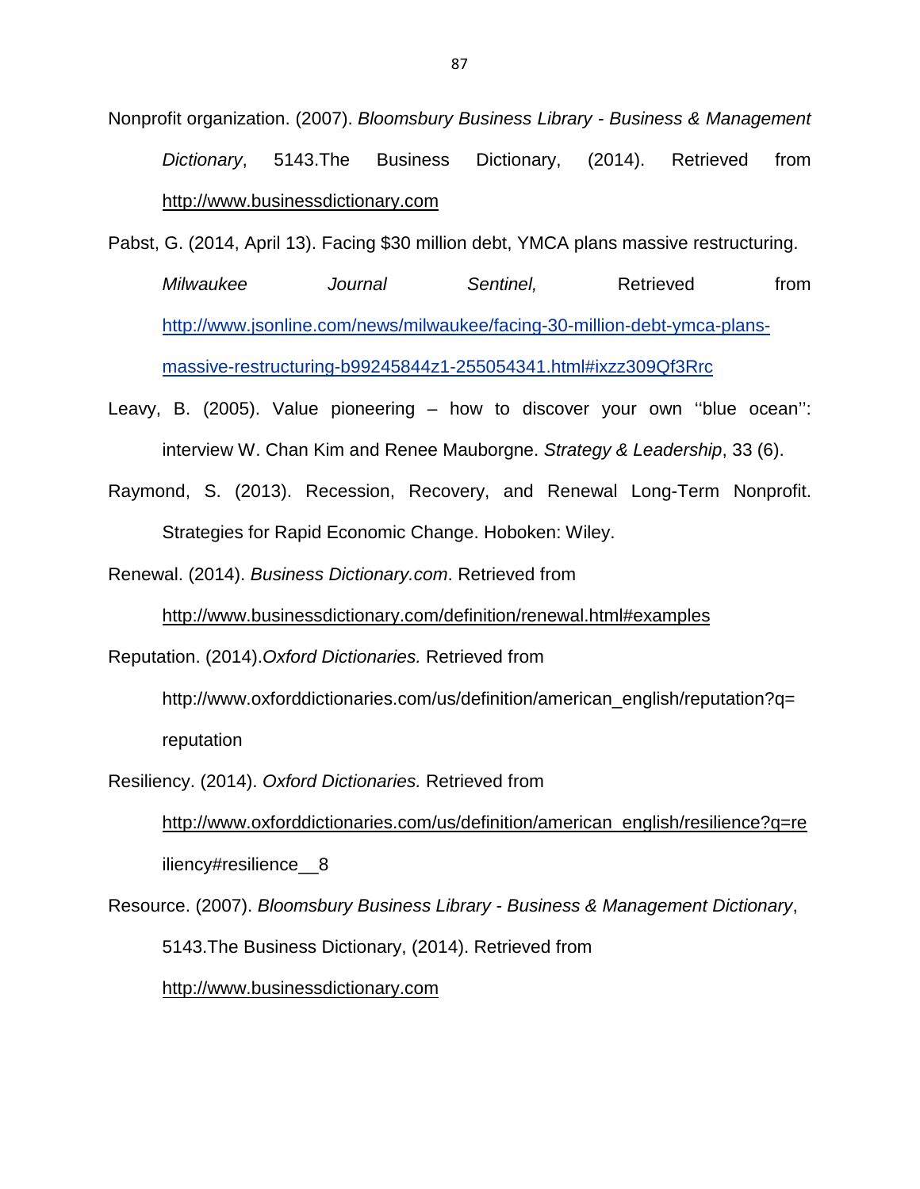Nonprofit organization. (2007). *Bloomsbury Business Library - Business & Management Dictionary*, 5143.The Business Dictionary, (2014). Retrieved from http://www.businessdictionary.com

Pabst, G. (2014, April 13). Facing $30 million debt, YMCA plans massive restructuring. *Milwaukee Journal Sentinel,* Retrieved from http://www.jsonline.com/news/milwaukee/facing-30-million-debt-ymca-plans-massive-restructuring-b99245844z1-255054341.html#ixzz309Qf3Rrc

Leavy, B. (2005). Value pioneering – how to discover your own ''blue ocean'': interview W. Chan Kim and Renee Mauborgne. *Strategy & Leadership*, 33 (6).

Raymond, S. (2013). Recession, Recovery, and Renewal Long-Term Nonprofit. Strategies for Rapid Economic Change. Hoboken: Wiley.

Renewal. (2014). *Business Dictionary.com*. Retrieved from http://www.businessdictionary.com/definition/renewal.html#examples

Reputation. (2014).*Oxford Dictionaries.* Retrieved from http://www.oxforddictionaries.com/us/definition/american_english/reputation?q=reputation

Resiliency. (2014). *Oxford Dictionaries.* Retrieved from http://www.oxforddictionaries.com/us/definition/american_english/resilience?q=reiliency#resilience__8

Resource. (2007). *Bloomsbury Business Library - Business & Management Dictionary*, 5143.The Business Dictionary, (2014). Retrieved from http://www.businessdictionary.com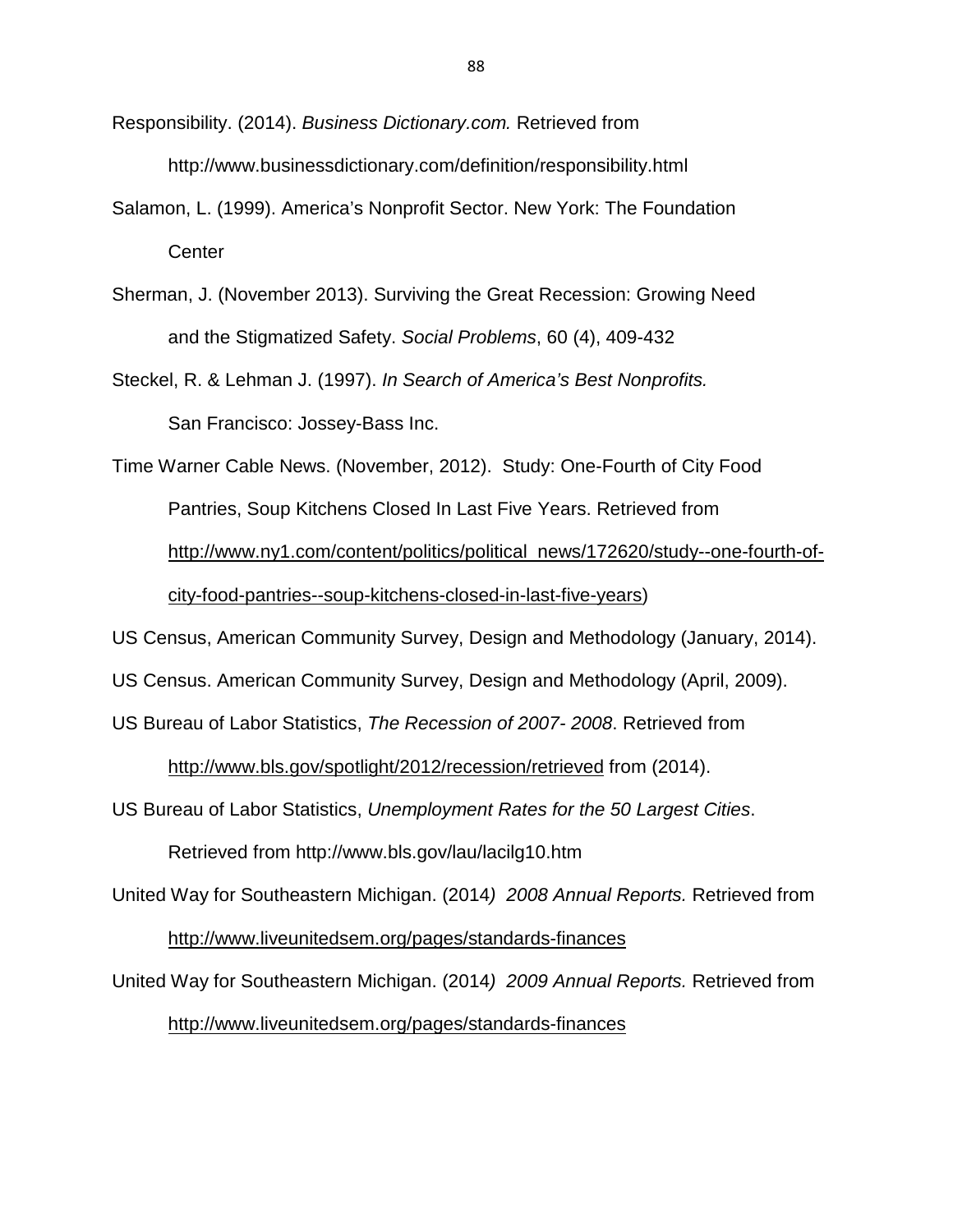Responsibility. (2014). *Business Dictionary.com.* Retrieved from http://www.businessdictionary.com/definition/responsibility.html

Salamon, L. (1999). America's Nonprofit Sector. New York: The Foundation Center

Sherman, J. (November 2013). Surviving the Great Recession: Growing Need and the Stigmatized Safety. *Social Problems*, 60 (4), 409-432

Steckel, R. & Lehman J. (1997). *In Search of America's Best Nonprofits.* San Francisco: Jossey-Bass Inc.

Time Warner Cable News. (November, 2012). Study: One-Fourth of City Food Pantries, Soup Kitchens Closed In Last Five Years. Retrieved from http://www.ny1.com/content/politics/political_news/172620/study--one-fourth-of-city-food-pantries--soup-kitchens-closed-in-last-five-years)

US Census, American Community Survey, Design and Methodology (January, 2014).

US Census. American Community Survey, Design and Methodology (April, 2009).

US Bureau of Labor Statistics, *The Recession of 2007- 2008*. Retrieved from http://www.bls.gov/spotlight/2012/recession/retrieved from (2014).

US Bureau of Labor Statistics, *Unemployment Rates for the 50 Largest Cities*. Retrieved from http://www.bls.gov/lau/lacilg10.htm

United Way for Southeastern Michigan. (2014*) 2008 Annual Reports.* Retrieved from http://www.liveunitedsem.org/pages/standards-finances

United Way for Southeastern Michigan. (2014*) 2009 Annual Reports.* Retrieved from http://www.liveunitedsem.org/pages/standards-finances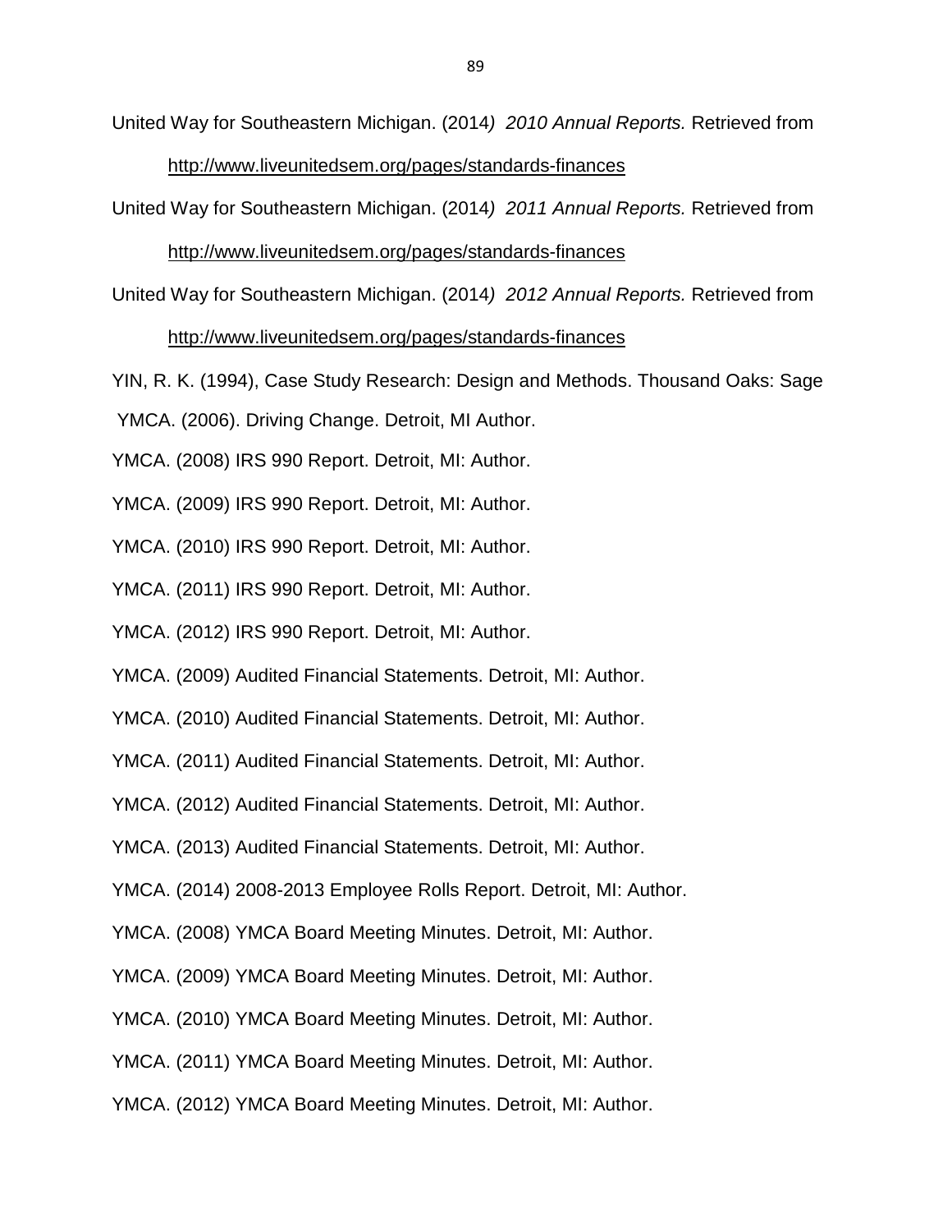United Way for Southeastern Michigan. (2014*) 2010 Annual Reports.* Retrieved from http://www.liveunitedsem.org/pages/standards-finances

United Way for Southeastern Michigan. (2014*) 2011 Annual Reports.* Retrieved from http://www.liveunitedsem.org/pages/standards-finances

United Way for Southeastern Michigan. (2014*) 2012 Annual Reports.* Retrieved from http://www.liveunitedsem.org/pages/standards-finances

YIN, R. K. (1994), Case Study Research: Design and Methods. Thousand Oaks: Sage

YMCA. (2006). Driving Change. Detroit, MI Author.

YMCA. (2008) IRS 990 Report. Detroit, MI: Author.

YMCA. (2009) IRS 990 Report. Detroit, MI: Author.

YMCA. (2010) IRS 990 Report. Detroit, MI: Author.

YMCA. (2011) IRS 990 Report. Detroit, MI: Author.

YMCA. (2012) IRS 990 Report. Detroit, MI: Author.

YMCA. (2009) Audited Financial Statements. Detroit, MI: Author.

YMCA. (2010) Audited Financial Statements. Detroit, MI: Author.

YMCA. (2011) Audited Financial Statements. Detroit, MI: Author.

YMCA. (2012) Audited Financial Statements. Detroit, MI: Author.

YMCA. (2013) Audited Financial Statements. Detroit, MI: Author.

YMCA. (2014) 2008-2013 Employee Rolls Report. Detroit, MI: Author.

YMCA. (2008) YMCA Board Meeting Minutes. Detroit, MI: Author.

YMCA. (2009) YMCA Board Meeting Minutes. Detroit, MI: Author.

YMCA. (2010) YMCA Board Meeting Minutes. Detroit, MI: Author.

YMCA. (2011) YMCA Board Meeting Minutes. Detroit, MI: Author.

YMCA. (2012) YMCA Board Meeting Minutes. Detroit, MI: Author.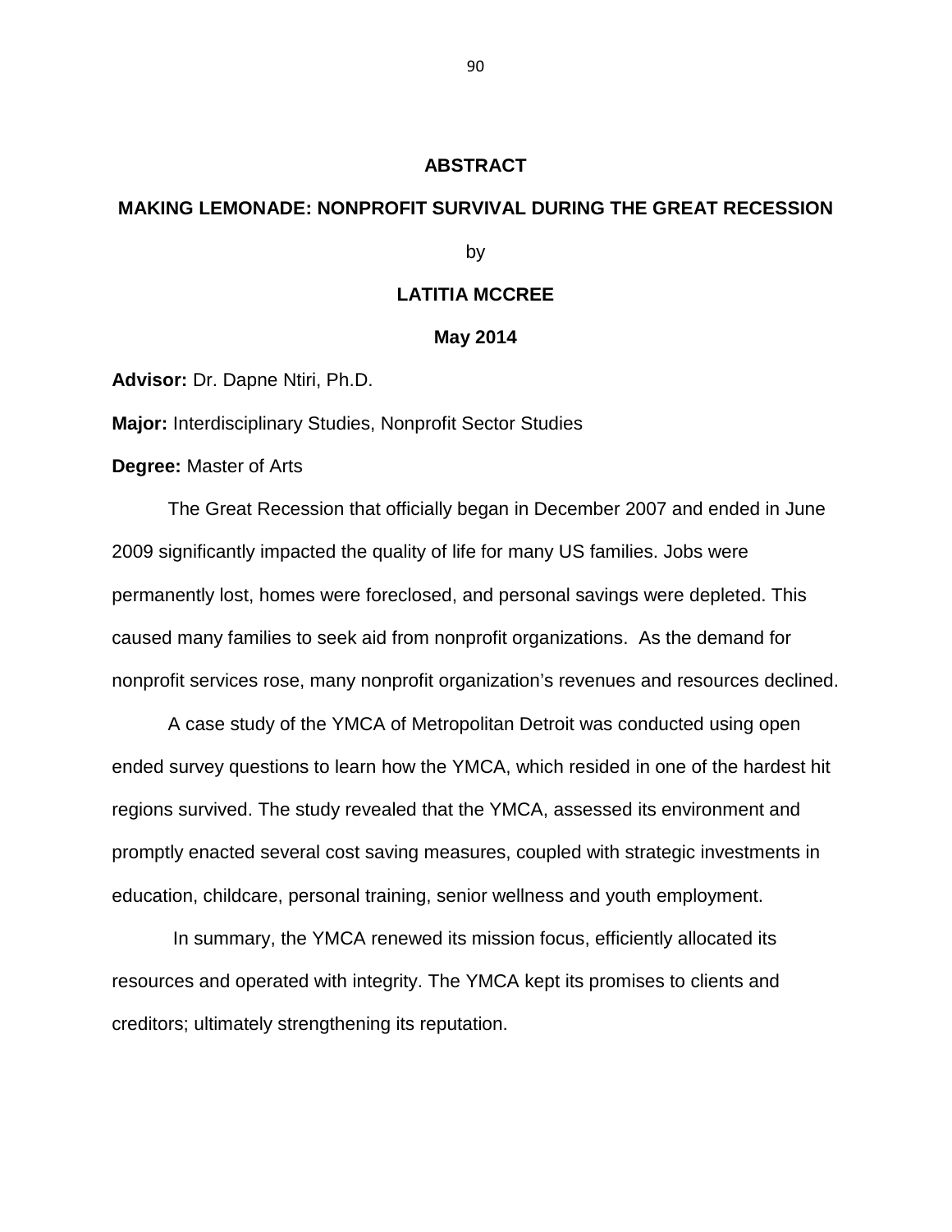# ABSTRACT

## MAKING LEMONADE: NONPROFIT SURVIVAL DURING THE GREAT RECESSION

by

**LATITIA MCCREE**

**May 2014**

**Advisor:** Dr. Dapne Ntiri, Ph.D.

**Major:** Interdisciplinary Studies, Nonprofit Sector Studies

**Degree:** Master of Arts

The Great Recession that officially began in December 2007 and ended in June 2009 significantly impacted the quality of life for many US families. Jobs were permanently lost, homes were foreclosed, and personal savings were depleted. This caused many families to seek aid from nonprofit organizations. As the demand for nonprofit services rose, many nonprofit organization's revenues and resources declined.

A case study of the YMCA of Metropolitan Detroit was conducted using open ended survey questions to learn how the YMCA, which resided in one of the hardest hit regions survived. The study revealed that the YMCA, assessed its environment and promptly enacted several cost saving measures, coupled with strategic investments in education, childcare, personal training, senior wellness and youth employment.

In summary, the YMCA renewed its mission focus, efficiently allocated its resources and operated with integrity. The YMCA kept its promises to clients and creditors; ultimately strengthening its reputation.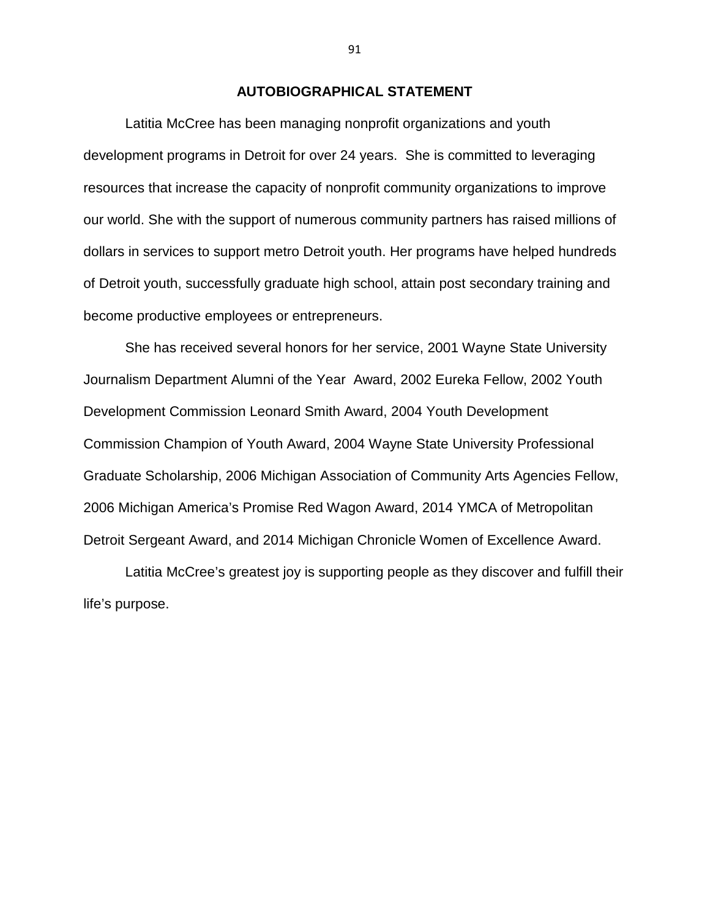## AUTOBIOGRAPHICAL STATEMENT

Latitia McCree has been managing nonprofit organizations and youth development programs in Detroit for over 24 years. She is committed to leveraging resources that increase the capacity of nonprofit community organizations to improve our world. She with the support of numerous community partners has raised millions of dollars in services to support metro Detroit youth. Her programs have helped hundreds of Detroit youth, successfully graduate high school, attain post secondary training and become productive employees or entrepreneurs.

She has received several honors for her service, 2001 Wayne State University Journalism Department Alumni of the Year Award, 2002 Eureka Fellow, 2002 Youth Development Commission Leonard Smith Award, 2004 Youth Development Commission Champion of Youth Award, 2004 Wayne State University Professional Graduate Scholarship, 2006 Michigan Association of Community Arts Agencies Fellow, 2006 Michigan America's Promise Red Wagon Award, 2014 YMCA of Metropolitan Detroit Sergeant Award, and 2014 Michigan Chronicle Women of Excellence Award.

Latitia McCree's greatest joy is supporting people as they discover and fulfill their life's purpose.